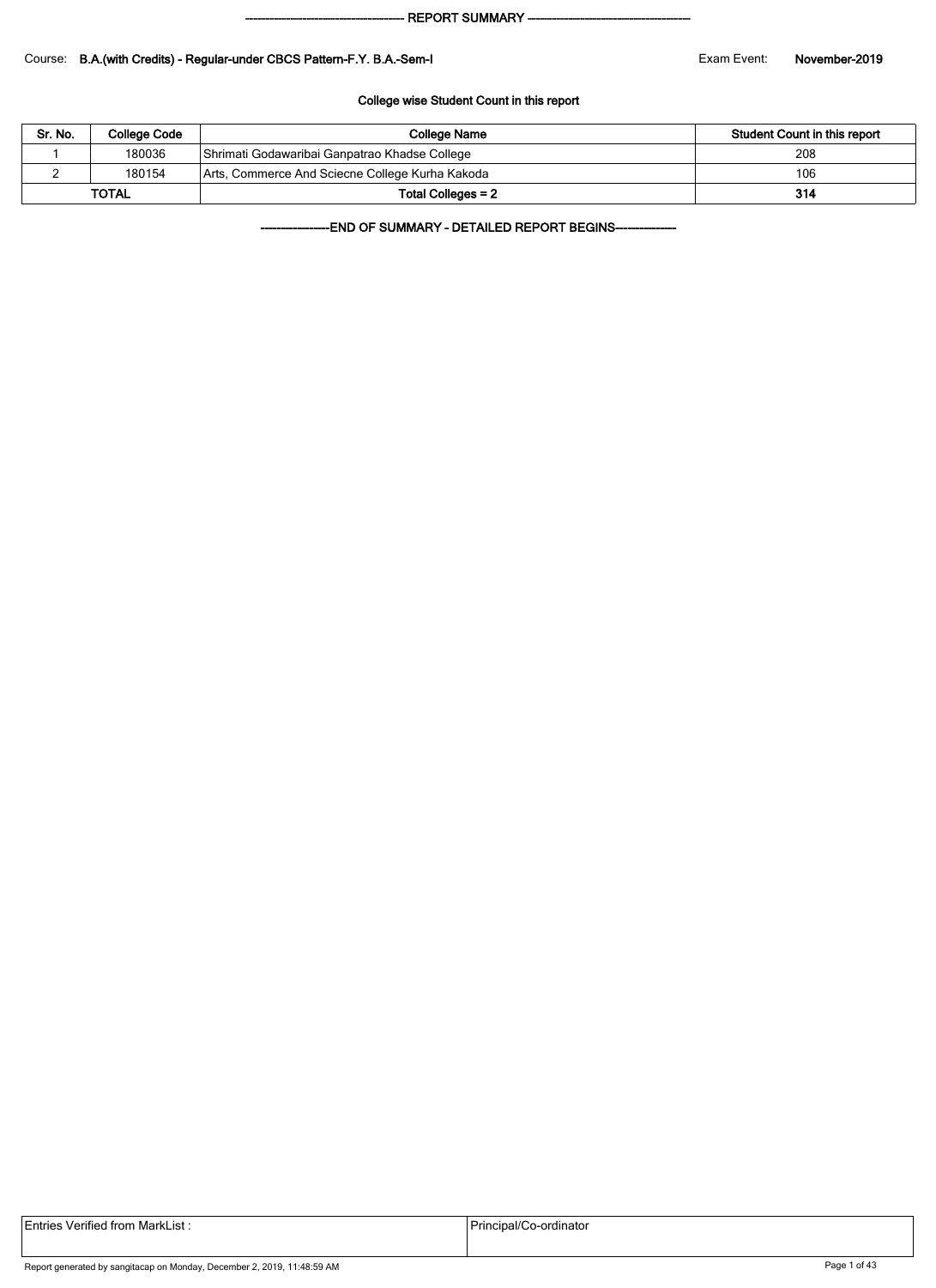------------------------------------------ REPORT SUMMARY ------------------------------------------

Course: **B.A.(with Credits) - Regular-under CBCS Pattern-F.Y. B.A.-Sem-I** Exam Event: **November-2019**

**College wise Student Count in this report**

| Sr. No. | College Code | College Name | Student Count in this report |
| --- | --- | --- | --- |
| 1 | 180036 | Shrimati Godawaribai Ganpatrao Khadse College | 208 |
| 2 | 180154 | Arts, Commerce And Sciecne College Kurha Kakoda | 106 |
| **TOTAL** | | **Total Colleges = 2** | **314** |

**--------------------END OF SUMMARY - DETAILED REPORT BEGINS-----------------**

| Entries Verified from MarkList : | Principal/Co-ordinator |
| --- | --- |

Report generated by sangitacap on Monday, December 2, 2019, 11:48:59 AM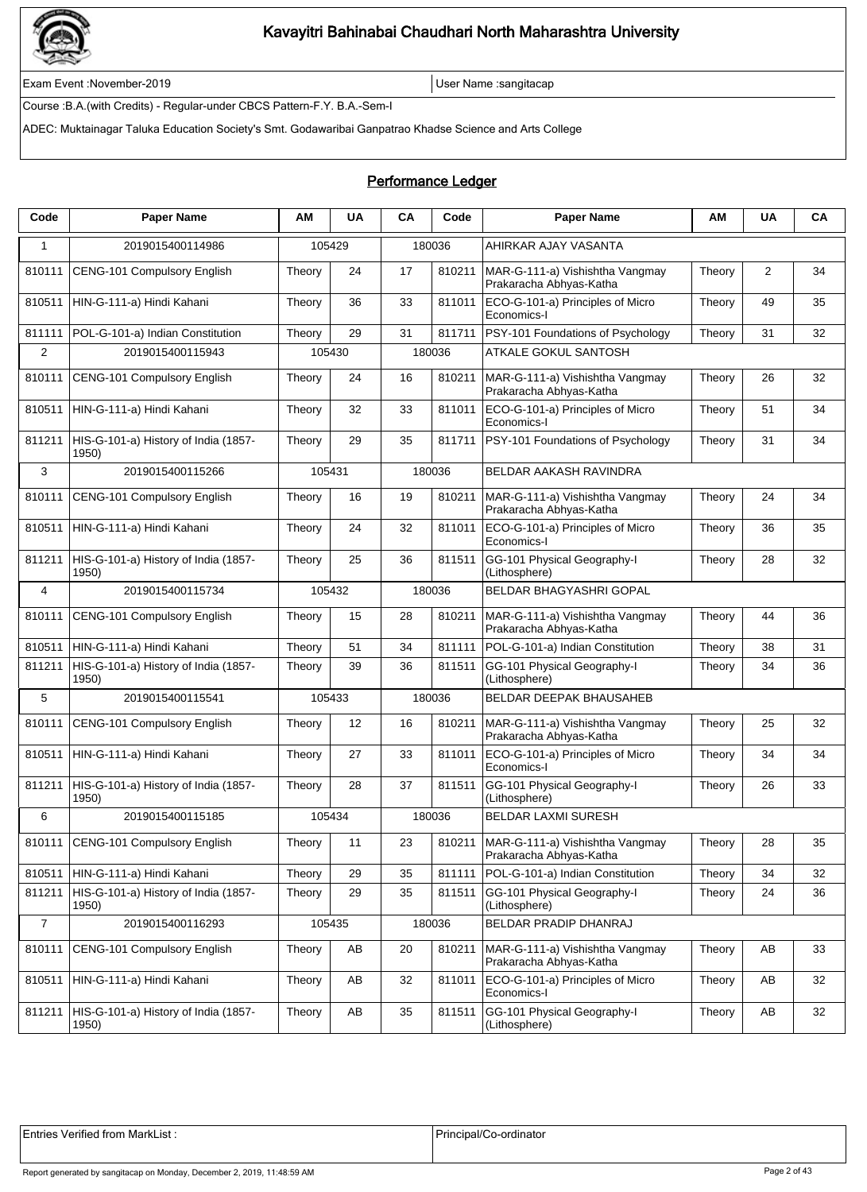# Kavayitri Bahinabai Chaudhari North Maharashtra University

Exam Event :November-2019 | User Name :sangitacap

Course :B.A.(with Credits) - Regular-under CBCS Pattern-F.Y. B.A.-Sem-I

ADEC: Muktainagar Taluka Education Society's Smt. Godawaribai Ganpatrao Khadse Science and Arts College

## Performance Ledger

| Code | Paper Name | AM | UA | CA | Code | Paper Name | AM | UA | CA |
|---|---|---|---|---|---|---|---|---|---|
| 1 | 2019015400114986 | 105429 | | 180036 | | AHIRKAR AJAY VASANTA | | | |
| 810111 | CENG-101 Compulsory English | Theory | 24 | 17 | 810211 | MAR-G-111-a) Vishishtha Vangmay Prakaracha Abhyas-Katha | Theory | 2 | 34 |
| 810511 | HIN-G-111-a) Hindi Kahani | Theory | 36 | 33 | 811011 | ECO-G-101-a) Principles of Micro Economics-I | Theory | 49 | 35 |
| 811111 | POL-G-101-a) Indian Constitution | Theory | 29 | 31 | 811711 | PSY-101 Foundations of Psychology | Theory | 31 | 32 |
| 2 | 2019015400115943 | 105430 | | 180036 | | ATKALE GOKUL SANTOSH | | | |
| 810111 | CENG-101 Compulsory English | Theory | 24 | 16 | 810211 | MAR-G-111-a) Vishishtha Vangmay Prakaracha Abhyas-Katha | Theory | 26 | 32 |
| 810511 | HIN-G-111-a) Hindi Kahani | Theory | 32 | 33 | 811011 | ECO-G-101-a) Principles of Micro Economics-I | Theory | 51 | 34 |
| 811211 | HIS-G-101-a) History of India (1857-1950) | Theory | 29 | 35 | 811711 | PSY-101 Foundations of Psychology | Theory | 31 | 34 |
| 3 | 2019015400115266 | 105431 | | 180036 | | BELDAR AAKASH RAVINDRA | | | |
| 810111 | CENG-101 Compulsory English | Theory | 16 | 19 | 810211 | MAR-G-111-a) Vishishtha Vangmay Prakaracha Abhyas-Katha | Theory | 24 | 34 |
| 810511 | HIN-G-111-a) Hindi Kahani | Theory | 24 | 32 | 811011 | ECO-G-101-a) Principles of Micro Economics-I | Theory | 36 | 35 |
| 811211 | HIS-G-101-a) History of India (1857-1950) | Theory | 25 | 36 | 811511 | GG-101 Physical Geography-I (Lithosphere) | Theory | 28 | 32 |
| 4 | 2019015400115734 | 105432 | | 180036 | | BELDAR BHAGYASHRI GOPAL | | | |
| 810111 | CENG-101 Compulsory English | Theory | 15 | 28 | 810211 | MAR-G-111-a) Vishishtha Vangmay Prakaracha Abhyas-Katha | Theory | 44 | 36 |
| 810511 | HIN-G-111-a) Hindi Kahani | Theory | 51 | 34 | 811111 | POL-G-101-a) Indian Constitution | Theory | 38 | 31 |
| 811211 | HIS-G-101-a) History of India (1857-1950) | Theory | 39 | 36 | 811511 | GG-101 Physical Geography-I (Lithosphere) | Theory | 34 | 36 |
| 5 | 2019015400115541 | 105433 | | 180036 | | BELDAR DEEPAK BHAUSAHEB | | | |
| 810111 | CENG-101 Compulsory English | Theory | 12 | 16 | 810211 | MAR-G-111-a) Vishishtha Vangmay Prakaracha Abhyas-Katha | Theory | 25 | 32 |
| 810511 | HIN-G-111-a) Hindi Kahani | Theory | 27 | 33 | 811011 | ECO-G-101-a) Principles of Micro Economics-I | Theory | 34 | 34 |
| 811211 | HIS-G-101-a) History of India (1857-1950) | Theory | 28 | 37 | 811511 | GG-101 Physical Geography-I (Lithosphere) | Theory | 26 | 33 |
| 6 | 2019015400115185 | 105434 | | 180036 | | BELDAR LAXMI SURESH | | | |
| 810111 | CENG-101 Compulsory English | Theory | 11 | 23 | 810211 | MAR-G-111-a) Vishishtha Vangmay Prakaracha Abhyas-Katha | Theory | 28 | 35 |
| 810511 | HIN-G-111-a) Hindi Kahani | Theory | 29 | 35 | 811111 | POL-G-101-a) Indian Constitution | Theory | 34 | 32 |
| 811211 | HIS-G-101-a) History of India (1857-1950) | Theory | 29 | 35 | 811511 | GG-101 Physical Geography-I (Lithosphere) | Theory | 24 | 36 |
| 7 | 2019015400116293 | 105435 | | 180036 | | BELDAR PRADIP DHANRAJ | | | |
| 810111 | CENG-101 Compulsory English | Theory | AB | 20 | 810211 | MAR-G-111-a) Vishishtha Vangmay Prakaracha Abhyas-Katha | Theory | AB | 33 |
| 810511 | HIN-G-111-a) Hindi Kahani | Theory | AB | 32 | 811011 | ECO-G-101-a) Principles of Micro Economics-I | Theory | AB | 32 |
| 811211 | HIS-G-101-a) History of India (1857-1950) | Theory | AB | 35 | 811511 | GG-101 Physical Geography-I (Lithosphere) | Theory | AB | 32 |

| Entries Verified from MarkList : | Principal/Co-ordinator |
|---|---|

Report generated by sangitacap on Monday, December 2, 2019, 11:48:59 AM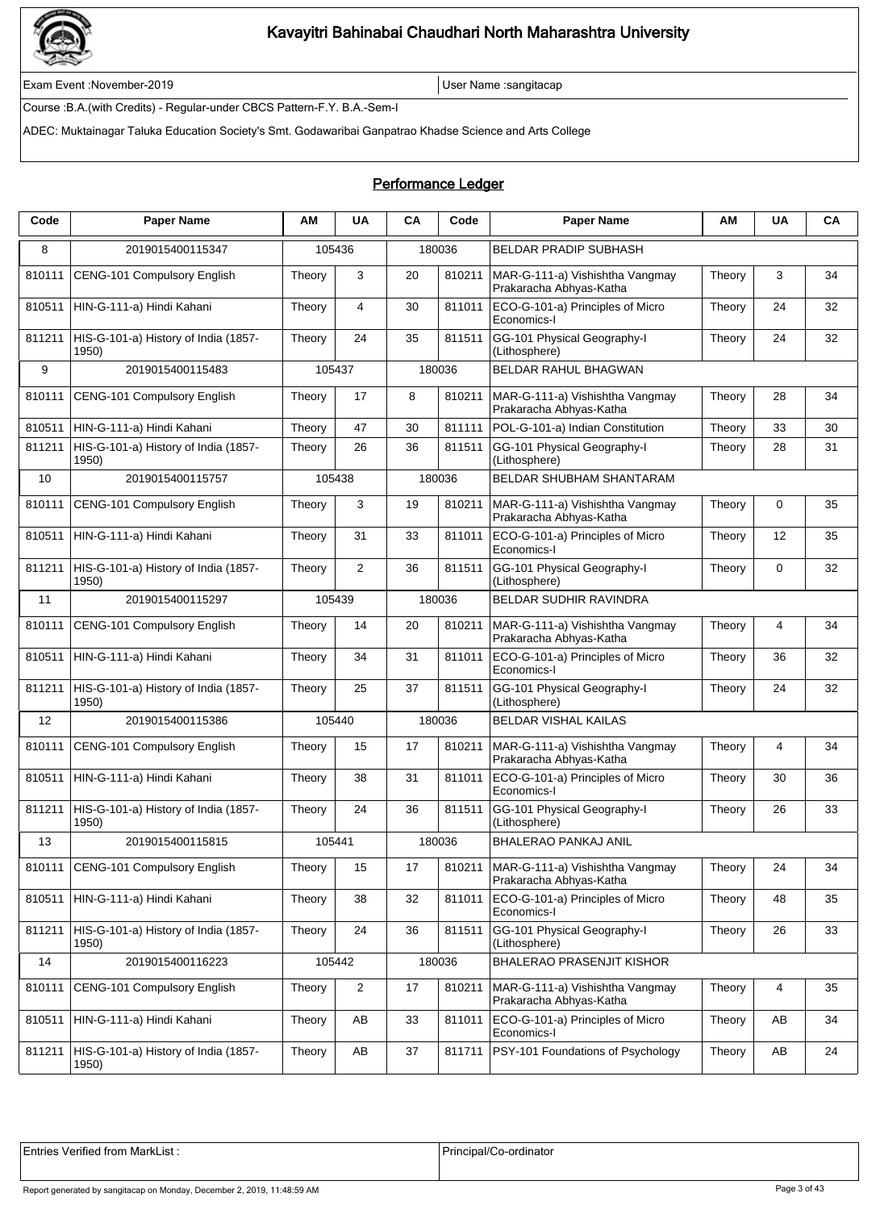# Kavayitri Bahinabai Chaudhari North Maharashtra University

Exam Event :November-2019 | User Name :sangitacap

Course :B.A.(with Credits) - Regular-under CBCS Pattern-F.Y. B.A.-Sem-I

ADEC: Muktainagar Taluka Education Society's Smt. Godawaribai Ganpatrao Khadse Science and Arts College

## Performance Ledger

| Code | Paper Name | AM | UA | CA | Code | Paper Name | AM | UA | CA |
|---|---|---|---|---|---|---|---|---|---|
| 8 | 2019015400115347 | 105436 | | 180036 | | BELDAR PRADIP SUBHASH | | | |
| 810111 | CENG-101 Compulsory English | Theory | 3 | 20 | 810211 | MAR-G-111-a) Vishishtha Vangmay Prakaracha Abhyas-Katha | Theory | 3 | 34 |
| 810511 | HIN-G-111-a) Hindi Kahani | Theory | 4 | 30 | 811011 | ECO-G-101-a) Principles of Micro Economics-I | Theory | 24 | 32 |
| 811211 | HIS-G-101-a) History of India (1857-1950) | Theory | 24 | 35 | 811511 | GG-101 Physical Geography-I (Lithosphere) | Theory | 24 | 32 |
| 9 | 2019015400115483 | 105437 | | 180036 | | BELDAR RAHUL BHAGWAN | | | |
| 810111 | CENG-101 Compulsory English | Theory | 17 | 8 | 810211 | MAR-G-111-a) Vishishtha Vangmay Prakaracha Abhyas-Katha | Theory | 28 | 34 |
| 810511 | HIN-G-111-a) Hindi Kahani | Theory | 47 | 30 | 811111 | POL-G-101-a) Indian Constitution | Theory | 33 | 30 |
| 811211 | HIS-G-101-a) History of India (1857-1950) | Theory | 26 | 36 | 811511 | GG-101 Physical Geography-I (Lithosphere) | Theory | 28 | 31 |
| 10 | 2019015400115757 | 105438 | | 180036 | | BELDAR SHUBHAM SHANTARAM | | | |
| 810111 | CENG-101 Compulsory English | Theory | 3 | 19 | 810211 | MAR-G-111-a) Vishishtha Vangmay Prakaracha Abhyas-Katha | Theory | 0 | 35 |
| 810511 | HIN-G-111-a) Hindi Kahani | Theory | 31 | 33 | 811011 | ECO-G-101-a) Principles of Micro Economics-I | Theory | 12 | 35 |
| 811211 | HIS-G-101-a) History of India (1857-1950) | Theory | 2 | 36 | 811511 | GG-101 Physical Geography-I (Lithosphere) | Theory | 0 | 32 |
| 11 | 2019015400115297 | 105439 | | 180036 | | BELDAR SUDHIR RAVINDRA | | | |
| 810111 | CENG-101 Compulsory English | Theory | 14 | 20 | 810211 | MAR-G-111-a) Vishishtha Vangmay Prakaracha Abhyas-Katha | Theory | 4 | 34 |
| 810511 | HIN-G-111-a) Hindi Kahani | Theory | 34 | 31 | 811011 | ECO-G-101-a) Principles of Micro Economics-I | Theory | 36 | 32 |
| 811211 | HIS-G-101-a) History of India (1857-1950) | Theory | 25 | 37 | 811511 | GG-101 Physical Geography-I (Lithosphere) | Theory | 24 | 32 |
| 12 | 2019015400115386 | 105440 | | 180036 | | BELDAR VISHAL KAILAS | | | |
| 810111 | CENG-101 Compulsory English | Theory | 15 | 17 | 810211 | MAR-G-111-a) Vishishtha Vangmay Prakaracha Abhyas-Katha | Theory | 4 | 34 |
| 810511 | HIN-G-111-a) Hindi Kahani | Theory | 38 | 31 | 811011 | ECO-G-101-a) Principles of Micro Economics-I | Theory | 30 | 36 |
| 811211 | HIS-G-101-a) History of India (1857-1950) | Theory | 24 | 36 | 811511 | GG-101 Physical Geography-I (Lithosphere) | Theory | 26 | 33 |
| 13 | 2019015400115815 | 105441 | | 180036 | | BHALERAO PANKAJ ANIL | | | |
| 810111 | CENG-101 Compulsory English | Theory | 15 | 17 | 810211 | MAR-G-111-a) Vishishtha Vangmay Prakaracha Abhyas-Katha | Theory | 24 | 34 |
| 810511 | HIN-G-111-a) Hindi Kahani | Theory | 38 | 32 | 811011 | ECO-G-101-a) Principles of Micro Economics-I | Theory | 48 | 35 |
| 811211 | HIS-G-101-a) History of India (1857-1950) | Theory | 24 | 36 | 811511 | GG-101 Physical Geography-I (Lithosphere) | Theory | 26 | 33 |
| 14 | 2019015400116223 | 105442 | | 180036 | | BHALERAO PRASENJIT KISHOR | | | |
| 810111 | CENG-101 Compulsory English | Theory | 2 | 17 | 810211 | MAR-G-111-a) Vishishtha Vangmay Prakaracha Abhyas-Katha | Theory | 4 | 35 |
| 810511 | HIN-G-111-a) Hindi Kahani | Theory | AB | 33 | 811011 | ECO-G-101-a) Principles of Micro Economics-I | Theory | AB | 34 |
| 811211 | HIS-G-101-a) History of India (1857-1950) | Theory | AB | 37 | 811711 | PSY-101 Foundations of Psychology | Theory | AB | 24 |

| Entries Verified from MarkList : | Principal/Co-ordinator |
|---|---|

Report generated by sangitacap on Monday, December 2, 2019, 11:48:59 AM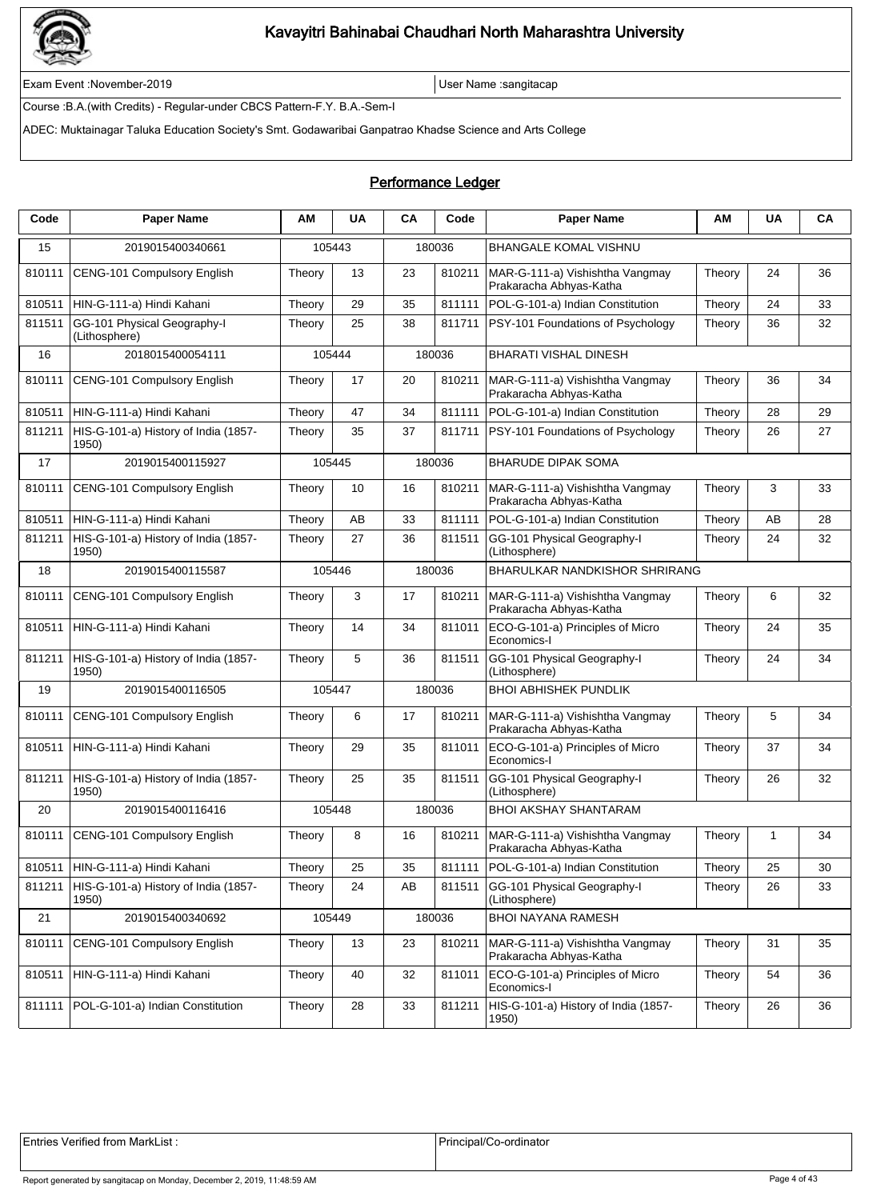# Kavayitri Bahinabai Chaudhari North Maharashtra University

Exam Event :November-2019 | User Name :sangitacap

Course :B.A.(with Credits) - Regular-under CBCS Pattern-F.Y. B.A.-Sem-I

ADEC: Muktainagar Taluka Education Society's Smt. Godawaribai Ganpatrao Khadse Science and Arts College

## Performance Ledger

| Code | Paper Name | AM | UA | CA | Code | Paper Name | AM | UA | CA |
|---|---|---|---|---|---|---|---|---|---|
| 15 | 2019015400340661 | 105443 | | 180036 | | BHANGALE KOMAL VISHNU | | | |
| 810111 | CENG-101 Compulsory English | Theory | 13 | 23 | 810211 | MAR-G-111-a) Vishishtha Vangmay Prakaracha Abhyas-Katha | Theory | 24 | 36 |
| 810511 | HIN-G-111-a) Hindi Kahani | Theory | 29 | 35 | 811111 | POL-G-101-a) Indian Constitution | Theory | 24 | 33 |
| 811511 | GG-101 Physical Geography-I (Lithosphere) | Theory | 25 | 38 | 811711 | PSY-101 Foundations of Psychology | Theory | 36 | 32 |
| 16 | 2018015400054111 | 105444 | | 180036 | | BHARATI VISHAL DINESH | | | |
| 810111 | CENG-101 Compulsory English | Theory | 17 | 20 | 810211 | MAR-G-111-a) Vishishtha Vangmay Prakaracha Abhyas-Katha | Theory | 36 | 34 |
| 810511 | HIN-G-111-a) Hindi Kahani | Theory | 47 | 34 | 811111 | POL-G-101-a) Indian Constitution | Theory | 28 | 29 |
| 811211 | HIS-G-101-a) History of India (1857-1950) | Theory | 35 | 37 | 811711 | PSY-101 Foundations of Psychology | Theory | 26 | 27 |
| 17 | 2019015400115927 | 105445 | | 180036 | | BHARUDE DIPAK SOMA | | | |
| 810111 | CENG-101 Compulsory English | Theory | 10 | 16 | 810211 | MAR-G-111-a) Vishishtha Vangmay Prakaracha Abhyas-Katha | Theory | 3 | 33 |
| 810511 | HIN-G-111-a) Hindi Kahani | Theory | AB | 33 | 811111 | POL-G-101-a) Indian Constitution | Theory | AB | 28 |
| 811211 | HIS-G-101-a) History of India (1857-1950) | Theory | 27 | 36 | 811511 | GG-101 Physical Geography-I (Lithosphere) | Theory | 24 | 32 |
| 18 | 2019015400115587 | 105446 | | 180036 | | BHARULKAR NANDKISHOR SHRIRANG | | | |
| 810111 | CENG-101 Compulsory English | Theory | 3 | 17 | 810211 | MAR-G-111-a) Vishishtha Vangmay Prakaracha Abhyas-Katha | Theory | 6 | 32 |
| 810511 | HIN-G-111-a) Hindi Kahani | Theory | 14 | 34 | 811011 | ECO-G-101-a) Principles of Micro Economics-I | Theory | 24 | 35 |
| 811211 | HIS-G-101-a) History of India (1857-1950) | Theory | 5 | 36 | 811511 | GG-101 Physical Geography-I (Lithosphere) | Theory | 24 | 34 |
| 19 | 2019015400116505 | 105447 | | 180036 | | BHOI ABHISHEK PUNDLIK | | | |
| 810111 | CENG-101 Compulsory English | Theory | 6 | 17 | 810211 | MAR-G-111-a) Vishishtha Vangmay Prakaracha Abhyas-Katha | Theory | 5 | 34 |
| 810511 | HIN-G-111-a) Hindi Kahani | Theory | 29 | 35 | 811011 | ECO-G-101-a) Principles of Micro Economics-I | Theory | 37 | 34 |
| 811211 | HIS-G-101-a) History of India (1857-1950) | Theory | 25 | 35 | 811511 | GG-101 Physical Geography-I (Lithosphere) | Theory | 26 | 32 |
| 20 | 2019015400116416 | 105448 | | 180036 | | BHOI AKSHAY SHANTARAM | | | |
| 810111 | CENG-101 Compulsory English | Theory | 8 | 16 | 810211 | MAR-G-111-a) Vishishtha Vangmay Prakaracha Abhyas-Katha | Theory | 1 | 34 |
| 810511 | HIN-G-111-a) Hindi Kahani | Theory | 25 | 35 | 811111 | POL-G-101-a) Indian Constitution | Theory | 25 | 30 |
| 811211 | HIS-G-101-a) History of India (1857-1950) | Theory | 24 | AB | 811511 | GG-101 Physical Geography-I (Lithosphere) | Theory | 26 | 33 |
| 21 | 2019015400340692 | 105449 | | 180036 | | BHOI NAYANA RAMESH | | | |
| 810111 | CENG-101 Compulsory English | Theory | 13 | 23 | 810211 | MAR-G-111-a) Vishishtha Vangmay Prakaracha Abhyas-Katha | Theory | 31 | 35 |
| 810511 | HIN-G-111-a) Hindi Kahani | Theory | 40 | 32 | 811011 | ECO-G-101-a) Principles of Micro Economics-I | Theory | 54 | 36 |
| 811111 | POL-G-101-a) Indian Constitution | Theory | 28 | 33 | 811211 | HIS-G-101-a) History of India (1857-1950) | Theory | 26 | 36 |

| Entries Verified from MarkList : | Principal/Co-ordinator |
|---|---|

Report generated by sangitacap on Monday, December 2, 2019, 11:48:59 AM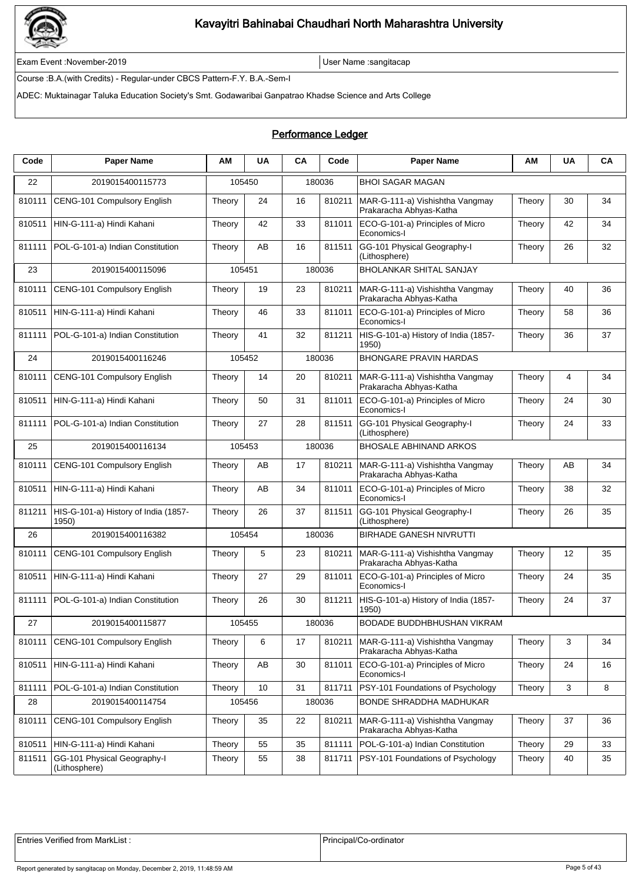# Kavayitri Bahinabai Chaudhari North Maharashtra University

Exam Event :November-2019

User Name :sangitacap

Course :B.A.(with Credits) - Regular-under CBCS Pattern-F.Y. B.A.-Sem-I

ADEC: Muktainagar Taluka Education Society's Smt. Godawaribai Ganpatrao Khadse Science and Arts College

## Performance Ledger

| Code | Paper Name | AM | UA | CA | Code | Paper Name | AM | UA | CA |
|---|---|---|---|---|---|---|---|---|---|
| 22 | 2019015400115773 | 105450 | | 180036 | | BHOI SAGAR MAGAN | | | |
| 810111 | CENG-101 Compulsory English | Theory | 24 | 16 | 810211 | MAR-G-111-a) Vishishtha Vangmay Prakaracha Abhyas-Katha | Theory | 30 | 34 |
| 810511 | HIN-G-111-a) Hindi Kahani | Theory | 42 | 33 | 811011 | ECO-G-101-a) Principles of Micro Economics-I | Theory | 42 | 34 |
| 811111 | POL-G-101-a) Indian Constitution | Theory | AB | 16 | 811511 | GG-101 Physical Geography-I (Lithosphere) | Theory | 26 | 32 |
| 23 | 2019015400115096 | 105451 | | 180036 | | BHOLANKAR SHITAL SANJAY | | | |
| 810111 | CENG-101 Compulsory English | Theory | 19 | 23 | 810211 | MAR-G-111-a) Vishishtha Vangmay Prakaracha Abhyas-Katha | Theory | 40 | 36 |
| 810511 | HIN-G-111-a) Hindi Kahani | Theory | 46 | 33 | 811011 | ECO-G-101-a) Principles of Micro Economics-I | Theory | 58 | 36 |
| 811111 | POL-G-101-a) Indian Constitution | Theory | 41 | 32 | 811211 | HIS-G-101-a) History of India (1857-1950) | Theory | 36 | 37 |
| 24 | 2019015400116246 | 105452 | | 180036 | | BHONGARE PRAVIN HARDAS | | | |
| 810111 | CENG-101 Compulsory English | Theory | 14 | 20 | 810211 | MAR-G-111-a) Vishishtha Vangmay Prakaracha Abhyas-Katha | Theory | 4 | 34 |
| 810511 | HIN-G-111-a) Hindi Kahani | Theory | 50 | 31 | 811011 | ECO-G-101-a) Principles of Micro Economics-I | Theory | 24 | 30 |
| 811111 | POL-G-101-a) Indian Constitution | Theory | 27 | 28 | 811511 | GG-101 Physical Geography-I (Lithosphere) | Theory | 24 | 33 |
| 25 | 2019015400116134 | 105453 | | 180036 | | BHOSALE ABHINAND ARKOS | | | |
| 810111 | CENG-101 Compulsory English | Theory | AB | 17 | 810211 | MAR-G-111-a) Vishishtha Vangmay Prakaracha Abhyas-Katha | Theory | AB | 34 |
| 810511 | HIN-G-111-a) Hindi Kahani | Theory | AB | 34 | 811011 | ECO-G-101-a) Principles of Micro Economics-I | Theory | 38 | 32 |
| 811211 | HIS-G-101-a) History of India (1857-1950) | Theory | 26 | 37 | 811511 | GG-101 Physical Geography-I (Lithosphere) | Theory | 26 | 35 |
| 26 | 2019015400116382 | 105454 | | 180036 | | BIRHADE GANESH NIVRUTTI | | | |
| 810111 | CENG-101 Compulsory English | Theory | 5 | 23 | 810211 | MAR-G-111-a) Vishishtha Vangmay Prakaracha Abhyas-Katha | Theory | 12 | 35 |
| 810511 | HIN-G-111-a) Hindi Kahani | Theory | 27 | 29 | 811011 | ECO-G-101-a) Principles of Micro Economics-I | Theory | 24 | 35 |
| 811111 | POL-G-101-a) Indian Constitution | Theory | 26 | 30 | 811211 | HIS-G-101-a) History of India (1857-1950) | Theory | 24 | 37 |
| 27 | 2019015400115877 | 105455 | | 180036 | | BODADE BUDDHBHUSHAN VIKRAM | | | |
| 810111 | CENG-101 Compulsory English | Theory | 6 | 17 | 810211 | MAR-G-111-a) Vishishtha Vangmay Prakaracha Abhyas-Katha | Theory | 3 | 34 |
| 810511 | HIN-G-111-a) Hindi Kahani | Theory | AB | 30 | 811011 | ECO-G-101-a) Principles of Micro Economics-I | Theory | 24 | 16 |
| 811111 | POL-G-101-a) Indian Constitution | Theory | 10 | 31 | 811711 | PSY-101 Foundations of Psychology | Theory | 3 | 8 |
| 28 | 2019015400114754 | 105456 | | 180036 | | BONDE SHRADDHA MADHUKAR | | | |
| 810111 | CENG-101 Compulsory English | Theory | 35 | 22 | 810211 | MAR-G-111-a) Vishishtha Vangmay Prakaracha Abhyas-Katha | Theory | 37 | 36 |
| 810511 | HIN-G-111-a) Hindi Kahani | Theory | 55 | 35 | 811111 | POL-G-101-a) Indian Constitution | Theory | 29 | 33 |
| 811511 | GG-101 Physical Geography-I (Lithosphere) | Theory | 55 | 38 | 811711 | PSY-101 Foundations of Psychology | Theory | 40 | 35 |

| Entries Verified from MarkList : | Principal/Co-ordinator |
|---|---|

Report generated by sangitacap on Monday, December 2, 2019, 11:48:59 AM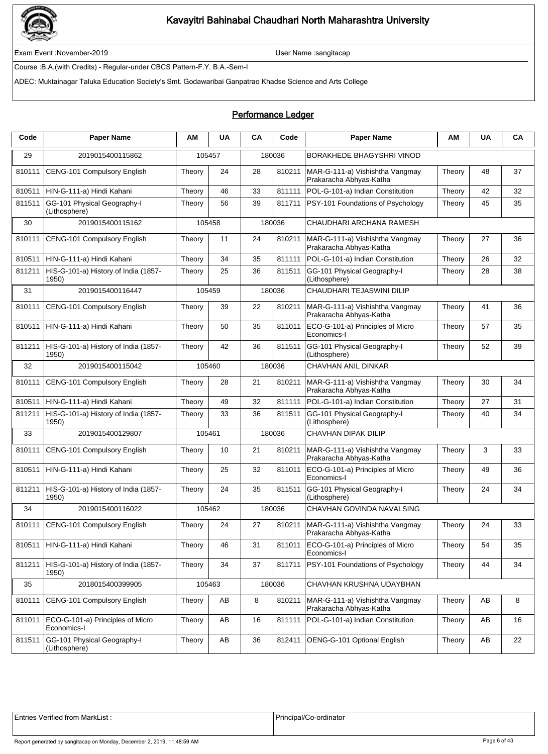# Kavayitri Bahinabai Chaudhari North Maharashtra University

Exam Event :November-2019 | User Name :sangitacap

Course :B.A.(with Credits) - Regular-under CBCS Pattern-F.Y. B.A.-Sem-I

ADEC: Muktainagar Taluka Education Society's Smt. Godawaribai Ganpatrao Khadse Science and Arts College

## Performance Ledger

| Code | Paper Name | AM | UA | CA | Code | Paper Name | AM | UA | CA |
|---|---|---|---|---|---|---|---|---|---|
| 29 | 2019015400115862 | 105457 | | 180036 | | BORAKHEDE BHAGYSHRI VINOD | | | |
| 810111 | CENG-101 Compulsory English | Theory | 24 | 28 | 810211 | MAR-G-111-a) Vishishtha Vangmay Prakaracha Abhyas-Katha | Theory | 48 | 37 |
| 810511 | HIN-G-111-a) Hindi Kahani | Theory | 46 | 33 | 811111 | POL-G-101-a) Indian Constitution | Theory | 42 | 32 |
| 811511 | GG-101 Physical Geography-I (Lithosphere) | Theory | 56 | 39 | 811711 | PSY-101 Foundations of Psychology | Theory | 45 | 35 |
| 30 | 2019015400115162 | 105458 | | 180036 | | CHAUDHARI ARCHANA RAMESH | | | |
| 810111 | CENG-101 Compulsory English | Theory | 11 | 24 | 810211 | MAR-G-111-a) Vishishtha Vangmay Prakaracha Abhyas-Katha | Theory | 27 | 36 |
| 810511 | HIN-G-111-a) Hindi Kahani | Theory | 34 | 35 | 811111 | POL-G-101-a) Indian Constitution | Theory | 26 | 32 |
| 811211 | HIS-G-101-a) History of India (1857-1950) | Theory | 25 | 36 | 811511 | GG-101 Physical Geography-I (Lithosphere) | Theory | 28 | 38 |
| 31 | 2019015400116447 | 105459 | | 180036 | | CHAUDHARI TEJASWINI DILIP | | | |
| 810111 | CENG-101 Compulsory English | Theory | 39 | 22 | 810211 | MAR-G-111-a) Vishishtha Vangmay Prakaracha Abhyas-Katha | Theory | 41 | 36 |
| 810511 | HIN-G-111-a) Hindi Kahani | Theory | 50 | 35 | 811011 | ECO-G-101-a) Principles of Micro Economics-I | Theory | 57 | 35 |
| 811211 | HIS-G-101-a) History of India (1857-1950) | Theory | 42 | 36 | 811511 | GG-101 Physical Geography-I (Lithosphere) | Theory | 52 | 39 |
| 32 | 2019015400115042 | 105460 | | 180036 | | CHAVHAN ANIL DINKAR | | | |
| 810111 | CENG-101 Compulsory English | Theory | 28 | 21 | 810211 | MAR-G-111-a) Vishishtha Vangmay Prakaracha Abhyas-Katha | Theory | 30 | 34 |
| 810511 | HIN-G-111-a) Hindi Kahani | Theory | 49 | 32 | 811111 | POL-G-101-a) Indian Constitution | Theory | 27 | 31 |
| 811211 | HIS-G-101-a) History of India (1857-1950) | Theory | 33 | 36 | 811511 | GG-101 Physical Geography-I (Lithosphere) | Theory | 40 | 34 |
| 33 | 2019015400129807 | 105461 | | 180036 | | CHAVHAN DIPAK DILIP | | | |
| 810111 | CENG-101 Compulsory English | Theory | 10 | 21 | 810211 | MAR-G-111-a) Vishishtha Vangmay Prakaracha Abhyas-Katha | Theory | 3 | 33 |
| 810511 | HIN-G-111-a) Hindi Kahani | Theory | 25 | 32 | 811011 | ECO-G-101-a) Principles of Micro Economics-I | Theory | 49 | 36 |
| 811211 | HIS-G-101-a) History of India (1857-1950) | Theory | 24 | 35 | 811511 | GG-101 Physical Geography-I (Lithosphere) | Theory | 24 | 34 |
| 34 | 2019015400116022 | 105462 | | 180036 | | CHAVHAN GOVINDA NAVALSING | | | |
| 810111 | CENG-101 Compulsory English | Theory | 24 | 27 | 810211 | MAR-G-111-a) Vishishtha Vangmay Prakaracha Abhyas-Katha | Theory | 24 | 33 |
| 810511 | HIN-G-111-a) Hindi Kahani | Theory | 46 | 31 | 811011 | ECO-G-101-a) Principles of Micro Economics-I | Theory | 54 | 35 |
| 811211 | HIS-G-101-a) History of India (1857-1950) | Theory | 34 | 37 | 811711 | PSY-101 Foundations of Psychology | Theory | 44 | 34 |
| 35 | 2018015400399905 | 105463 | | 180036 | | CHAVHAN KRUSHNA UDAYBHAN | | | |
| 810111 | CENG-101 Compulsory English | Theory | AB | 8 | 810211 | MAR-G-111-a) Vishishtha Vangmay Prakaracha Abhyas-Katha | Theory | AB | 8 |
| 811011 | ECO-G-101-a) Principles of Micro Economics-I | Theory | AB | 16 | 811111 | POL-G-101-a) Indian Constitution | Theory | AB | 16 |
| 811511 | GG-101 Physical Geography-I (Lithosphere) | Theory | AB | 36 | 812411 | OENG-G-101 Optional English | Theory | AB | 22 |

| Entries Verified from MarkList : | Principal/Co-ordinator |
|---|---|

Report generated by sangitacap on Monday, December 2, 2019, 11:48:59 AM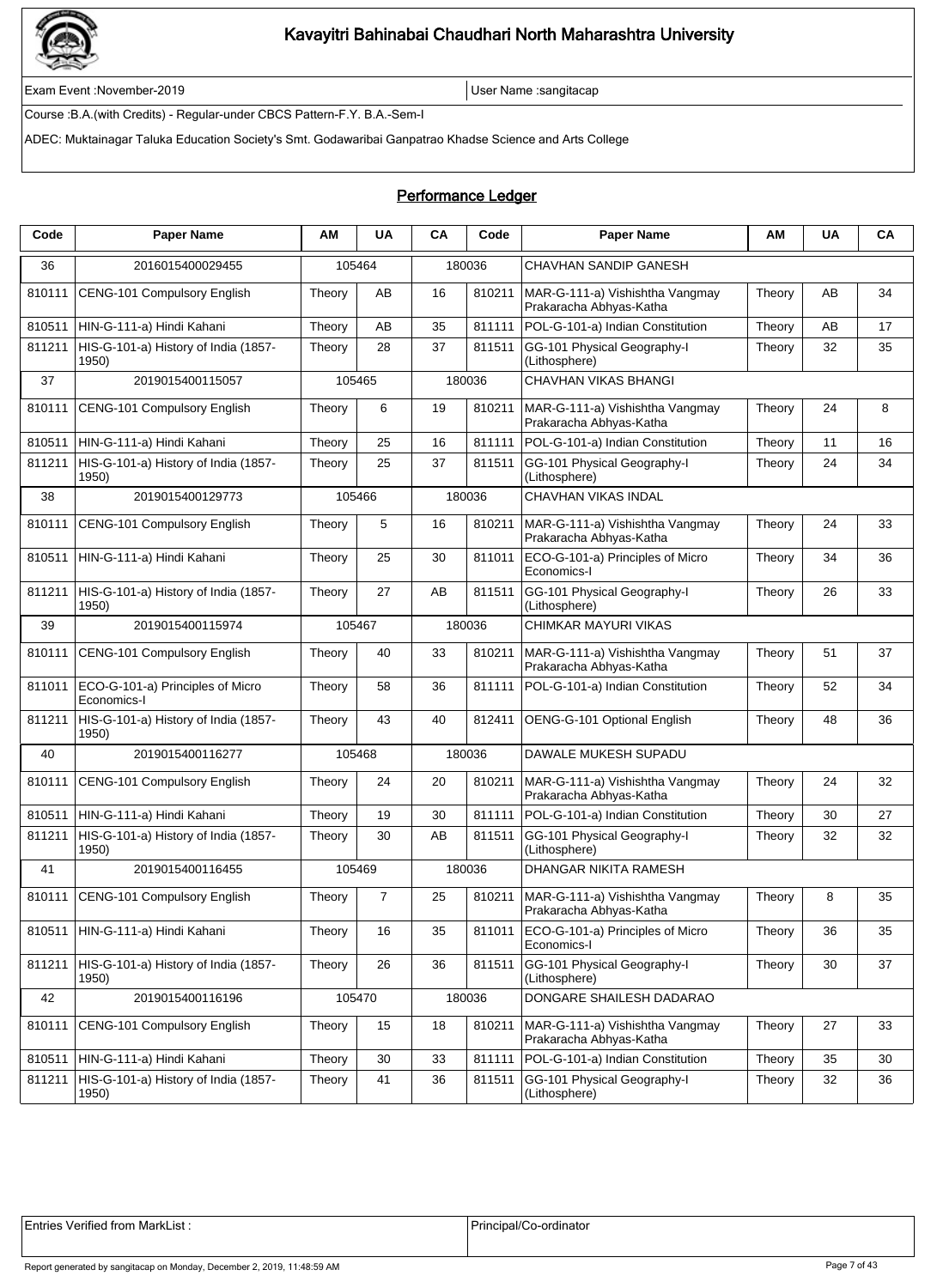# Kavayitri Bahinabai Chaudhari North Maharashtra University

Exam Event :November-2019 | User Name :sangitacap

Course :B.A.(with Credits) - Regular-under CBCS Pattern-F.Y. B.A.-Sem-I

ADEC: Muktainagar Taluka Education Society's Smt. Godawaribai Ganpatrao Khadse Science and Arts College

## Performance Ledger

| Code | Paper Name | AM | UA | CA | Code | Paper Name | AM | UA | CA |
|---|---|---|---|---|---|---|---|---|---|
| 36 | 2016015400029455 | 105464 | | 180036 | | CHAVHAN SANDIP GANESH | | | |
| 810111 | CENG-101 Compulsory English | Theory | AB | 16 | 810211 | MAR-G-111-a) Vishishtha Vangmay Prakaracha Abhyas-Katha | Theory | AB | 34 |
| 810511 | HIN-G-111-a) Hindi Kahani | Theory | AB | 35 | 811111 | POL-G-101-a) Indian Constitution | Theory | AB | 17 |
| 811211 | HIS-G-101-a) History of India (1857-1950) | Theory | 28 | 37 | 811511 | GG-101 Physical Geography-I (Lithosphere) | Theory | 32 | 35 |
| 37 | 2019015400115057 | 105465 | | 180036 | | CHAVHAN VIKAS BHANGI | | | |
| 810111 | CENG-101 Compulsory English | Theory | 6 | 19 | 810211 | MAR-G-111-a) Vishishtha Vangmay Prakaracha Abhyas-Katha | Theory | 24 | 8 |
| 810511 | HIN-G-111-a) Hindi Kahani | Theory | 25 | 16 | 811111 | POL-G-101-a) Indian Constitution | Theory | 11 | 16 |
| 811211 | HIS-G-101-a) History of India (1857-1950) | Theory | 25 | 37 | 811511 | GG-101 Physical Geography-I (Lithosphere) | Theory | 24 | 34 |
| 38 | 2019015400129773 | 105466 | | 180036 | | CHAVHAN VIKAS INDAL | | | |
| 810111 | CENG-101 Compulsory English | Theory | 5 | 16 | 810211 | MAR-G-111-a) Vishishtha Vangmay Prakaracha Abhyas-Katha | Theory | 24 | 33 |
| 810511 | HIN-G-111-a) Hindi Kahani | Theory | 25 | 30 | 811011 | ECO-G-101-a) Principles of Micro Economics-I | Theory | 34 | 36 |
| 811211 | HIS-G-101-a) History of India (1857-1950) | Theory | 27 | AB | 811511 | GG-101 Physical Geography-I (Lithosphere) | Theory | 26 | 33 |
| 39 | 2019015400115974 | 105467 | | 180036 | | CHIMKAR MAYURI VIKAS | | | |
| 810111 | CENG-101 Compulsory English | Theory | 40 | 33 | 810211 | MAR-G-111-a) Vishishtha Vangmay Prakaracha Abhyas-Katha | Theory | 51 | 37 |
| 811011 | ECO-G-101-a) Principles of Micro Economics-I | Theory | 58 | 36 | 811111 | POL-G-101-a) Indian Constitution | Theory | 52 | 34 |
| 811211 | HIS-G-101-a) History of India (1857-1950) | Theory | 43 | 40 | 812411 | OENG-G-101 Optional English | Theory | 48 | 36 |
| 40 | 2019015400116277 | 105468 | | 180036 | | DAWALE MUKESH SUPADU | | | |
| 810111 | CENG-101 Compulsory English | Theory | 24 | 20 | 810211 | MAR-G-111-a) Vishishtha Vangmay Prakaracha Abhyas-Katha | Theory | 24 | 32 |
| 810511 | HIN-G-111-a) Hindi Kahani | Theory | 19 | 30 | 811111 | POL-G-101-a) Indian Constitution | Theory | 30 | 27 |
| 811211 | HIS-G-101-a) History of India (1857-1950) | Theory | 30 | AB | 811511 | GG-101 Physical Geography-I (Lithosphere) | Theory | 32 | 32 |
| 41 | 2019015400116455 | 105469 | | 180036 | | DHANGAR NIKITA RAMESH | | | |
| 810111 | CENG-101 Compulsory English | Theory | 7 | 25 | 810211 | MAR-G-111-a) Vishishtha Vangmay Prakaracha Abhyas-Katha | Theory | 8 | 35 |
| 810511 | HIN-G-111-a) Hindi Kahani | Theory | 16 | 35 | 811011 | ECO-G-101-a) Principles of Micro Economics-I | Theory | 36 | 35 |
| 811211 | HIS-G-101-a) History of India (1857-1950) | Theory | 26 | 36 | 811511 | GG-101 Physical Geography-I (Lithosphere) | Theory | 30 | 37 |
| 42 | 2019015400116196 | 105470 | | 180036 | | DONGARE SHAILESH DADARAO | | | |
| 810111 | CENG-101 Compulsory English | Theory | 15 | 18 | 810211 | MAR-G-111-a) Vishishtha Vangmay Prakaracha Abhyas-Katha | Theory | 27 | 33 |
| 810511 | HIN-G-111-a) Hindi Kahani | Theory | 30 | 33 | 811111 | POL-G-101-a) Indian Constitution | Theory | 35 | 30 |
| 811211 | HIS-G-101-a) History of India (1857-1950) | Theory | 41 | 36 | 811511 | GG-101 Physical Geography-I (Lithosphere) | Theory | 32 | 36 |

Entries Verified from MarkList : | Principal/Co-ordinator

Report generated by sangitacap on Monday, December 2, 2019, 11:48:59 AM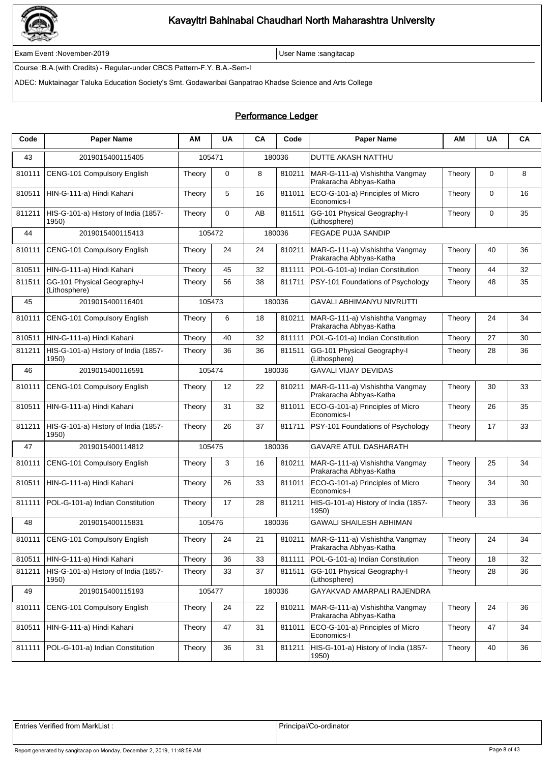# Kavayitri Bahinabai Chaudhari North Maharashtra University

Exam Event :November-2019 | User Name :sangitacap

Course :B.A.(with Credits) - Regular-under CBCS Pattern-F.Y. B.A.-Sem-I

ADEC: Muktainagar Taluka Education Society's Smt. Godawaribai Ganpatrao Khadse Science and Arts College

## Performance Ledger

| Code | Paper Name | AM | UA | CA | Code | Paper Name | AM | UA | CA |
|---|---|---|---|---|---|---|---|---|---|
| 43 | 2019015400115405 | 105471 | | 180036 | | DUTTE AKASH NATTHU | | | |
| 810111 | CENG-101 Compulsory English | Theory | 0 | 8 | 810211 | MAR-G-111-a) Vishishtha Vangmay Prakaracha Abhyas-Katha | Theory | 0 | 8 |
| 810511 | HIN-G-111-a) Hindi Kahani | Theory | 5 | 16 | 811011 | ECO-G-101-a) Principles of Micro Economics-I | Theory | 0 | 16 |
| 811211 | HIS-G-101-a) History of India (1857-1950) | Theory | 0 | AB | 811511 | GG-101 Physical Geography-I (Lithosphere) | Theory | 0 | 35 |
| 44 | 2019015400115413 | 105472 | | 180036 | | FEGADE PUJA SANDIP | | | |
| 810111 | CENG-101 Compulsory English | Theory | 24 | 24 | 810211 | MAR-G-111-a) Vishishtha Vangmay Prakaracha Abhyas-Katha | Theory | 40 | 36 |
| 810511 | HIN-G-111-a) Hindi Kahani | Theory | 45 | 32 | 811111 | POL-G-101-a) Indian Constitution | Theory | 44 | 32 |
| 811511 | GG-101 Physical Geography-I (Lithosphere) | Theory | 56 | 38 | 811711 | PSY-101 Foundations of Psychology | Theory | 48 | 35 |
| 45 | 2019015400116401 | 105473 | | 180036 | | GAVALI ABHIMANYU NIVRUTTI | | | |
| 810111 | CENG-101 Compulsory English | Theory | 6 | 18 | 810211 | MAR-G-111-a) Vishishtha Vangmay Prakaracha Abhyas-Katha | Theory | 24 | 34 |
| 810511 | HIN-G-111-a) Hindi Kahani | Theory | 40 | 32 | 811111 | POL-G-101-a) Indian Constitution | Theory | 27 | 30 |
| 811211 | HIS-G-101-a) History of India (1857-1950) | Theory | 36 | 36 | 811511 | GG-101 Physical Geography-I (Lithosphere) | Theory | 28 | 36 |
| 46 | 2019015400116591 | 105474 | | 180036 | | GAVALI VIJAY DEVIDAS | | | |
| 810111 | CENG-101 Compulsory English | Theory | 12 | 22 | 810211 | MAR-G-111-a) Vishishtha Vangmay Prakaracha Abhyas-Katha | Theory | 30 | 33 |
| 810511 | HIN-G-111-a) Hindi Kahani | Theory | 31 | 32 | 811011 | ECO-G-101-a) Principles of Micro Economics-I | Theory | 26 | 35 |
| 811211 | HIS-G-101-a) History of India (1857-1950) | Theory | 26 | 37 | 811711 | PSY-101 Foundations of Psychology | Theory | 17 | 33 |
| 47 | 2019015400114812 | 105475 | | 180036 | | GAVARE ATUL DASHARATH | | | |
| 810111 | CENG-101 Compulsory English | Theory | 3 | 16 | 810211 | MAR-G-111-a) Vishishtha Vangmay Prakaracha Abhyas-Katha | Theory | 25 | 34 |
| 810511 | HIN-G-111-a) Hindi Kahani | Theory | 26 | 33 | 811011 | ECO-G-101-a) Principles of Micro Economics-I | Theory | 34 | 30 |
| 811111 | POL-G-101-a) Indian Constitution | Theory | 17 | 28 | 811211 | HIS-G-101-a) History of India (1857-1950) | Theory | 33 | 36 |
| 48 | 2019015400115831 | 105476 | | 180036 | | GAWALI SHAILESH ABHIMAN | | | |
| 810111 | CENG-101 Compulsory English | Theory | 24 | 21 | 810211 | MAR-G-111-a) Vishishtha Vangmay Prakaracha Abhyas-Katha | Theory | 24 | 34 |
| 810511 | HIN-G-111-a) Hindi Kahani | Theory | 36 | 33 | 811111 | POL-G-101-a) Indian Constitution | Theory | 18 | 32 |
| 811211 | HIS-G-101-a) History of India (1857-1950) | Theory | 33 | 37 | 811511 | GG-101 Physical Geography-I (Lithosphere) | Theory | 28 | 36 |
| 49 | 2019015400115193 | 105477 | | 180036 | | GAYAKVAD AMARPALI RAJENDRA | | | |
| 810111 | CENG-101 Compulsory English | Theory | 24 | 22 | 810211 | MAR-G-111-a) Vishishtha Vangmay Prakaracha Abhyas-Katha | Theory | 24 | 36 |
| 810511 | HIN-G-111-a) Hindi Kahani | Theory | 47 | 31 | 811011 | ECO-G-101-a) Principles of Micro Economics-I | Theory | 47 | 34 |
| 811111 | POL-G-101-a) Indian Constitution | Theory | 36 | 31 | 811211 | HIS-G-101-a) History of India (1857-1950) | Theory | 40 | 36 |

Entries Verified from MarkList : | Principal/Co-ordinator

Report generated by sangitacap on Monday, December 2, 2019, 11:48:59 AM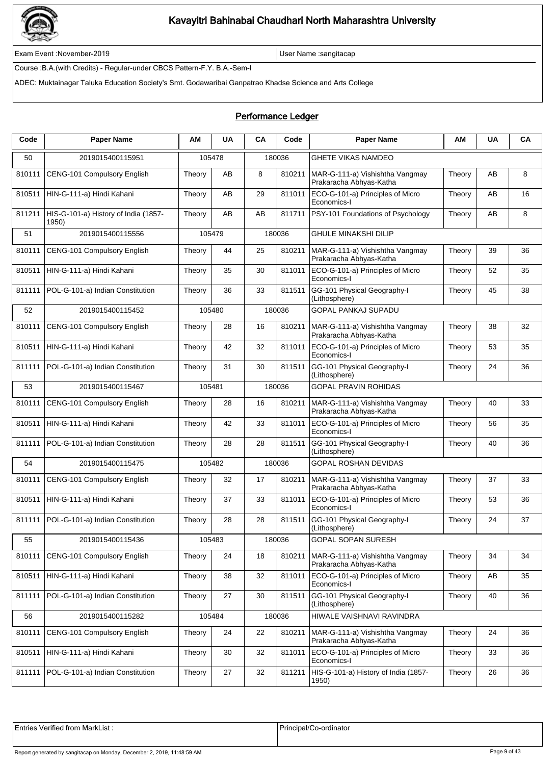# Kavayitri Bahinabai Chaudhari North Maharashtra University

Exam Event :November-2019 | User Name :sangitacap

Course :B.A.(with Credits) - Regular-under CBCS Pattern-F.Y. B.A.-Sem-I

ADEC: Muktainagar Taluka Education Society's Smt. Godawaribai Ganpatrao Khadse Science and Arts College

## Performance Ledger

| Code | Paper Name | AM | UA | CA | Code | Paper Name | AM | UA | CA |
|---|---|---|---|---|---|---|---|---|---|
| 50 | 2019015400115951 | 105478 | | 180036 | | GHETE VIKAS NAMDEO | | | |
| 810111 | CENG-101 Compulsory English | Theory | AB | 8 | 810211 | MAR-G-111-a) Vishishtha Vangmay Prakaracha Abhyas-Katha | Theory | AB | 8 |
| 810511 | HIN-G-111-a) Hindi Kahani | Theory | AB | 29 | 811011 | ECO-G-101-a) Principles of Micro Economics-I | Theory | AB | 16 |
| 811211 | HIS-G-101-a) History of India (1857-1950) | Theory | AB | AB | 811711 | PSY-101 Foundations of Psychology | Theory | AB | 8 |
| 51 | 2019015400115556 | 105479 | | 180036 | | GHULE MINAKSHI DILIP | | | |
| 810111 | CENG-101 Compulsory English | Theory | 44 | 25 | 810211 | MAR-G-111-a) Vishishtha Vangmay Prakaracha Abhyas-Katha | Theory | 39 | 36 |
| 810511 | HIN-G-111-a) Hindi Kahani | Theory | 35 | 30 | 811011 | ECO-G-101-a) Principles of Micro Economics-I | Theory | 52 | 35 |
| 811111 | POL-G-101-a) Indian Constitution | Theory | 36 | 33 | 811511 | GG-101 Physical Geography-I (Lithosphere) | Theory | 45 | 38 |
| 52 | 2019015400115452 | 105480 | | 180036 | | GOPAL PANKAJ SUPADU | | | |
| 810111 | CENG-101 Compulsory English | Theory | 28 | 16 | 810211 | MAR-G-111-a) Vishishtha Vangmay Prakaracha Abhyas-Katha | Theory | 38 | 32 |
| 810511 | HIN-G-111-a) Hindi Kahani | Theory | 42 | 32 | 811011 | ECO-G-101-a) Principles of Micro Economics-I | Theory | 53 | 35 |
| 811111 | POL-G-101-a) Indian Constitution | Theory | 31 | 30 | 811511 | GG-101 Physical Geography-I (Lithosphere) | Theory | 24 | 36 |
| 53 | 2019015400115467 | 105481 | | 180036 | | GOPAL PRAVIN ROHIDAS | | | |
| 810111 | CENG-101 Compulsory English | Theory | 28 | 16 | 810211 | MAR-G-111-a) Vishishtha Vangmay Prakaracha Abhyas-Katha | Theory | 40 | 33 |
| 810511 | HIN-G-111-a) Hindi Kahani | Theory | 42 | 33 | 811011 | ECO-G-101-a) Principles of Micro Economics-I | Theory | 56 | 35 |
| 811111 | POL-G-101-a) Indian Constitution | Theory | 28 | 28 | 811511 | GG-101 Physical Geography-I (Lithosphere) | Theory | 40 | 36 |
| 54 | 2019015400115475 | 105482 | | 180036 | | GOPAL ROSHAN DEVIDAS | | | |
| 810111 | CENG-101 Compulsory English | Theory | 32 | 17 | 810211 | MAR-G-111-a) Vishishtha Vangmay Prakaracha Abhyas-Katha | Theory | 37 | 33 |
| 810511 | HIN-G-111-a) Hindi Kahani | Theory | 37 | 33 | 811011 | ECO-G-101-a) Principles of Micro Economics-I | Theory | 53 | 36 |
| 811111 | POL-G-101-a) Indian Constitution | Theory | 28 | 28 | 811511 | GG-101 Physical Geography-I (Lithosphere) | Theory | 24 | 37 |
| 55 | 2019015400115436 | 105483 | | 180036 | | GOPAL SOPAN SURESH | | | |
| 810111 | CENG-101 Compulsory English | Theory | 24 | 18 | 810211 | MAR-G-111-a) Vishishtha Vangmay Prakaracha Abhyas-Katha | Theory | 34 | 34 |
| 810511 | HIN-G-111-a) Hindi Kahani | Theory | 38 | 32 | 811011 | ECO-G-101-a) Principles of Micro Economics-I | Theory | AB | 35 |
| 811111 | POL-G-101-a) Indian Constitution | Theory | 27 | 30 | 811511 | GG-101 Physical Geography-I (Lithosphere) | Theory | 40 | 36 |
| 56 | 2019015400115282 | 105484 | | 180036 | | HIWALE VAISHNAVI RAVINDRA | | | |
| 810111 | CENG-101 Compulsory English | Theory | 24 | 22 | 810211 | MAR-G-111-a) Vishishtha Vangmay Prakaracha Abhyas-Katha | Theory | 24 | 36 |
| 810511 | HIN-G-111-a) Hindi Kahani | Theory | 30 | 32 | 811011 | ECO-G-101-a) Principles of Micro Economics-I | Theory | 33 | 36 |
| 811111 | POL-G-101-a) Indian Constitution | Theory | 27 | 32 | 811211 | HIS-G-101-a) History of India (1857-1950) | Theory | 26 | 36 |

| Entries Verified from MarkList : | Principal/Co-ordinator |
|---|---|

Report generated by sangitacap on Monday, December 2, 2019, 11:48:59 AM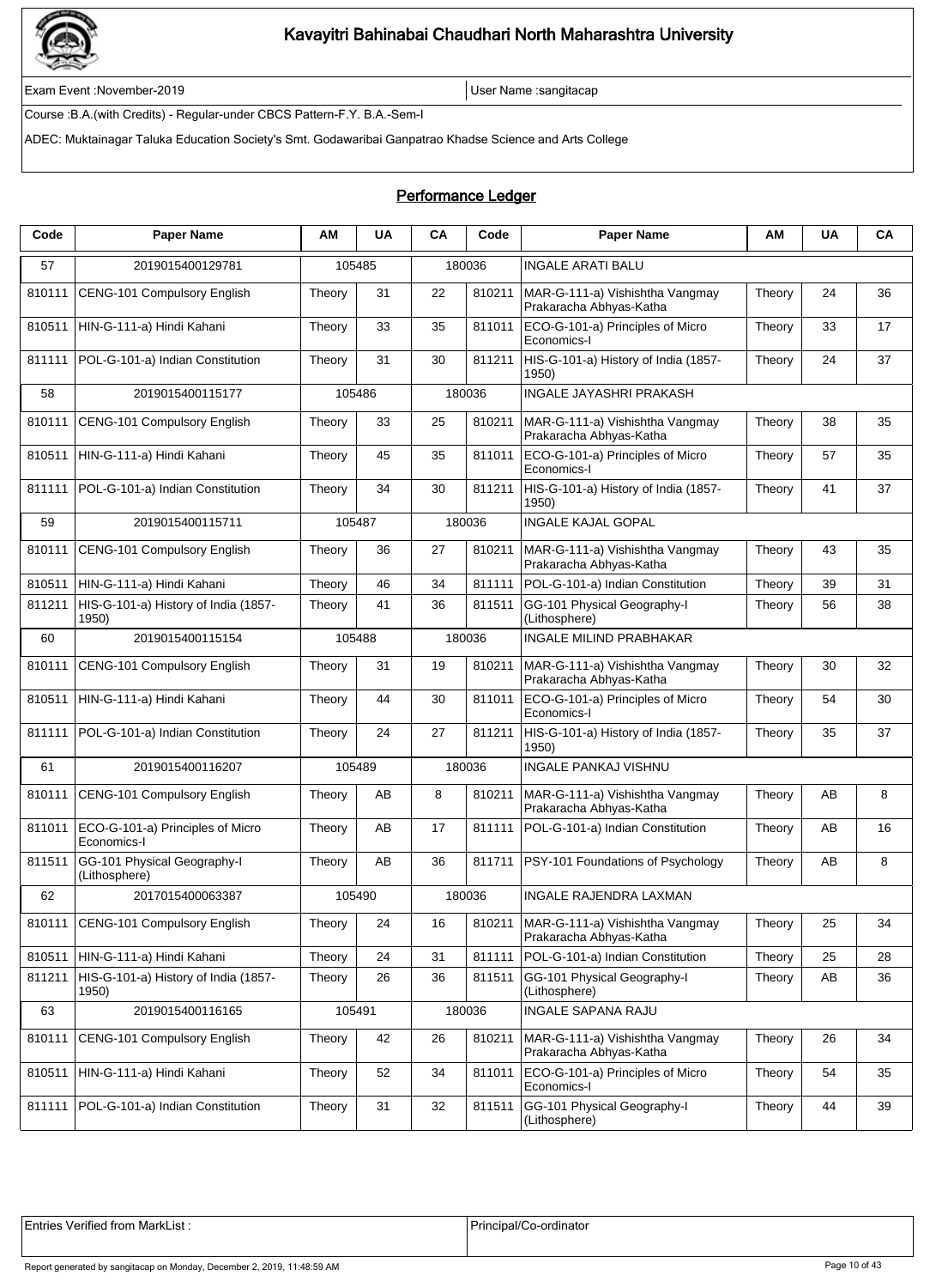# Kavayitri Bahinabai Chaudhari North Maharashtra University

Exam Event :November-2019 | User Name :sangitacap

Course :B.A.(with Credits) - Regular-under CBCS Pattern-F.Y. B.A.-Sem-I

ADEC: Muktainagar Taluka Education Society's Smt. Godawaribai Ganpatrao Khadse Science and Arts College

## Performance Ledger

| Code | Paper Name | AM | UA | CA | Code | Paper Name | AM | UA | CA |
|---|---|---|---|---|---|---|---|---|---|
| 57 | 2019015400129781 | 105485 | | 180036 | | INGALE ARATI BALU | | | |
| 810111 | CENG-101 Compulsory English | Theory | 31 | 22 | 810211 | MAR-G-111-a) Vishishtha Vangmay Prakaracha Abhyas-Katha | Theory | 24 | 36 |
| 810511 | HIN-G-111-a) Hindi Kahani | Theory | 33 | 35 | 811011 | ECO-G-101-a) Principles of Micro Economics-I | Theory | 33 | 17 |
| 811111 | POL-G-101-a) Indian Constitution | Theory | 31 | 30 | 811211 | HIS-G-101-a) History of India (1857-1950) | Theory | 24 | 37 |
| 58 | 2019015400115177 | 105486 | | 180036 | | INGALE JAYASHRI PRAKASH | | | |
| 810111 | CENG-101 Compulsory English | Theory | 33 | 25 | 810211 | MAR-G-111-a) Vishishtha Vangmay Prakaracha Abhyas-Katha | Theory | 38 | 35 |
| 810511 | HIN-G-111-a) Hindi Kahani | Theory | 45 | 35 | 811011 | ECO-G-101-a) Principles of Micro Economics-I | Theory | 57 | 35 |
| 811111 | POL-G-101-a) Indian Constitution | Theory | 34 | 30 | 811211 | HIS-G-101-a) History of India (1857-1950) | Theory | 41 | 37 |
| 59 | 2019015400115711 | 105487 | | 180036 | | INGALE KAJAL GOPAL | | | |
| 810111 | CENG-101 Compulsory English | Theory | 36 | 27 | 810211 | MAR-G-111-a) Vishishtha Vangmay Prakaracha Abhyas-Katha | Theory | 43 | 35 |
| 810511 | HIN-G-111-a) Hindi Kahani | Theory | 46 | 34 | 811111 | POL-G-101-a) Indian Constitution | Theory | 39 | 31 |
| 811211 | HIS-G-101-a) History of India (1857-1950) | Theory | 41 | 36 | 811511 | GG-101 Physical Geography-I (Lithosphere) | Theory | 56 | 38 |
| 60 | 2019015400115154 | 105488 | | 180036 | | INGALE MILIND PRABHAKAR | | | |
| 810111 | CENG-101 Compulsory English | Theory | 31 | 19 | 810211 | MAR-G-111-a) Vishishtha Vangmay Prakaracha Abhyas-Katha | Theory | 30 | 32 |
| 810511 | HIN-G-111-a) Hindi Kahani | Theory | 44 | 30 | 811011 | ECO-G-101-a) Principles of Micro Economics-I | Theory | 54 | 30 |
| 811111 | POL-G-101-a) Indian Constitution | Theory | 24 | 27 | 811211 | HIS-G-101-a) History of India (1857-1950) | Theory | 35 | 37 |
| 61 | 2019015400116207 | 105489 | | 180036 | | INGALE PANKAJ VISHNU | | | |
| 810111 | CENG-101 Compulsory English | Theory | AB | 8 | 810211 | MAR-G-111-a) Vishishtha Vangmay Prakaracha Abhyas-Katha | Theory | AB | 8 |
| 811011 | ECO-G-101-a) Principles of Micro Economics-I | Theory | AB | 17 | 811111 | POL-G-101-a) Indian Constitution | Theory | AB | 16 |
| 811511 | GG-101 Physical Geography-I (Lithosphere) | Theory | AB | 36 | 811711 | PSY-101 Foundations of Psychology | Theory | AB | 8 |
| 62 | 2017015400063387 | 105490 | | 180036 | | INGALE RAJENDRA LAXMAN | | | |
| 810111 | CENG-101 Compulsory English | Theory | 24 | 16 | 810211 | MAR-G-111-a) Vishishtha Vangmay Prakaracha Abhyas-Katha | Theory | 25 | 34 |
| 810511 | HIN-G-111-a) Hindi Kahani | Theory | 24 | 31 | 811111 | POL-G-101-a) Indian Constitution | Theory | 25 | 28 |
| 811211 | HIS-G-101-a) History of India (1857-1950) | Theory | 26 | 36 | 811511 | GG-101 Physical Geography-I (Lithosphere) | Theory | AB | 36 |
| 63 | 2019015400116165 | 105491 | | 180036 | | INGALE SAPANA RAJU | | | |
| 810111 | CENG-101 Compulsory English | Theory | 42 | 26 | 810211 | MAR-G-111-a) Vishishtha Vangmay Prakaracha Abhyas-Katha | Theory | 26 | 34 |
| 810511 | HIN-G-111-a) Hindi Kahani | Theory | 52 | 34 | 811011 | ECO-G-101-a) Principles of Micro Economics-I | Theory | 54 | 35 |
| 811111 | POL-G-101-a) Indian Constitution | Theory | 31 | 32 | 811511 | GG-101 Physical Geography-I (Lithosphere) | Theory | 44 | 39 |

| Entries Verified from MarkList : | Principal/Co-ordinator |
|---|---|

Report generated by sangitacap on Monday, December 2, 2019, 11:48:59 AM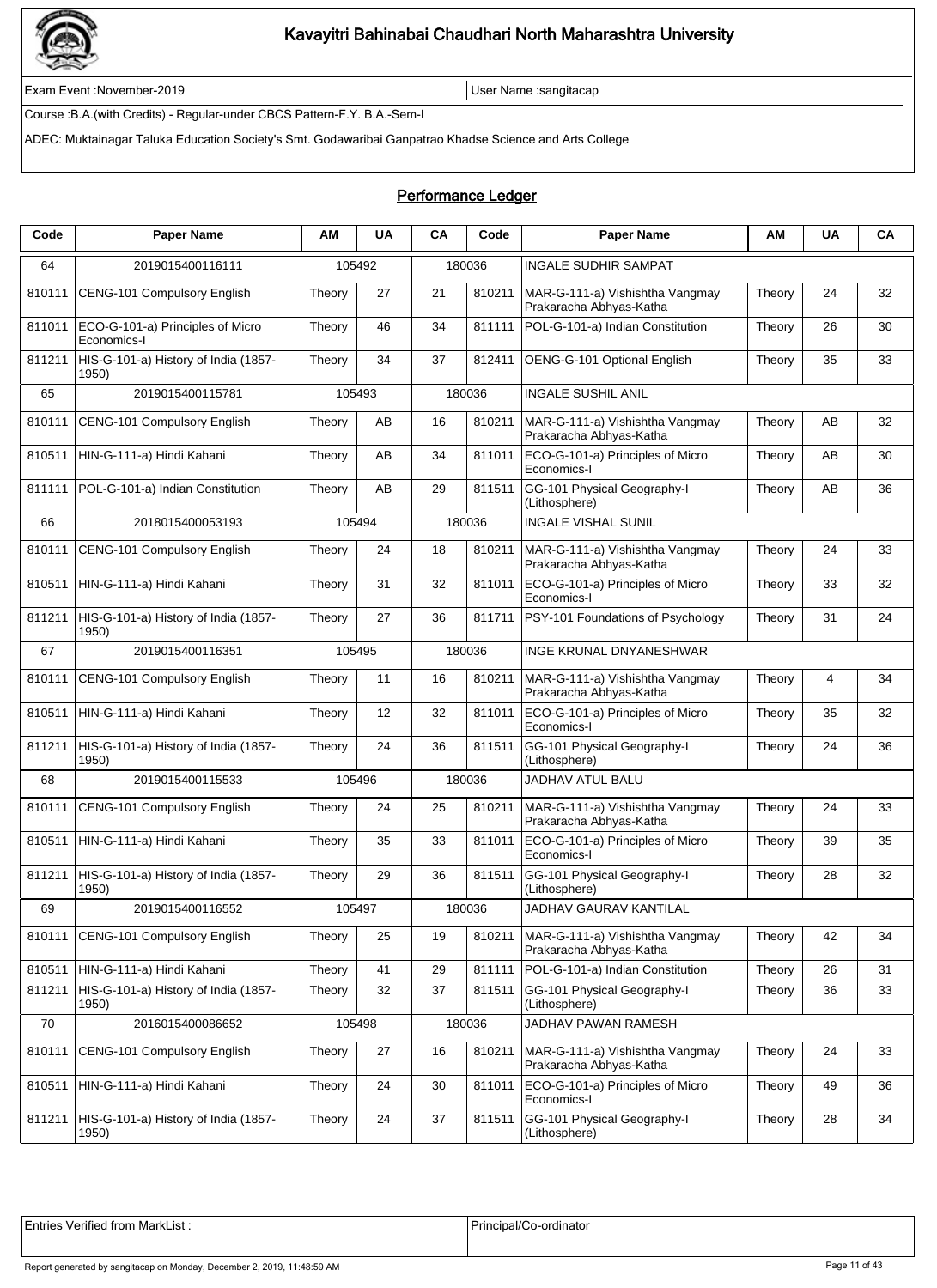# Kavayitri Bahinabai Chaudhari North Maharashtra University

Exam Event :November-2019 | User Name :sangitacap

Course :B.A.(with Credits) - Regular-under CBCS Pattern-F.Y. B.A.-Sem-I

ADEC: Muktainagar Taluka Education Society's Smt. Godawaribai Ganpatrao Khadse Science and Arts College

## Performance Ledger

| Code | Paper Name | AM | UA | CA | Code | Paper Name | AM | UA | CA |
|---|---|---|---|---|---|---|---|---|---|
| 64 | 2019015400116111 | 105492 | | 180036 | | INGALE SUDHIR SAMPAT | | | |
| 810111 | CENG-101 Compulsory English | Theory | 27 | 21 | 810211 | MAR-G-111-a) Vishishtha Vangmay Prakaracha Abhyas-Katha | Theory | 24 | 32 |
| 811011 | ECO-G-101-a) Principles of Micro Economics-I | Theory | 46 | 34 | 811111 | POL-G-101-a) Indian Constitution | Theory | 26 | 30 |
| 811211 | HIS-G-101-a) History of India (1857-1950) | Theory | 34 | 37 | 812411 | OENG-G-101 Optional English | Theory | 35 | 33 |
| 65 | 2019015400115781 | 105493 | | 180036 | | INGALE SUSHIL ANIL | | | |
| 810111 | CENG-101 Compulsory English | Theory | AB | 16 | 810211 | MAR-G-111-a) Vishishtha Vangmay Prakaracha Abhyas-Katha | Theory | AB | 32 |
| 810511 | HIN-G-111-a) Hindi Kahani | Theory | AB | 34 | 811011 | ECO-G-101-a) Principles of Micro Economics-I | Theory | AB | 30 |
| 811111 | POL-G-101-a) Indian Constitution | Theory | AB | 29 | 811511 | GG-101 Physical Geography-I (Lithosphere) | Theory | AB | 36 |
| 66 | 2018015400053193 | 105494 | | 180036 | | INGALE VISHAL SUNIL | | | |
| 810111 | CENG-101 Compulsory English | Theory | 24 | 18 | 810211 | MAR-G-111-a) Vishishtha Vangmay Prakaracha Abhyas-Katha | Theory | 24 | 33 |
| 810511 | HIN-G-111-a) Hindi Kahani | Theory | 31 | 32 | 811011 | ECO-G-101-a) Principles of Micro Economics-I | Theory | 33 | 32 |
| 811211 | HIS-G-101-a) History of India (1857-1950) | Theory | 27 | 36 | 811711 | PSY-101 Foundations of Psychology | Theory | 31 | 24 |
| 67 | 2019015400116351 | 105495 | | 180036 | | INGE KRUNAL DNYANESHWAR | | | |
| 810111 | CENG-101 Compulsory English | Theory | 11 | 16 | 810211 | MAR-G-111-a) Vishishtha Vangmay Prakaracha Abhyas-Katha | Theory | 4 | 34 |
| 810511 | HIN-G-111-a) Hindi Kahani | Theory | 12 | 32 | 811011 | ECO-G-101-a) Principles of Micro Economics-I | Theory | 35 | 32 |
| 811211 | HIS-G-101-a) History of India (1857-1950) | Theory | 24 | 36 | 811511 | GG-101 Physical Geography-I (Lithosphere) | Theory | 24 | 36 |
| 68 | 2019015400115533 | 105496 | | 180036 | | JADHAV ATUL BALU | | | |
| 810111 | CENG-101 Compulsory English | Theory | 24 | 25 | 810211 | MAR-G-111-a) Vishishtha Vangmay Prakaracha Abhyas-Katha | Theory | 24 | 33 |
| 810511 | HIN-G-111-a) Hindi Kahani | Theory | 35 | 33 | 811011 | ECO-G-101-a) Principles of Micro Economics-I | Theory | 39 | 35 |
| 811211 | HIS-G-101-a) History of India (1857-1950) | Theory | 29 | 36 | 811511 | GG-101 Physical Geography-I (Lithosphere) | Theory | 28 | 32 |
| 69 | 2019015400116552 | 105497 | | 180036 | | JADHAV GAURAV KANTILAL | | | |
| 810111 | CENG-101 Compulsory English | Theory | 25 | 19 | 810211 | MAR-G-111-a) Vishishtha Vangmay Prakaracha Abhyas-Katha | Theory | 42 | 34 |
| 810511 | HIN-G-111-a) Hindi Kahani | Theory | 41 | 29 | 811111 | POL-G-101-a) Indian Constitution | Theory | 26 | 31 |
| 811211 | HIS-G-101-a) History of India (1857-1950) | Theory | 32 | 37 | 811511 | GG-101 Physical Geography-I (Lithosphere) | Theory | 36 | 33 |
| 70 | 2016015400086652 | 105498 | | 180036 | | JADHAV PAWAN RAMESH | | | |
| 810111 | CENG-101 Compulsory English | Theory | 27 | 16 | 810211 | MAR-G-111-a) Vishishtha Vangmay Prakaracha Abhyas-Katha | Theory | 24 | 33 |
| 810511 | HIN-G-111-a) Hindi Kahani | Theory | 24 | 30 | 811011 | ECO-G-101-a) Principles of Micro Economics-I | Theory | 49 | 36 |
| 811211 | HIS-G-101-a) History of India (1857-1950) | Theory | 24 | 37 | 811511 | GG-101 Physical Geography-I (Lithosphere) | Theory | 28 | 34 |

| Entries Verified from MarkList : | Principal/Co-ordinator |
|---|---|

Report generated by sangitacap on Monday, December 2, 2019, 11:48:59 AM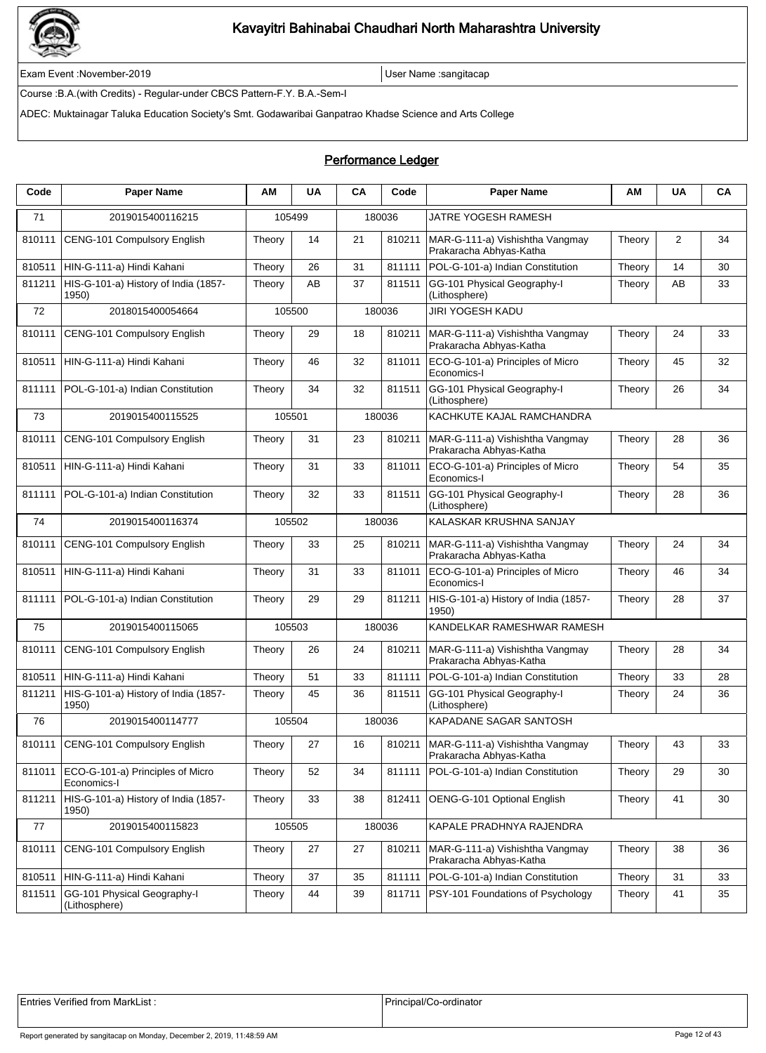# Kavayitri Bahinabai Chaudhari North Maharashtra University

Exam Event :November-2019 | User Name :sangitacap

Course :B.A.(with Credits) - Regular-under CBCS Pattern-F.Y. B.A.-Sem-I

ADEC: Muktainagar Taluka Education Society's Smt. Godawaribai Ganpatrao Khadse Science and Arts College

## Performance Ledger

| Code | Paper Name | AM | UA | CA | Code | Paper Name | AM | UA | CA |
|---|---|---|---|---|---|---|---|---|---|
| 71 | 2019015400116215 | 105499 | | 180036 | | JATRE YOGESH RAMESH | | | |
| 810111 | CENG-101 Compulsory English | Theory | 14 | 21 | 810211 | MAR-G-111-a) Vishishtha Vangmay Prakaracha Abhyas-Katha | Theory | 2 | 34 |
| 810511 | HIN-G-111-a) Hindi Kahani | Theory | 26 | 31 | 811111 | POL-G-101-a) Indian Constitution | Theory | 14 | 30 |
| 811211 | HIS-G-101-a) History of India (1857-1950) | Theory | AB | 37 | 811511 | GG-101 Physical Geography-I (Lithosphere) | Theory | AB | 33 |
| 72 | 2018015400054664 | 105500 | | 180036 | | JIRI YOGESH KADU | | | |
| 810111 | CENG-101 Compulsory English | Theory | 29 | 18 | 810211 | MAR-G-111-a) Vishishtha Vangmay Prakaracha Abhyas-Katha | Theory | 24 | 33 |
| 810511 | HIN-G-111-a) Hindi Kahani | Theory | 46 | 32 | 811011 | ECO-G-101-a) Principles of Micro Economics-I | Theory | 45 | 32 |
| 811111 | POL-G-101-a) Indian Constitution | Theory | 34 | 32 | 811511 | GG-101 Physical Geography-I (Lithosphere) | Theory | 26 | 34 |
| 73 | 2019015400115525 | 105501 | | 180036 | | KACHKUTE KAJAL RAMCHANDRA | | | |
| 810111 | CENG-101 Compulsory English | Theory | 31 | 23 | 810211 | MAR-G-111-a) Vishishtha Vangmay Prakaracha Abhyas-Katha | Theory | 28 | 36 |
| 810511 | HIN-G-111-a) Hindi Kahani | Theory | 31 | 33 | 811011 | ECO-G-101-a) Principles of Micro Economics-I | Theory | 54 | 35 |
| 811111 | POL-G-101-a) Indian Constitution | Theory | 32 | 33 | 811511 | GG-101 Physical Geography-I (Lithosphere) | Theory | 28 | 36 |
| 74 | 2019015400116374 | 105502 | | 180036 | | KALASKAR KRUSHNA SANJAY | | | |
| 810111 | CENG-101 Compulsory English | Theory | 33 | 25 | 810211 | MAR-G-111-a) Vishishtha Vangmay Prakaracha Abhyas-Katha | Theory | 24 | 34 |
| 810511 | HIN-G-111-a) Hindi Kahani | Theory | 31 | 33 | 811011 | ECO-G-101-a) Principles of Micro Economics-I | Theory | 46 | 34 |
| 811111 | POL-G-101-a) Indian Constitution | Theory | 29 | 29 | 811211 | HIS-G-101-a) History of India (1857-1950) | Theory | 28 | 37 |
| 75 | 2019015400115065 | 105503 | | 180036 | | KANDELKAR RAMESHWAR RAMESH | | | |
| 810111 | CENG-101 Compulsory English | Theory | 26 | 24 | 810211 | MAR-G-111-a) Vishishtha Vangmay Prakaracha Abhyas-Katha | Theory | 28 | 34 |
| 810511 | HIN-G-111-a) Hindi Kahani | Theory | 51 | 33 | 811111 | POL-G-101-a) Indian Constitution | Theory | 33 | 28 |
| 811211 | HIS-G-101-a) History of India (1857-1950) | Theory | 45 | 36 | 811511 | GG-101 Physical Geography-I (Lithosphere) | Theory | 24 | 36 |
| 76 | 2019015400114777 | 105504 | | 180036 | | KAPADANE SAGAR SANTOSH | | | |
| 810111 | CENG-101 Compulsory English | Theory | 27 | 16 | 810211 | MAR-G-111-a) Vishishtha Vangmay Prakaracha Abhyas-Katha | Theory | 43 | 33 |
| 811011 | ECO-G-101-a) Principles of Micro Economics-I | Theory | 52 | 34 | 811111 | POL-G-101-a) Indian Constitution | Theory | 29 | 30 |
| 811211 | HIS-G-101-a) History of India (1857-1950) | Theory | 33 | 38 | 812411 | OENG-G-101 Optional English | Theory | 41 | 30 |
| 77 | 2019015400115823 | 105505 | | 180036 | | KAPALE PRADHNYA RAJENDRA | | | |
| 810111 | CENG-101 Compulsory English | Theory | 27 | 27 | 810211 | MAR-G-111-a) Vishishtha Vangmay Prakaracha Abhyas-Katha | Theory | 38 | 36 |
| 810511 | HIN-G-111-a) Hindi Kahani | Theory | 37 | 35 | 811111 | POL-G-101-a) Indian Constitution | Theory | 31 | 33 |
| 811511 | GG-101 Physical Geography-I (Lithosphere) | Theory | 44 | 39 | 811711 | PSY-101 Foundations of Psychology | Theory | 41 | 35 |

Entries Verified from MarkList : | Principal/Co-ordinator

Report generated by sangitacap on Monday, December 2, 2019, 11:48:59 AM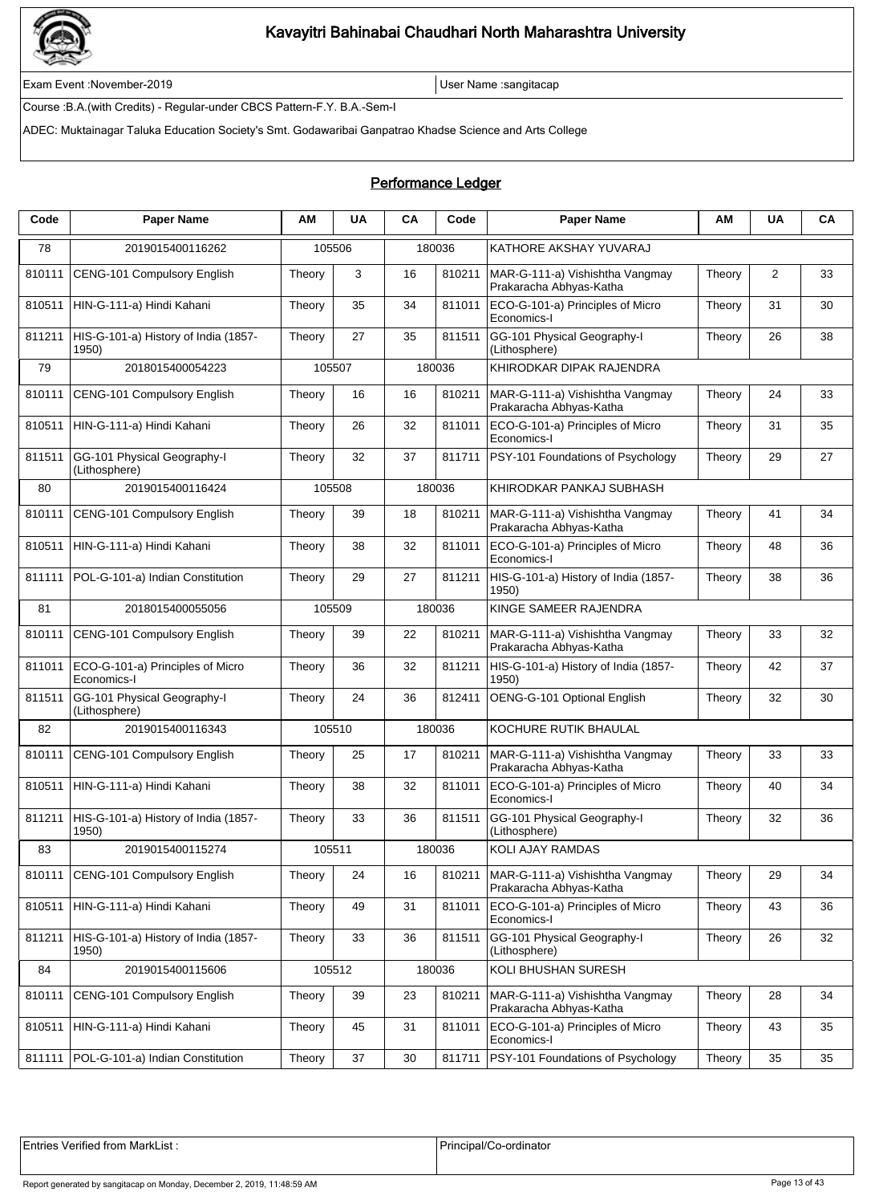# Kavayitri Bahinabai Chaudhari North Maharashtra University

Exam Event :November-2019 | User Name :sangitacap

Course :B.A.(with Credits) - Regular-under CBCS Pattern-F.Y. B.A.-Sem-I

ADEC: Muktainagar Taluka Education Society's Smt. Godawaribai Ganpatrao Khadse Science and Arts College

## Performance Ledger

| Code | Paper Name | AM | UA | CA | Code | Paper Name | AM | UA | CA |
|---|---|---|---|---|---|---|---|---|---|
| 78 | 2019015400116262 | 105506 | | 180036 | | KATHORE AKSHAY YUVARAJ | | | |
| 810111 | CENG-101 Compulsory English | Theory | 3 | 16 | 810211 | MAR-G-111-a) Vishishtha Vangmay Prakaracha Abhyas-Katha | Theory | 2 | 33 |
| 810511 | HIN-G-111-a) Hindi Kahani | Theory | 35 | 34 | 811011 | ECO-G-101-a) Principles of Micro Economics-I | Theory | 31 | 30 |
| 811211 | HIS-G-101-a) History of India (1857-1950) | Theory | 27 | 35 | 811511 | GG-101 Physical Geography-I (Lithosphere) | Theory | 26 | 38 |
| 79 | 2018015400054223 | 105507 | | 180036 | | KHIRODKAR DIPAK RAJENDRA | | | |
| 810111 | CENG-101 Compulsory English | Theory | 16 | 16 | 810211 | MAR-G-111-a) Vishishtha Vangmay Prakaracha Abhyas-Katha | Theory | 24 | 33 |
| 810511 | HIN-G-111-a) Hindi Kahani | Theory | 26 | 32 | 811011 | ECO-G-101-a) Principles of Micro Economics-I | Theory | 31 | 35 |
| 811511 | GG-101 Physical Geography-I (Lithosphere) | Theory | 32 | 37 | 811711 | PSY-101 Foundations of Psychology | Theory | 29 | 27 |
| 80 | 2019015400116424 | 105508 | | 180036 | | KHIRODKAR PANKAJ SUBHASH | | | |
| 810111 | CENG-101 Compulsory English | Theory | 39 | 18 | 810211 | MAR-G-111-a) Vishishtha Vangmay Prakaracha Abhyas-Katha | Theory | 41 | 34 |
| 810511 | HIN-G-111-a) Hindi Kahani | Theory | 38 | 32 | 811011 | ECO-G-101-a) Principles of Micro Economics-I | Theory | 48 | 36 |
| 811111 | POL-G-101-a) Indian Constitution | Theory | 29 | 27 | 811211 | HIS-G-101-a) History of India (1857-1950) | Theory | 38 | 36 |
| 81 | 2018015400055056 | 105509 | | 180036 | | KINGE SAMEER RAJENDRA | | | |
| 810111 | CENG-101 Compulsory English | Theory | 39 | 22 | 810211 | MAR-G-111-a) Vishishtha Vangmay Prakaracha Abhyas-Katha | Theory | 33 | 32 |
| 811011 | ECO-G-101-a) Principles of Micro Economics-I | Theory | 36 | 32 | 811211 | HIS-G-101-a) History of India (1857-1950) | Theory | 42 | 37 |
| 811511 | GG-101 Physical Geography-I (Lithosphere) | Theory | 24 | 36 | 812411 | OENG-G-101 Optional English | Theory | 32 | 30 |
| 82 | 2019015400116343 | 105510 | | 180036 | | KOCHURE RUTIK BHAULAL | | | |
| 810111 | CENG-101 Compulsory English | Theory | 25 | 17 | 810211 | MAR-G-111-a) Vishishtha Vangmay Prakaracha Abhyas-Katha | Theory | 33 | 33 |
| 810511 | HIN-G-111-a) Hindi Kahani | Theory | 38 | 32 | 811011 | ECO-G-101-a) Principles of Micro Economics-I | Theory | 40 | 34 |
| 811211 | HIS-G-101-a) History of India (1857-1950) | Theory | 33 | 36 | 811511 | GG-101 Physical Geography-I (Lithosphere) | Theory | 32 | 36 |
| 83 | 2019015400115274 | 105511 | | 180036 | | KOLI AJAY RAMDAS | | | |
| 810111 | CENG-101 Compulsory English | Theory | 24 | 16 | 810211 | MAR-G-111-a) Vishishtha Vangmay Prakaracha Abhyas-Katha | Theory | 29 | 34 |
| 810511 | HIN-G-111-a) Hindi Kahani | Theory | 49 | 31 | 811011 | ECO-G-101-a) Principles of Micro Economics-I | Theory | 43 | 36 |
| 811211 | HIS-G-101-a) History of India (1857-1950) | Theory | 33 | 36 | 811511 | GG-101 Physical Geography-I (Lithosphere) | Theory | 26 | 32 |
| 84 | 2019015400115606 | 105512 | | 180036 | | KOLI BHUSHAN SURESH | | | |
| 810111 | CENG-101 Compulsory English | Theory | 39 | 23 | 810211 | MAR-G-111-a) Vishishtha Vangmay Prakaracha Abhyas-Katha | Theory | 28 | 34 |
| 810511 | HIN-G-111-a) Hindi Kahani | Theory | 45 | 31 | 811011 | ECO-G-101-a) Principles of Micro Economics-I | Theory | 43 | 35 |
| 811111 | POL-G-101-a) Indian Constitution | Theory | 37 | 30 | 811711 | PSY-101 Foundations of Psychology | Theory | 35 | 35 |

| Entries Verified from MarkList : | Principal/Co-ordinator |
|---|---|

Report generated by sangitacap on Monday, December 2, 2019, 11:48:59 AM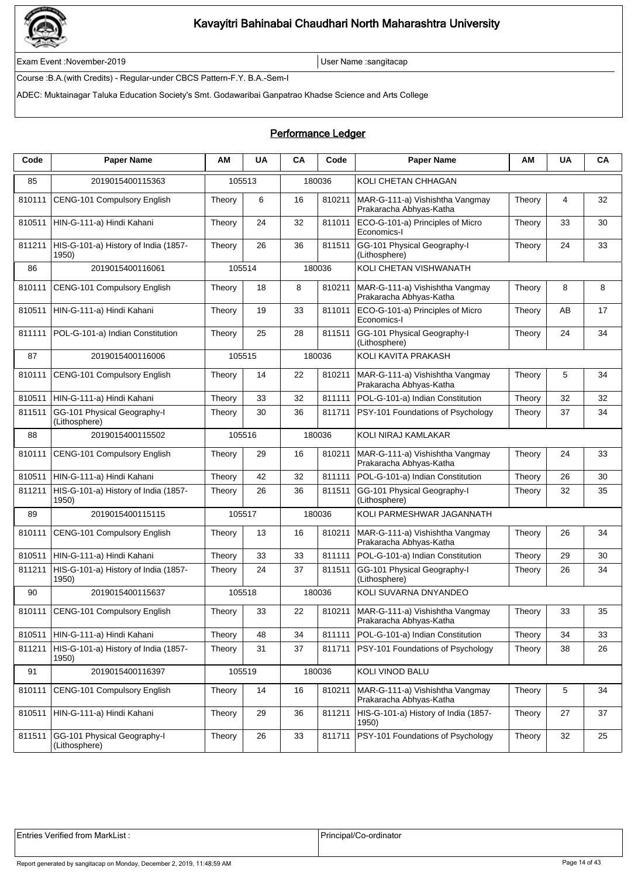# Kavayitri Bahinabai Chaudhari North Maharashtra University

Exam Event :November-2019 | User Name :sangitacap

Course :B.A.(with Credits) - Regular-under CBCS Pattern-F.Y. B.A.-Sem-I

ADEC: Muktainagar Taluka Education Society's Smt. Godawaribai Ganpatrao Khadse Science and Arts College

## Performance Ledger

| Code | Paper Name | AM | UA | CA | Code | Paper Name | AM | UA | CA |
|---|---|---|---|---|---|---|---|---|---|
| 85 | 2019015400115363 | 105513 | | 180036 | | KOLI CHETAN CHHAGAN | | | |
| 810111 | CENG-101 Compulsory English | Theory | 6 | 16 | 810211 | MAR-G-111-a) Vishishtha Vangmay Prakaracha Abhyas-Katha | Theory | 4 | 32 |
| 810511 | HIN-G-111-a) Hindi Kahani | Theory | 24 | 32 | 811011 | ECO-G-101-a) Principles of Micro Economics-I | Theory | 33 | 30 |
| 811211 | HIS-G-101-a) History of India (1857-1950) | Theory | 26 | 36 | 811511 | GG-101 Physical Geography-I (Lithosphere) | Theory | 24 | 33 |
| 86 | 2019015400116061 | 105514 | | 180036 | | KOLI CHETAN VISHWANATH | | | |
| 810111 | CENG-101 Compulsory English | Theory | 18 | 8 | 810211 | MAR-G-111-a) Vishishtha Vangmay Prakaracha Abhyas-Katha | Theory | 8 | 8 |
| 810511 | HIN-G-111-a) Hindi Kahani | Theory | 19 | 33 | 811011 | ECO-G-101-a) Principles of Micro Economics-I | Theory | AB | 17 |
| 811111 | POL-G-101-a) Indian Constitution | Theory | 25 | 28 | 811511 | GG-101 Physical Geography-I (Lithosphere) | Theory | 24 | 34 |
| 87 | 2019015400116006 | 105515 | | 180036 | | KOLI KAVITA PRAKASH | | | |
| 810111 | CENG-101 Compulsory English | Theory | 14 | 22 | 810211 | MAR-G-111-a) Vishishtha Vangmay Prakaracha Abhyas-Katha | Theory | 5 | 34 |
| 810511 | HIN-G-111-a) Hindi Kahani | Theory | 33 | 32 | 811111 | POL-G-101-a) Indian Constitution | Theory | 32 | 32 |
| 811511 | GG-101 Physical Geography-I (Lithosphere) | Theory | 30 | 36 | 811711 | PSY-101 Foundations of Psychology | Theory | 37 | 34 |
| 88 | 2019015400115502 | 105516 | | 180036 | | KOLI NIRAJ KAMLAKAR | | | |
| 810111 | CENG-101 Compulsory English | Theory | 29 | 16 | 810211 | MAR-G-111-a) Vishishtha Vangmay Prakaracha Abhyas-Katha | Theory | 24 | 33 |
| 810511 | HIN-G-111-a) Hindi Kahani | Theory | 42 | 32 | 811111 | POL-G-101-a) Indian Constitution | Theory | 26 | 30 |
| 811211 | HIS-G-101-a) History of India (1857-1950) | Theory | 26 | 36 | 811511 | GG-101 Physical Geography-I (Lithosphere) | Theory | 32 | 35 |
| 89 | 2019015400115115 | 105517 | | 180036 | | KOLI PARMESHWAR JAGANNATH | | | |
| 810111 | CENG-101 Compulsory English | Theory | 13 | 16 | 810211 | MAR-G-111-a) Vishishtha Vangmay Prakaracha Abhyas-Katha | Theory | 26 | 34 |
| 810511 | HIN-G-111-a) Hindi Kahani | Theory | 33 | 33 | 811111 | POL-G-101-a) Indian Constitution | Theory | 29 | 30 |
| 811211 | HIS-G-101-a) History of India (1857-1950) | Theory | 24 | 37 | 811511 | GG-101 Physical Geography-I (Lithosphere) | Theory | 26 | 34 |
| 90 | 2019015400115637 | 105518 | | 180036 | | KOLI SUVARNA DNYANDEO | | | |
| 810111 | CENG-101 Compulsory English | Theory | 33 | 22 | 810211 | MAR-G-111-a) Vishishtha Vangmay Prakaracha Abhyas-Katha | Theory | 33 | 35 |
| 810511 | HIN-G-111-a) Hindi Kahani | Theory | 48 | 34 | 811111 | POL-G-101-a) Indian Constitution | Theory | 34 | 33 |
| 811211 | HIS-G-101-a) History of India (1857-1950) | Theory | 31 | 37 | 811711 | PSY-101 Foundations of Psychology | Theory | 38 | 26 |
| 91 | 2019015400116397 | 105519 | | 180036 | | KOLI VINOD BALU | | | |
| 810111 | CENG-101 Compulsory English | Theory | 14 | 16 | 810211 | MAR-G-111-a) Vishishtha Vangmay Prakaracha Abhyas-Katha | Theory | 5 | 34 |
| 810511 | HIN-G-111-a) Hindi Kahani | Theory | 29 | 36 | 811211 | HIS-G-101-a) History of India (1857-1950) | Theory | 27 | 37 |
| 811511 | GG-101 Physical Geography-I (Lithosphere) | Theory | 26 | 33 | 811711 | PSY-101 Foundations of Psychology | Theory | 32 | 25 |

| Entries Verified from MarkList : | Principal/Co-ordinator |
|---|---|

Report generated by sangitacap on Monday, December 2, 2019, 11:48:59 AM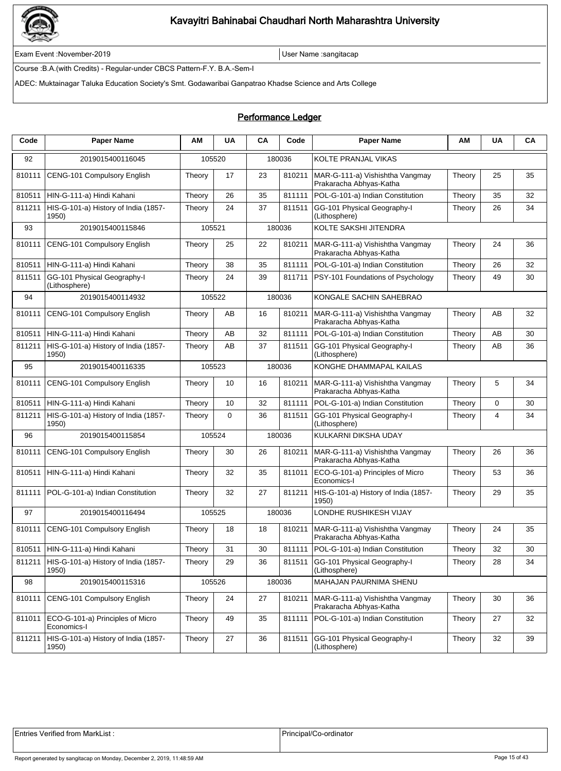# Kavayitri Bahinabai Chaudhari North Maharashtra University

Exam Event :November-2019 | User Name :sangitacap

Course :B.A.(with Credits) - Regular-under CBCS Pattern-F.Y. B.A.-Sem-I

ADEC: Muktainagar Taluka Education Society's Smt. Godawaribai Ganpatrao Khadse Science and Arts College

## Performance Ledger

| Code | Paper Name | AM | UA | CA | Code | Paper Name | AM | UA | CA |
|---|---|---|---|---|---|---|---|---|---|
| 92 | 2019015400116045 | 105520 | | 180036 | | KOLTE PRANJAL VIKAS | | | |
| 810111 | CENG-101 Compulsory English | Theory | 17 | 23 | 810211 | MAR-G-111-a) Vishishtha Vangmay Prakaracha Abhyas-Katha | Theory | 25 | 35 |
| 810511 | HIN-G-111-a) Hindi Kahani | Theory | 26 | 35 | 811111 | POL-G-101-a) Indian Constitution | Theory | 35 | 32 |
| 811211 | HIS-G-101-a) History of India (1857-1950) | Theory | 24 | 37 | 811511 | GG-101 Physical Geography-I (Lithosphere) | Theory | 26 | 34 |
| 93 | 2019015400115846 | 105521 | | 180036 | | KOLTE SAKSHI JITENDRA | | | |
| 810111 | CENG-101 Compulsory English | Theory | 25 | 22 | 810211 | MAR-G-111-a) Vishishtha Vangmay Prakaracha Abhyas-Katha | Theory | 24 | 36 |
| 810511 | HIN-G-111-a) Hindi Kahani | Theory | 38 | 35 | 811111 | POL-G-101-a) Indian Constitution | Theory | 26 | 32 |
| 811511 | GG-101 Physical Geography-I (Lithosphere) | Theory | 24 | 39 | 811711 | PSY-101 Foundations of Psychology | Theory | 49 | 30 |
| 94 | 2019015400114932 | 105522 | | 180036 | | KONGALE SACHIN SAHEBRAO | | | |
| 810111 | CENG-101 Compulsory English | Theory | AB | 16 | 810211 | MAR-G-111-a) Vishishtha Vangmay Prakaracha Abhyas-Katha | Theory | AB | 32 |
| 810511 | HIN-G-111-a) Hindi Kahani | Theory | AB | 32 | 811111 | POL-G-101-a) Indian Constitution | Theory | AB | 30 |
| 811211 | HIS-G-101-a) History of India (1857-1950) | Theory | AB | 37 | 811511 | GG-101 Physical Geography-I (Lithosphere) | Theory | AB | 36 |
| 95 | 2019015400116335 | 105523 | | 180036 | | KONGHE DHAMMAPAL KAILAS | | | |
| 810111 | CENG-101 Compulsory English | Theory | 10 | 16 | 810211 | MAR-G-111-a) Vishishtha Vangmay Prakaracha Abhyas-Katha | Theory | 5 | 34 |
| 810511 | HIN-G-111-a) Hindi Kahani | Theory | 10 | 32 | 811111 | POL-G-101-a) Indian Constitution | Theory | 0 | 30 |
| 811211 | HIS-G-101-a) History of India (1857-1950) | Theory | 0 | 36 | 811511 | GG-101 Physical Geography-I (Lithosphere) | Theory | 4 | 34 |
| 96 | 2019015400115854 | 105524 | | 180036 | | KULKARNI DIKSHA UDAY | | | |
| 810111 | CENG-101 Compulsory English | Theory | 30 | 26 | 810211 | MAR-G-111-a) Vishishtha Vangmay Prakaracha Abhyas-Katha | Theory | 26 | 36 |
| 810511 | HIN-G-111-a) Hindi Kahani | Theory | 32 | 35 | 811011 | ECO-G-101-a) Principles of Micro Economics-I | Theory | 53 | 36 |
| 811111 | POL-G-101-a) Indian Constitution | Theory | 32 | 27 | 811211 | HIS-G-101-a) History of India (1857-1950) | Theory | 29 | 35 |
| 97 | 2019015400116494 | 105525 | | 180036 | | LONDHE RUSHIKESH VIJAY | | | |
| 810111 | CENG-101 Compulsory English | Theory | 18 | 18 | 810211 | MAR-G-111-a) Vishishtha Vangmay Prakaracha Abhyas-Katha | Theory | 24 | 35 |
| 810511 | HIN-G-111-a) Hindi Kahani | Theory | 31 | 30 | 811111 | POL-G-101-a) Indian Constitution | Theory | 32 | 30 |
| 811211 | HIS-G-101-a) History of India (1857-1950) | Theory | 29 | 36 | 811511 | GG-101 Physical Geography-I (Lithosphere) | Theory | 28 | 34 |
| 98 | 2019015400115316 | 105526 | | 180036 | | MAHAJAN PAURNIMA SHENU | | | |
| 810111 | CENG-101 Compulsory English | Theory | 24 | 27 | 810211 | MAR-G-111-a) Vishishtha Vangmay Prakaracha Abhyas-Katha | Theory | 30 | 36 |
| 811011 | ECO-G-101-a) Principles of Micro Economics-I | Theory | 49 | 35 | 811111 | POL-G-101-a) Indian Constitution | Theory | 27 | 32 |
| 811211 | HIS-G-101-a) History of India (1857-1950) | Theory | 27 | 36 | 811511 | GG-101 Physical Geography-I (Lithosphere) | Theory | 32 | 39 |

| Entries Verified from MarkList : | Principal/Co-ordinator |
|---|---|

Report generated by sangitacap on Monday, December 2, 2019, 11:48:59 AM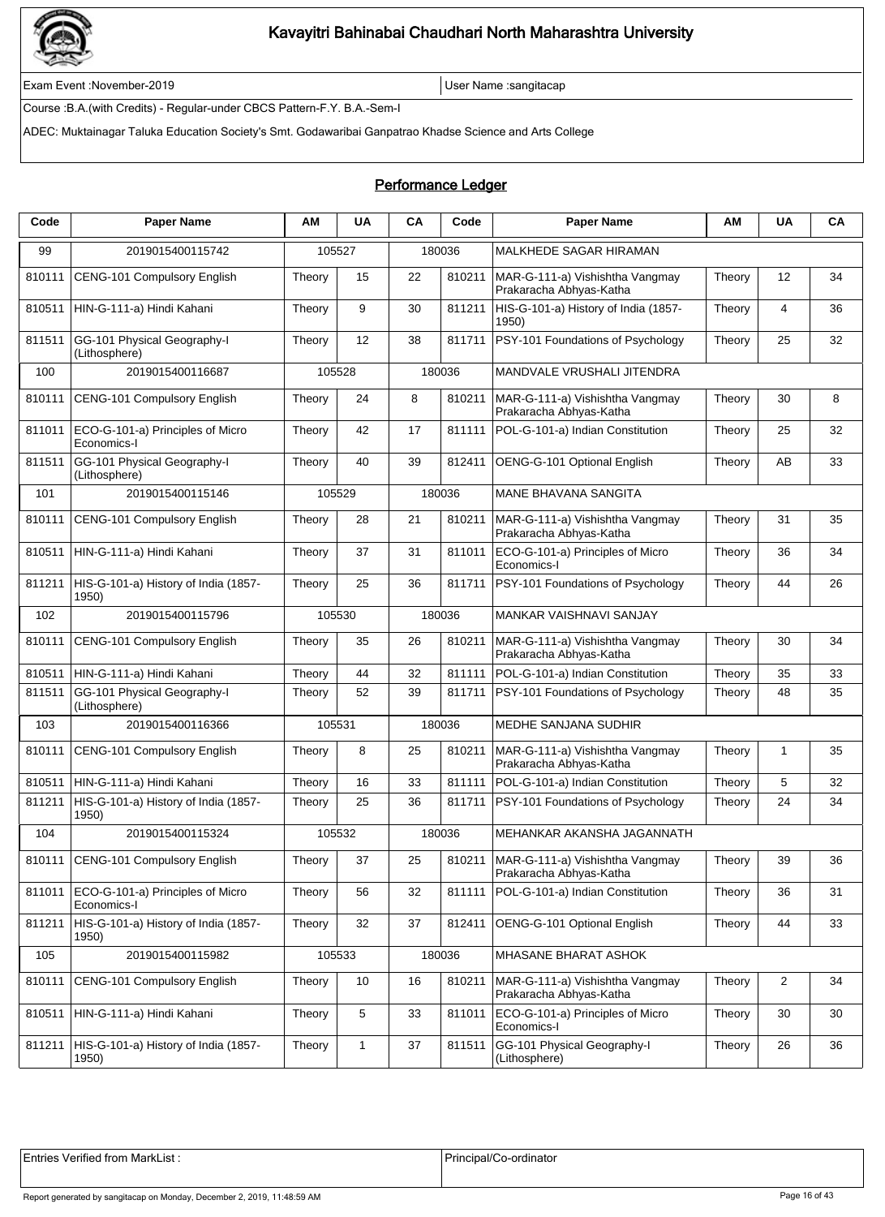# Kavayitri Bahinabai Chaudhari North Maharashtra University

Exam Event :November-2019 | User Name :sangitacap

Course :B.A.(with Credits) - Regular-under CBCS Pattern-F.Y. B.A.-Sem-I

ADEC: Muktainagar Taluka Education Society's Smt. Godawaribai Ganpatrao Khadse Science and Arts College

## Performance Ledger

| Code | Paper Name | AM | UA | CA | Code | Paper Name | AM | UA | CA |
|---|---|---|---|---|---|---|---|---|---|
| 99 | 2019015400115742 | 105527 | | 180036 | | MALKHEDE SAGAR HIRAMAN | | | |
| 810111 | CENG-101 Compulsory English | Theory | 15 | 22 | 810211 | MAR-G-111-a) Vishishtha Vangmay Prakaracha Abhyas-Katha | Theory | 12 | 34 |
| 810511 | HIN-G-111-a) Hindi Kahani | Theory | 9 | 30 | 811211 | HIS-G-101-a) History of India (1857-1950) | Theory | 4 | 36 |
| 811511 | GG-101 Physical Geography-I (Lithosphere) | Theory | 12 | 38 | 811711 | PSY-101 Foundations of Psychology | Theory | 25 | 32 |
| 100 | 2019015400116687 | 105528 | | 180036 | | MANDVALE VRUSHALI JITENDRA | | | |
| 810111 | CENG-101 Compulsory English | Theory | 24 | 8 | 810211 | MAR-G-111-a) Vishishtha Vangmay Prakaracha Abhyas-Katha | Theory | 30 | 8 |
| 811011 | ECO-G-101-a) Principles of Micro Economics-I | Theory | 42 | 17 | 811111 | POL-G-101-a) Indian Constitution | Theory | 25 | 32 |
| 811511 | GG-101 Physical Geography-I (Lithosphere) | Theory | 40 | 39 | 812411 | OENG-G-101 Optional English | Theory | AB | 33 |
| 101 | 2019015400115146 | 105529 | | 180036 | | MANE BHAVANA SANGITA | | | |
| 810111 | CENG-101 Compulsory English | Theory | 28 | 21 | 810211 | MAR-G-111-a) Vishishtha Vangmay Prakaracha Abhyas-Katha | Theory | 31 | 35 |
| 810511 | HIN-G-111-a) Hindi Kahani | Theory | 37 | 31 | 811011 | ECO-G-101-a) Principles of Micro Economics-I | Theory | 36 | 34 |
| 811211 | HIS-G-101-a) History of India (1857-1950) | Theory | 25 | 36 | 811711 | PSY-101 Foundations of Psychology | Theory | 44 | 26 |
| 102 | 2019015400115796 | 105530 | | 180036 | | MANKAR VAISHNAVI SANJAY | | | |
| 810111 | CENG-101 Compulsory English | Theory | 35 | 26 | 810211 | MAR-G-111-a) Vishishtha Vangmay Prakaracha Abhyas-Katha | Theory | 30 | 34 |
| 810511 | HIN-G-111-a) Hindi Kahani | Theory | 44 | 32 | 811111 | POL-G-101-a) Indian Constitution | Theory | 35 | 33 |
| 811511 | GG-101 Physical Geography-I (Lithosphere) | Theory | 52 | 39 | 811711 | PSY-101 Foundations of Psychology | Theory | 48 | 35 |
| 103 | 2019015400116366 | 105531 | | 180036 | | MEDHE SANJANA SUDHIR | | | |
| 810111 | CENG-101 Compulsory English | Theory | 8 | 25 | 810211 | MAR-G-111-a) Vishishtha Vangmay Prakaracha Abhyas-Katha | Theory | 1 | 35 |
| 810511 | HIN-G-111-a) Hindi Kahani | Theory | 16 | 33 | 811111 | POL-G-101-a) Indian Constitution | Theory | 5 | 32 |
| 811211 | HIS-G-101-a) History of India (1857-1950) | Theory | 25 | 36 | 811711 | PSY-101 Foundations of Psychology | Theory | 24 | 34 |
| 104 | 2019015400115324 | 105532 | | 180036 | | MEHANKAR AKANSHA JAGANNATH | | | |
| 810111 | CENG-101 Compulsory English | Theory | 37 | 25 | 810211 | MAR-G-111-a) Vishishtha Vangmay Prakaracha Abhyas-Katha | Theory | 39 | 36 |
| 811011 | ECO-G-101-a) Principles of Micro Economics-I | Theory | 56 | 32 | 811111 | POL-G-101-a) Indian Constitution | Theory | 36 | 31 |
| 811211 | HIS-G-101-a) History of India (1857-1950) | Theory | 32 | 37 | 812411 | OENG-G-101 Optional English | Theory | 44 | 33 |
| 105 | 2019015400115982 | 105533 | | 180036 | | MHASANE BHARAT ASHOK | | | |
| 810111 | CENG-101 Compulsory English | Theory | 10 | 16 | 810211 | MAR-G-111-a) Vishishtha Vangmay Prakaracha Abhyas-Katha | Theory | 2 | 34 |
| 810511 | HIN-G-111-a) Hindi Kahani | Theory | 5 | 33 | 811011 | ECO-G-101-a) Principles of Micro Economics-I | Theory | 30 | 30 |
| 811211 | HIS-G-101-a) History of India (1857-1950) | Theory | 1 | 37 | 811511 | GG-101 Physical Geography-I (Lithosphere) | Theory | 26 | 36 |

| Entries Verified from MarkList : | Principal/Co-ordinator |
|---|---|

Report generated by sangitacap on Monday, December 2, 2019, 11:48:59 AM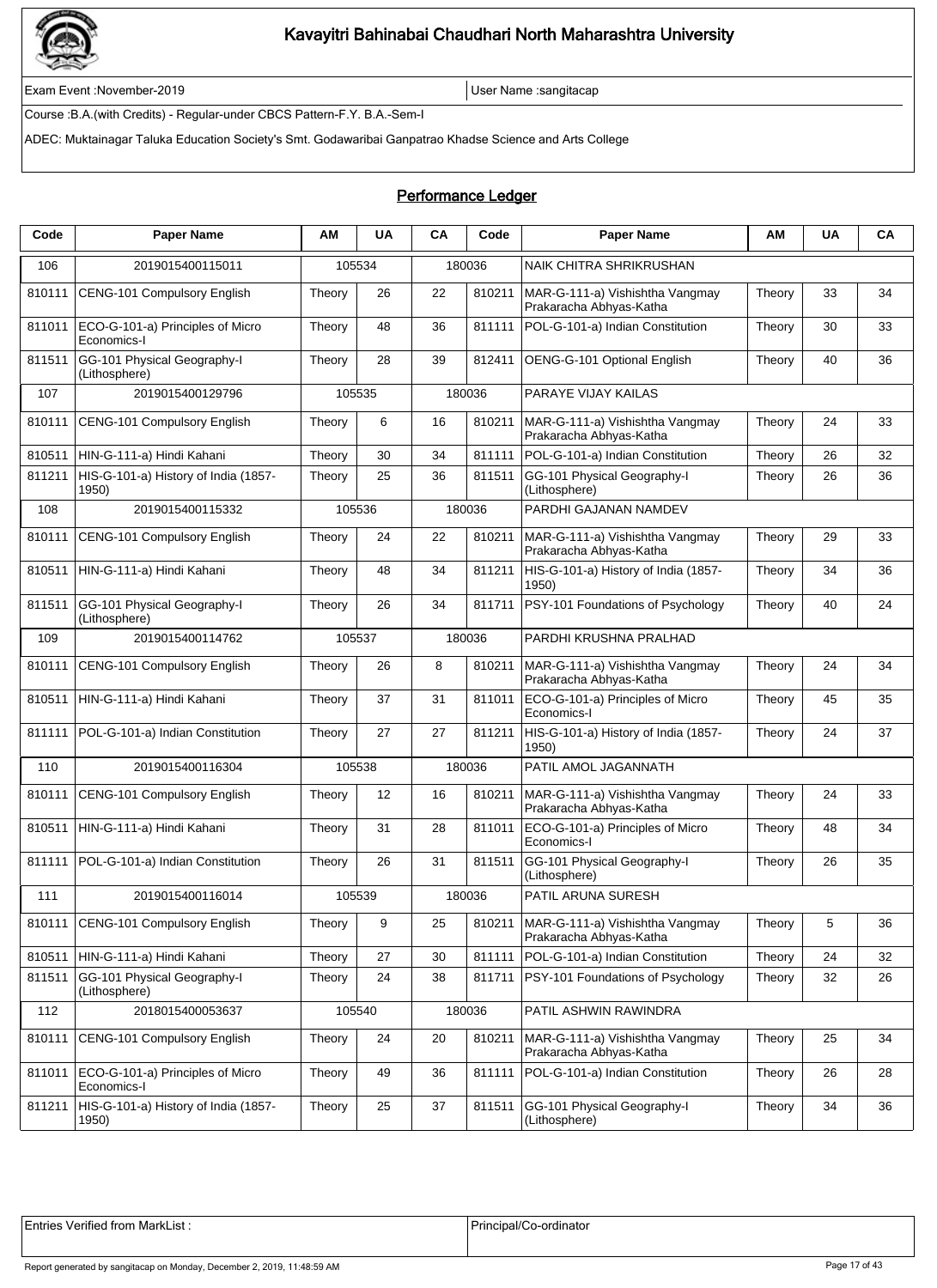# Kavayitri Bahinabai Chaudhari North Maharashtra University

Exam Event :November-2019 | User Name :sangitacap

Course :B.A.(with Credits) - Regular-under CBCS Pattern-F.Y. B.A.-Sem-I

ADEC: Muktainagar Taluka Education Society's Smt. Godawaribai Ganpatrao Khadse Science and Arts College

## Performance Ledger

| Code | Paper Name | AM | UA | CA | Code | Paper Name | AM | UA | CA |
|---|---|---|---|---|---|---|---|---|---|
| 106 | 2019015400115011 | 105534 | | 180036 | | NAIK CHITRA SHRIKRUSHAN | | | |
| 810111 | CENG-101 Compulsory English | Theory | 26 | 22 | 810211 | MAR-G-111-a) Vishishtha Vangmay Prakaracha Abhyas-Katha | Theory | 33 | 34 |
| 811011 | ECO-G-101-a) Principles of Micro Economics-I | Theory | 48 | 36 | 811111 | POL-G-101-a) Indian Constitution | Theory | 30 | 33 |
| 811511 | GG-101 Physical Geography-I (Lithosphere) | Theory | 28 | 39 | 812411 | OENG-G-101 Optional English | Theory | 40 | 36 |
| 107 | 2019015400129796 | 105535 | | 180036 | | PARAYE VIJAY KAILAS | | | |
| 810111 | CENG-101 Compulsory English | Theory | 6 | 16 | 810211 | MAR-G-111-a) Vishishtha Vangmay Prakaracha Abhyas-Katha | Theory | 24 | 33 |
| 810511 | HIN-G-111-a) Hindi Kahani | Theory | 30 | 34 | 811111 | POL-G-101-a) Indian Constitution | Theory | 26 | 32 |
| 811211 | HIS-G-101-a) History of India (1857-1950) | Theory | 25 | 36 | 811511 | GG-101 Physical Geography-I (Lithosphere) | Theory | 26 | 36 |
| 108 | 2019015400115332 | 105536 | | 180036 | | PARDHI GAJANAN NAMDEV | | | |
| 810111 | CENG-101 Compulsory English | Theory | 24 | 22 | 810211 | MAR-G-111-a) Vishishtha Vangmay Prakaracha Abhyas-Katha | Theory | 29 | 33 |
| 810511 | HIN-G-111-a) Hindi Kahani | Theory | 48 | 34 | 811211 | HIS-G-101-a) History of India (1857-1950) | Theory | 34 | 36 |
| 811511 | GG-101 Physical Geography-I (Lithosphere) | Theory | 26 | 34 | 811711 | PSY-101 Foundations of Psychology | Theory | 40 | 24 |
| 109 | 2019015400114762 | 105537 | | 180036 | | PARDHI KRUSHNA PRALHAD | | | |
| 810111 | CENG-101 Compulsory English | Theory | 26 | 8 | 810211 | MAR-G-111-a) Vishishtha Vangmay Prakaracha Abhyas-Katha | Theory | 24 | 34 |
| 810511 | HIN-G-111-a) Hindi Kahani | Theory | 37 | 31 | 811011 | ECO-G-101-a) Principles of Micro Economics-I | Theory | 45 | 35 |
| 811111 | POL-G-101-a) Indian Constitution | Theory | 27 | 27 | 811211 | HIS-G-101-a) History of India (1857-1950) | Theory | 24 | 37 |
| 110 | 2019015400116304 | 105538 | | 180036 | | PATIL AMOL JAGANNATH | | | |
| 810111 | CENG-101 Compulsory English | Theory | 12 | 16 | 810211 | MAR-G-111-a) Vishishtha Vangmay Prakaracha Abhyas-Katha | Theory | 24 | 33 |
| 810511 | HIN-G-111-a) Hindi Kahani | Theory | 31 | 28 | 811011 | ECO-G-101-a) Principles of Micro Economics-I | Theory | 48 | 34 |
| 811111 | POL-G-101-a) Indian Constitution | Theory | 26 | 31 | 811511 | GG-101 Physical Geography-I (Lithosphere) | Theory | 26 | 35 |
| 111 | 2019015400116014 | 105539 | | 180036 | | PATIL ARUNA SURESH | | | |
| 810111 | CENG-101 Compulsory English | Theory | 9 | 25 | 810211 | MAR-G-111-a) Vishishtha Vangmay Prakaracha Abhyas-Katha | Theory | 5 | 36 |
| 810511 | HIN-G-111-a) Hindi Kahani | Theory | 27 | 30 | 811111 | POL-G-101-a) Indian Constitution | Theory | 24 | 32 |
| 811511 | GG-101 Physical Geography-I (Lithosphere) | Theory | 24 | 38 | 811711 | PSY-101 Foundations of Psychology | Theory | 32 | 26 |
| 112 | 2018015400053637 | 105540 | | 180036 | | PATIL ASHWIN RAWINDRA | | | |
| 810111 | CENG-101 Compulsory English | Theory | 24 | 20 | 810211 | MAR-G-111-a) Vishishtha Vangmay Prakaracha Abhyas-Katha | Theory | 25 | 34 |
| 811011 | ECO-G-101-a) Principles of Micro Economics-I | Theory | 49 | 36 | 811111 | POL-G-101-a) Indian Constitution | Theory | 26 | 28 |
| 811211 | HIS-G-101-a) History of India (1857-1950) | Theory | 25 | 37 | 811511 | GG-101 Physical Geography-I (Lithosphere) | Theory | 34 | 36 |

| Entries Verified from MarkList : | Principal/Co-ordinator |
|---|---|

Report generated by sangitacap on Monday, December 2, 2019, 11:48:59 AM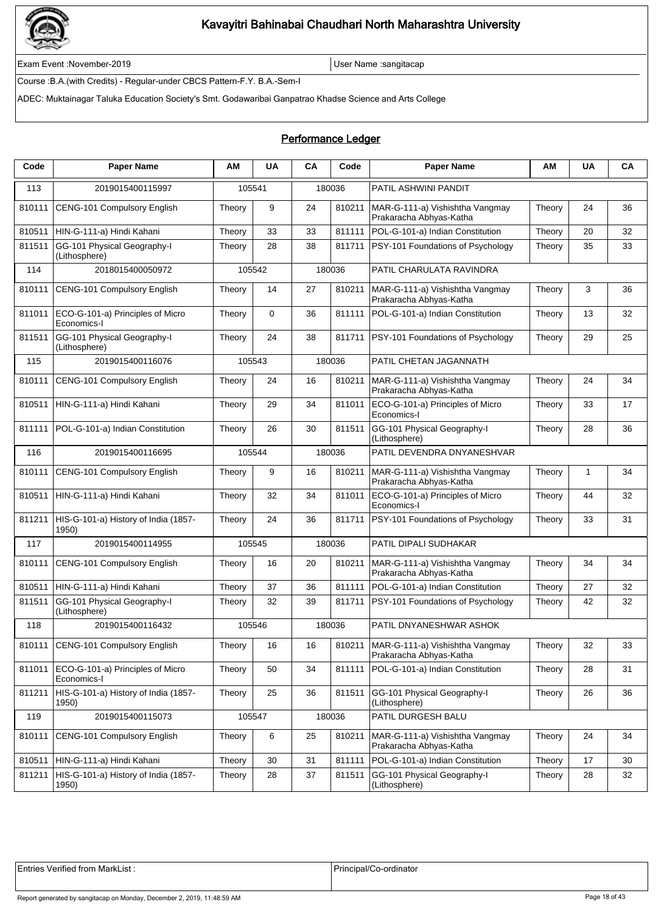# Kavayitri Bahinabai Chaudhari North Maharashtra University

Exam Event :November-2019 | User Name :sangitacap

Course :B.A.(with Credits) - Regular-under CBCS Pattern-F.Y. B.A.-Sem-I

ADEC: Muktainagar Taluka Education Society's Smt. Godawaribai Ganpatrao Khadse Science and Arts College

## Performance Ledger

| Code | Paper Name | AM | UA | CA | Code | Paper Name | AM | UA | CA |
|---|---|---|---|---|---|---|---|---|---|
| 113 | 2019015400115997 | 105541 | | 180036 | | PATIL ASHWINI PANDIT | | | |
| 810111 | CENG-101 Compulsory English | Theory | 9 | 24 | 810211 | MAR-G-111-a) Vishishtha Vangmay Prakaracha Abhyas-Katha | Theory | 24 | 36 |
| 810511 | HIN-G-111-a) Hindi Kahani | Theory | 33 | 33 | 811111 | POL-G-101-a) Indian Constitution | Theory | 20 | 32 |
| 811511 | GG-101 Physical Geography-I (Lithosphere) | Theory | 28 | 38 | 811711 | PSY-101 Foundations of Psychology | Theory | 35 | 33 |
| 114 | 2018015400050972 | 105542 | | 180036 | | PATIL CHARULATA RAVINDRA | | | |
| 810111 | CENG-101 Compulsory English | Theory | 14 | 27 | 810211 | MAR-G-111-a) Vishishtha Vangmay Prakaracha Abhyas-Katha | Theory | 3 | 36 |
| 811011 | ECO-G-101-a) Principles of Micro Economics-I | Theory | 0 | 36 | 811111 | POL-G-101-a) Indian Constitution | Theory | 13 | 32 |
| 811511 | GG-101 Physical Geography-I (Lithosphere) | Theory | 24 | 38 | 811711 | PSY-101 Foundations of Psychology | Theory | 29 | 25 |
| 115 | 2019015400116076 | 105543 | | 180036 | | PATIL CHETAN JAGANNATH | | | |
| 810111 | CENG-101 Compulsory English | Theory | 24 | 16 | 810211 | MAR-G-111-a) Vishishtha Vangmay Prakaracha Abhyas-Katha | Theory | 24 | 34 |
| 810511 | HIN-G-111-a) Hindi Kahani | Theory | 29 | 34 | 811011 | ECO-G-101-a) Principles of Micro Economics-I | Theory | 33 | 17 |
| 811111 | POL-G-101-a) Indian Constitution | Theory | 26 | 30 | 811511 | GG-101 Physical Geography-I (Lithosphere) | Theory | 28 | 36 |
| 116 | 2019015400116695 | 105544 | | 180036 | | PATIL DEVENDRA DNYANESHVAR | | | |
| 810111 | CENG-101 Compulsory English | Theory | 9 | 16 | 810211 | MAR-G-111-a) Vishishtha Vangmay Prakaracha Abhyas-Katha | Theory | 1 | 34 |
| 810511 | HIN-G-111-a) Hindi Kahani | Theory | 32 | 34 | 811011 | ECO-G-101-a) Principles of Micro Economics-I | Theory | 44 | 32 |
| 811211 | HIS-G-101-a) History of India (1857-1950) | Theory | 24 | 36 | 811711 | PSY-101 Foundations of Psychology | Theory | 33 | 31 |
| 117 | 2019015400114955 | 105545 | | 180036 | | PATIL DIPALI SUDHAKAR | | | |
| 810111 | CENG-101 Compulsory English | Theory | 16 | 20 | 810211 | MAR-G-111-a) Vishishtha Vangmay Prakaracha Abhyas-Katha | Theory | 34 | 34 |
| 810511 | HIN-G-111-a) Hindi Kahani | Theory | 37 | 36 | 811111 | POL-G-101-a) Indian Constitution | Theory | 27 | 32 |
| 811511 | GG-101 Physical Geography-I (Lithosphere) | Theory | 32 | 39 | 811711 | PSY-101 Foundations of Psychology | Theory | 42 | 32 |
| 118 | 2019015400116432 | 105546 | | 180036 | | PATIL DNYANESHWAR ASHOK | | | |
| 810111 | CENG-101 Compulsory English | Theory | 16 | 16 | 810211 | MAR-G-111-a) Vishishtha Vangmay Prakaracha Abhyas-Katha | Theory | 32 | 33 |
| 811011 | ECO-G-101-a) Principles of Micro Economics-I | Theory | 50 | 34 | 811111 | POL-G-101-a) Indian Constitution | Theory | 28 | 31 |
| 811211 | HIS-G-101-a) History of India (1857-1950) | Theory | 25 | 36 | 811511 | GG-101 Physical Geography-I (Lithosphere) | Theory | 26 | 36 |
| 119 | 2019015400115073 | 105547 | | 180036 | | PATIL DURGESH BALU | | | |
| 810111 | CENG-101 Compulsory English | Theory | 6 | 25 | 810211 | MAR-G-111-a) Vishishtha Vangmay Prakaracha Abhyas-Katha | Theory | 24 | 34 |
| 810511 | HIN-G-111-a) Hindi Kahani | Theory | 30 | 31 | 811111 | POL-G-101-a) Indian Constitution | Theory | 17 | 30 |
| 811211 | HIS-G-101-a) History of India (1857-1950) | Theory | 28 | 37 | 811511 | GG-101 Physical Geography-I (Lithosphere) | Theory | 28 | 32 |

| Entries Verified from MarkList : | Principal/Co-ordinator |
|---|---|

Report generated by sangitacap on Monday, December 2, 2019, 11:48:59 AM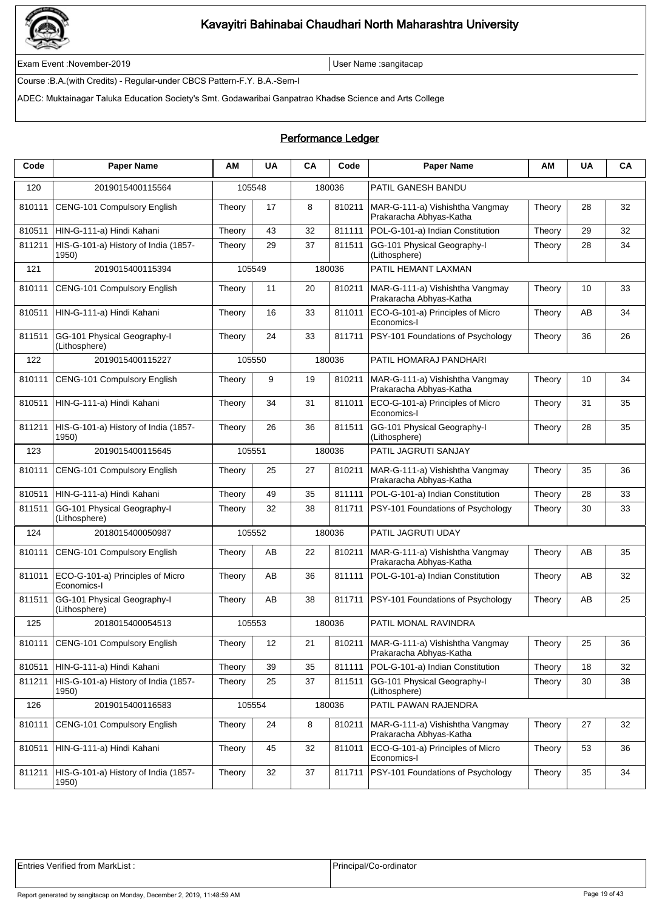# Kavayitri Bahinabai Chaudhari North Maharashtra University

Exam Event :November-2019 | User Name :sangitacap

Course :B.A.(with Credits) - Regular-under CBCS Pattern-F.Y. B.A.-Sem-I

ADEC: Muktainagar Taluka Education Society's Smt. Godawaribai Ganpatrao Khadse Science and Arts College

## Performance Ledger

| Code | Paper Name | AM | UA | CA | Code | Paper Name | AM | UA | CA |
|---|---|---|---|---|---|---|---|---|---|
| 120 | 2019015400115564 | 105548 | | 180036 | | PATIL GANESH BANDU | | | |
| 810111 | CENG-101 Compulsory English | Theory | 17 | 8 | 810211 | MAR-G-111-a) Vishishtha Vangmay Prakaracha Abhyas-Katha | Theory | 28 | 32 |
| 810511 | HIN-G-111-a) Hindi Kahani | Theory | 43 | 32 | 811111 | POL-G-101-a) Indian Constitution | Theory | 29 | 32 |
| 811211 | HIS-G-101-a) History of India (1857-1950) | Theory | 29 | 37 | 811511 | GG-101 Physical Geography-I (Lithosphere) | Theory | 28 | 34 |
| 121 | 2019015400115394 | 105549 | | 180036 | | PATIL HEMANT LAXMAN | | | |
| 810111 | CENG-101 Compulsory English | Theory | 11 | 20 | 810211 | MAR-G-111-a) Vishishtha Vangmay Prakaracha Abhyas-Katha | Theory | 10 | 33 |
| 810511 | HIN-G-111-a) Hindi Kahani | Theory | 16 | 33 | 811011 | ECO-G-101-a) Principles of Micro Economics-I | Theory | AB | 34 |
| 811511 | GG-101 Physical Geography-I (Lithosphere) | Theory | 24 | 33 | 811711 | PSY-101 Foundations of Psychology | Theory | 36 | 26 |
| 122 | 2019015400115227 | 105550 | | 180036 | | PATIL HOMARAJ PANDHARI | | | |
| 810111 | CENG-101 Compulsory English | Theory | 9 | 19 | 810211 | MAR-G-111-a) Vishishtha Vangmay Prakaracha Abhyas-Katha | Theory | 10 | 34 |
| 810511 | HIN-G-111-a) Hindi Kahani | Theory | 34 | 31 | 811011 | ECO-G-101-a) Principles of Micro Economics-I | Theory | 31 | 35 |
| 811211 | HIS-G-101-a) History of India (1857-1950) | Theory | 26 | 36 | 811511 | GG-101 Physical Geography-I (Lithosphere) | Theory | 28 | 35 |
| 123 | 2019015400115645 | 105551 | | 180036 | | PATIL JAGRUTI SANJAY | | | |
| 810111 | CENG-101 Compulsory English | Theory | 25 | 27 | 810211 | MAR-G-111-a) Vishishtha Vangmay Prakaracha Abhyas-Katha | Theory | 35 | 36 |
| 810511 | HIN-G-111-a) Hindi Kahani | Theory | 49 | 35 | 811111 | POL-G-101-a) Indian Constitution | Theory | 28 | 33 |
| 811511 | GG-101 Physical Geography-I (Lithosphere) | Theory | 32 | 38 | 811711 | PSY-101 Foundations of Psychology | Theory | 30 | 33 |
| 124 | 2018015400050987 | 105552 | | 180036 | | PATIL JAGRUTI UDAY | | | |
| 810111 | CENG-101 Compulsory English | Theory | AB | 22 | 810211 | MAR-G-111-a) Vishishtha Vangmay Prakaracha Abhyas-Katha | Theory | AB | 35 |
| 811011 | ECO-G-101-a) Principles of Micro Economics-I | Theory | AB | 36 | 811111 | POL-G-101-a) Indian Constitution | Theory | AB | 32 |
| 811511 | GG-101 Physical Geography-I (Lithosphere) | Theory | AB | 38 | 811711 | PSY-101 Foundations of Psychology | Theory | AB | 25 |
| 125 | 2018015400054513 | 105553 | | 180036 | | PATIL MONAL RAVINDRA | | | |
| 810111 | CENG-101 Compulsory English | Theory | 12 | 21 | 810211 | MAR-G-111-a) Vishishtha Vangmay Prakaracha Abhyas-Katha | Theory | 25 | 36 |
| 810511 | HIN-G-111-a) Hindi Kahani | Theory | 39 | 35 | 811111 | POL-G-101-a) Indian Constitution | Theory | 18 | 32 |
| 811211 | HIS-G-101-a) History of India (1857-1950) | Theory | 25 | 37 | 811511 | GG-101 Physical Geography-I (Lithosphere) | Theory | 30 | 38 |
| 126 | 2019015400116583 | 105554 | | 180036 | | PATIL PAWAN RAJENDRA | | | |
| 810111 | CENG-101 Compulsory English | Theory | 24 | 8 | 810211 | MAR-G-111-a) Vishishtha Vangmay Prakaracha Abhyas-Katha | Theory | 27 | 32 |
| 810511 | HIN-G-111-a) Hindi Kahani | Theory | 45 | 32 | 811011 | ECO-G-101-a) Principles of Micro Economics-I | Theory | 53 | 36 |
| 811211 | HIS-G-101-a) History of India (1857-1950) | Theory | 32 | 37 | 811711 | PSY-101 Foundations of Psychology | Theory | 35 | 34 |

| Entries Verified from MarkList : | Principal/Co-ordinator |
|---|---|

Report generated by sangitacap on Monday, December 2, 2019, 11:48:59 AM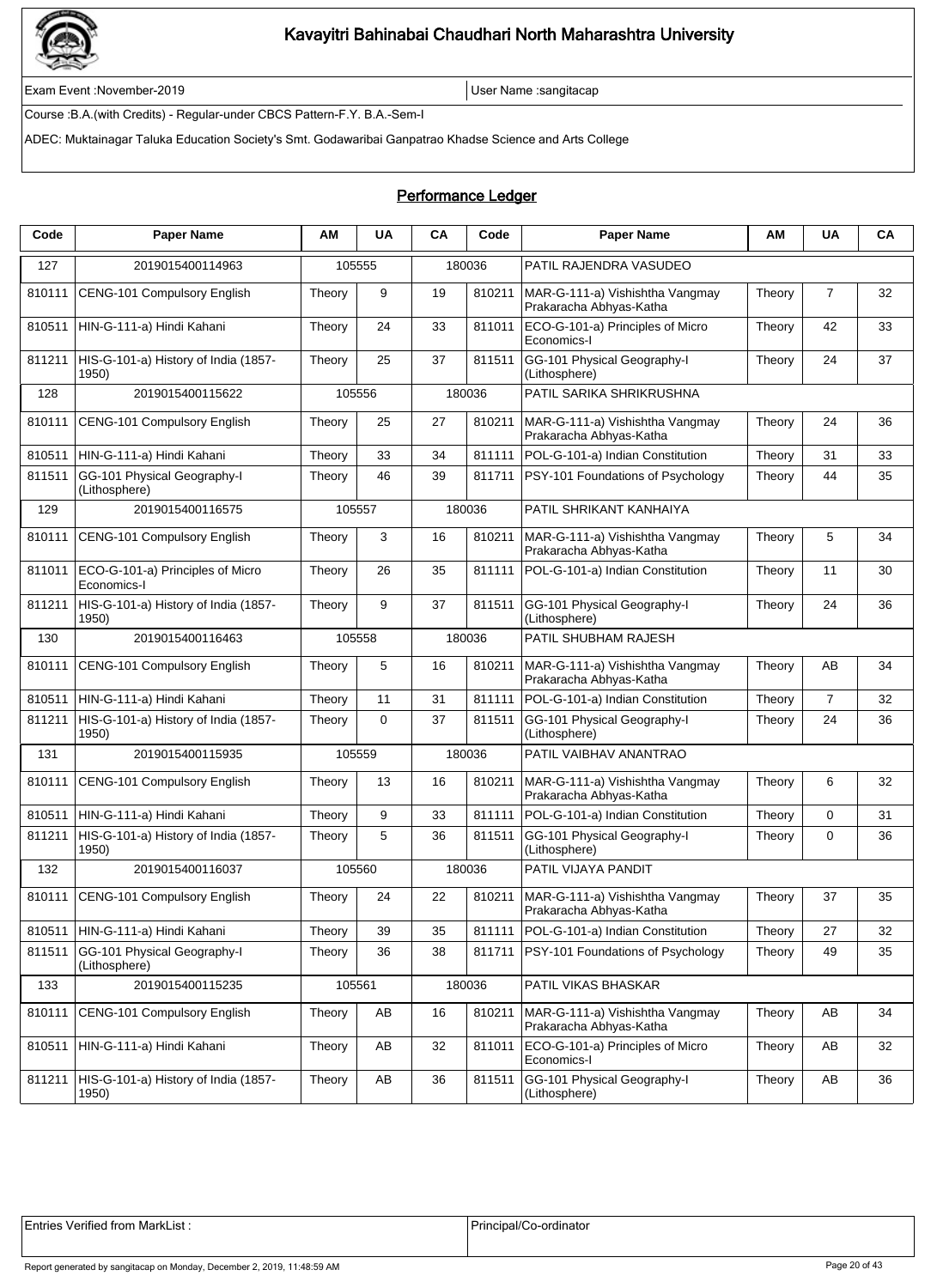# Kavayitri Bahinabai Chaudhari North Maharashtra University

Exam Event :November-2019 | User Name :sangitacap

Course :B.A.(with Credits) - Regular-under CBCS Pattern-F.Y. B.A.-Sem-I

ADEC: Muktainagar Taluka Education Society's Smt. Godawaribai Ganpatrao Khadse Science and Arts College

## Performance Ledger

| Code | Paper Name | AM | UA | CA | Code | Paper Name | AM | UA | CA |
|---|---|---|---|---|---|---|---|---|---|
| 127 | 2019015400114963 | 105555 | | 180036 | | PATIL RAJENDRA VASUDEO | | | |
| 810111 | CENG-101 Compulsory English | Theory | 9 | 19 | 810211 | MAR-G-111-a) Vishishtha Vangmay Prakaracha Abhyas-Katha | Theory | 7 | 32 |
| 810511 | HIN-G-111-a) Hindi Kahani | Theory | 24 | 33 | 811011 | ECO-G-101-a) Principles of Micro Economics-I | Theory | 42 | 33 |
| 811211 | HIS-G-101-a) History of India (1857-1950) | Theory | 25 | 37 | 811511 | GG-101 Physical Geography-I (Lithosphere) | Theory | 24 | 37 |
| 128 | 2019015400115622 | 105556 | | 180036 | | PATIL SARIKA SHRIKRUSHNA | | | |
| 810111 | CENG-101 Compulsory English | Theory | 25 | 27 | 810211 | MAR-G-111-a) Vishishtha Vangmay Prakaracha Abhyas-Katha | Theory | 24 | 36 |
| 810511 | HIN-G-111-a) Hindi Kahani | Theory | 33 | 34 | 811111 | POL-G-101-a) Indian Constitution | Theory | 31 | 33 |
| 811511 | GG-101 Physical Geography-I (Lithosphere) | Theory | 46 | 39 | 811711 | PSY-101 Foundations of Psychology | Theory | 44 | 35 |
| 129 | 2019015400116575 | 105557 | | 180036 | | PATIL SHRIKANT KANHAIYA | | | |
| 810111 | CENG-101 Compulsory English | Theory | 3 | 16 | 810211 | MAR-G-111-a) Vishishtha Vangmay Prakaracha Abhyas-Katha | Theory | 5 | 34 |
| 811011 | ECO-G-101-a) Principles of Micro Economics-I | Theory | 26 | 35 | 811111 | POL-G-101-a) Indian Constitution | Theory | 11 | 30 |
| 811211 | HIS-G-101-a) History of India (1857-1950) | Theory | 9 | 37 | 811511 | GG-101 Physical Geography-I (Lithosphere) | Theory | 24 | 36 |
| 130 | 2019015400116463 | 105558 | | 180036 | | PATIL SHUBHAM RAJESH | | | |
| 810111 | CENG-101 Compulsory English | Theory | 5 | 16 | 810211 | MAR-G-111-a) Vishishtha Vangmay Prakaracha Abhyas-Katha | Theory | AB | 34 |
| 810511 | HIN-G-111-a) Hindi Kahani | Theory | 11 | 31 | 811111 | POL-G-101-a) Indian Constitution | Theory | 7 | 32 |
| 811211 | HIS-G-101-a) History of India (1857-1950) | Theory | 0 | 37 | 811511 | GG-101 Physical Geography-I (Lithosphere) | Theory | 24 | 36 |
| 131 | 2019015400115935 | 105559 | | 180036 | | PATIL VAIBHAV ANANTRAO | | | |
| 810111 | CENG-101 Compulsory English | Theory | 13 | 16 | 810211 | MAR-G-111-a) Vishishtha Vangmay Prakaracha Abhyas-Katha | Theory | 6 | 32 |
| 810511 | HIN-G-111-a) Hindi Kahani | Theory | 9 | 33 | 811111 | POL-G-101-a) Indian Constitution | Theory | 0 | 31 |
| 811211 | HIS-G-101-a) History of India (1857-1950) | Theory | 5 | 36 | 811511 | GG-101 Physical Geography-I (Lithosphere) | Theory | 0 | 36 |
| 132 | 2019015400116037 | 105560 | | 180036 | | PATIL VIJAYA PANDIT | | | |
| 810111 | CENG-101 Compulsory English | Theory | 24 | 22 | 810211 | MAR-G-111-a) Vishishtha Vangmay Prakaracha Abhyas-Katha | Theory | 37 | 35 |
| 810511 | HIN-G-111-a) Hindi Kahani | Theory | 39 | 35 | 811111 | POL-G-101-a) Indian Constitution | Theory | 27 | 32 |
| 811511 | GG-101 Physical Geography-I (Lithosphere) | Theory | 36 | 38 | 811711 | PSY-101 Foundations of Psychology | Theory | 49 | 35 |
| 133 | 2019015400115235 | 105561 | | 180036 | | PATIL VIKAS BHASKAR | | | |
| 810111 | CENG-101 Compulsory English | Theory | AB | 16 | 810211 | MAR-G-111-a) Vishishtha Vangmay Prakaracha Abhyas-Katha | Theory | AB | 34 |
| 810511 | HIN-G-111-a) Hindi Kahani | Theory | AB | 32 | 811011 | ECO-G-101-a) Principles of Micro Economics-I | Theory | AB | 32 |
| 811211 | HIS-G-101-a) History of India (1857-1950) | Theory | AB | 36 | 811511 | GG-101 Physical Geography-I (Lithosphere) | Theory | AB | 36 |

| Entries Verified from MarkList : | Principal/Co-ordinator |
|---|---|

Report generated by sangitacap on Monday, December 2, 2019, 11:48:59 AM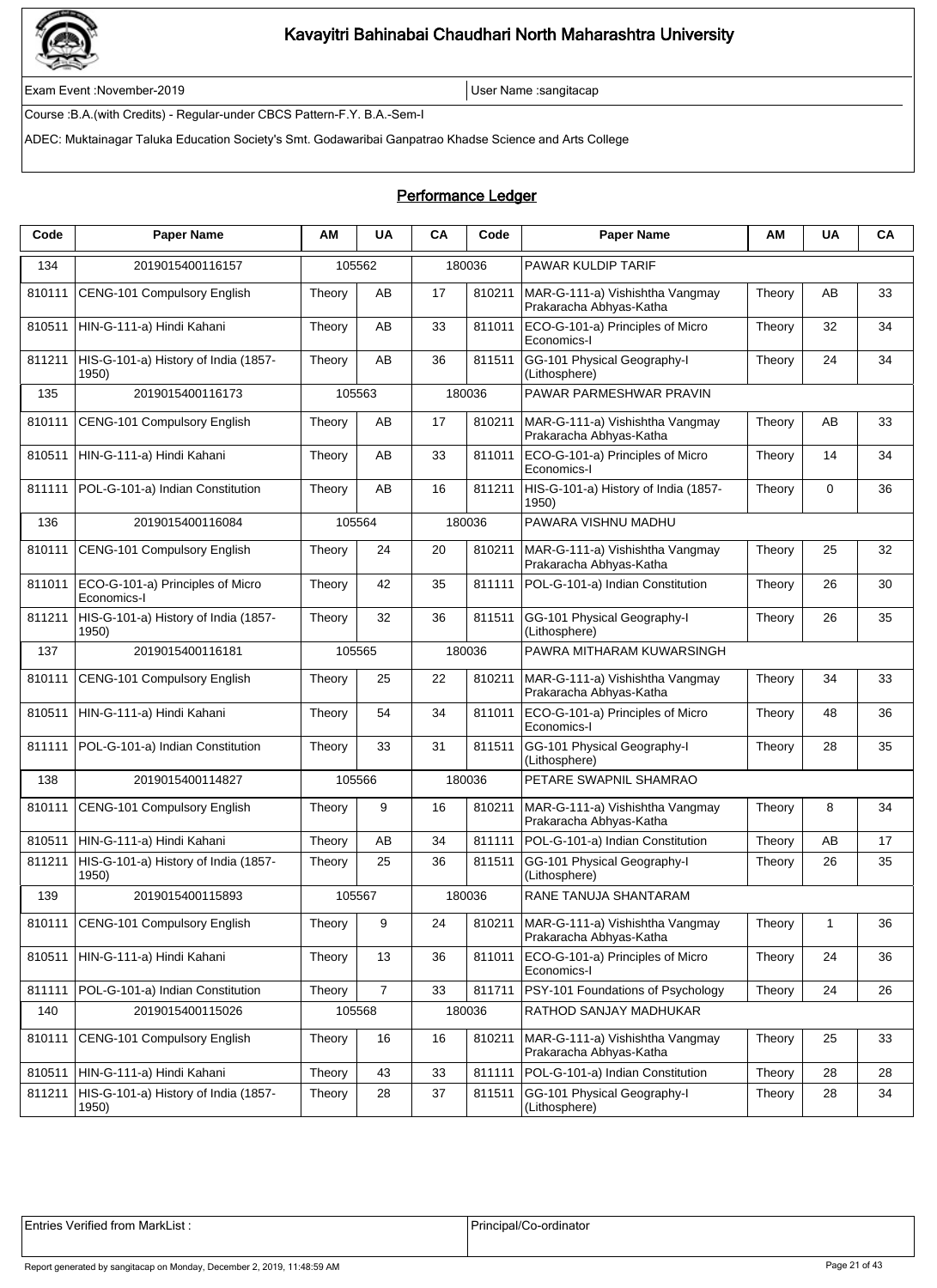# Kavayitri Bahinabai Chaudhari North Maharashtra University

Exam Event :November-2019 | User Name :sangitacap

Course :B.A.(with Credits) - Regular-under CBCS Pattern-F.Y. B.A.-Sem-I

ADEC: Muktainagar Taluka Education Society's Smt. Godawaribai Ganpatrao Khadse Science and Arts College

## Performance Ledger

| Code | Paper Name | AM | UA | CA | Code | Paper Name | AM | UA | CA |
|---|---|---|---|---|---|---|---|---|---|
| 134 | 2019015400116157 | 105562 | | 180036 | | PAWAR KULDIP TARIF | | | |
| 810111 | CENG-101 Compulsory English | Theory | AB | 17 | 810211 | MAR-G-111-a) Vishishtha Vangmay Prakaracha Abhyas-Katha | Theory | AB | 33 |
| 810511 | HIN-G-111-a) Hindi Kahani | Theory | AB | 33 | 811011 | ECO-G-101-a) Principles of Micro Economics-I | Theory | 32 | 34 |
| 811211 | HIS-G-101-a) History of India (1857-1950) | Theory | AB | 36 | 811511 | GG-101 Physical Geography-I (Lithosphere) | Theory | 24 | 34 |
| 135 | 2019015400116173 | 105563 | | 180036 | | PAWAR PARMESHWAR PRAVIN | | | |
| 810111 | CENG-101 Compulsory English | Theory | AB | 17 | 810211 | MAR-G-111-a) Vishishtha Vangmay Prakaracha Abhyas-Katha | Theory | AB | 33 |
| 810511 | HIN-G-111-a) Hindi Kahani | Theory | AB | 33 | 811011 | ECO-G-101-a) Principles of Micro Economics-I | Theory | 14 | 34 |
| 811111 | POL-G-101-a) Indian Constitution | Theory | AB | 16 | 811211 | HIS-G-101-a) History of India (1857-1950) | Theory | 0 | 36 |
| 136 | 2019015400116084 | 105564 | | 180036 | | PAWARA VISHNU MADHU | | | |
| 810111 | CENG-101 Compulsory English | Theory | 24 | 20 | 810211 | MAR-G-111-a) Vishishtha Vangmay Prakaracha Abhyas-Katha | Theory | 25 | 32 |
| 811011 | ECO-G-101-a) Principles of Micro Economics-I | Theory | 42 | 35 | 811111 | POL-G-101-a) Indian Constitution | Theory | 26 | 30 |
| 811211 | HIS-G-101-a) History of India (1857-1950) | Theory | 32 | 36 | 811511 | GG-101 Physical Geography-I (Lithosphere) | Theory | 26 | 35 |
| 137 | 2019015400116181 | 105565 | | 180036 | | PAWRA MITHARAM KUWARSINGH | | | |
| 810111 | CENG-101 Compulsory English | Theory | 25 | 22 | 810211 | MAR-G-111-a) Vishishtha Vangmay Prakaracha Abhyas-Katha | Theory | 34 | 33 |
| 810511 | HIN-G-111-a) Hindi Kahani | Theory | 54 | 34 | 811011 | ECO-G-101-a) Principles of Micro Economics-I | Theory | 48 | 36 |
| 811111 | POL-G-101-a) Indian Constitution | Theory | 33 | 31 | 811511 | GG-101 Physical Geography-I (Lithosphere) | Theory | 28 | 35 |
| 138 | 2019015400114827 | 105566 | | 180036 | | PETARE SWAPNIL SHAMRAO | | | |
| 810111 | CENG-101 Compulsory English | Theory | 9 | 16 | 810211 | MAR-G-111-a) Vishishtha Vangmay Prakaracha Abhyas-Katha | Theory | 8 | 34 |
| 810511 | HIN-G-111-a) Hindi Kahani | Theory | AB | 34 | 811111 | POL-G-101-a) Indian Constitution | Theory | AB | 17 |
| 811211 | HIS-G-101-a) History of India (1857-1950) | Theory | 25 | 36 | 811511 | GG-101 Physical Geography-I (Lithosphere) | Theory | 26 | 35 |
| 139 | 2019015400115893 | 105567 | | 180036 | | RANE TANUJA SHANTARAM | | | |
| 810111 | CENG-101 Compulsory English | Theory | 9 | 24 | 810211 | MAR-G-111-a) Vishishtha Vangmay Prakaracha Abhyas-Katha | Theory | 1 | 36 |
| 810511 | HIN-G-111-a) Hindi Kahani | Theory | 13 | 36 | 811011 | ECO-G-101-a) Principles of Micro Economics-I | Theory | 24 | 36 |
| 811111 | POL-G-101-a) Indian Constitution | Theory | 7 | 33 | 811711 | PSY-101 Foundations of Psychology | Theory | 24 | 26 |
| 140 | 2019015400115026 | 105568 | | 180036 | | RATHOD SANJAY MADHUKAR | | | |
| 810111 | CENG-101 Compulsory English | Theory | 16 | 16 | 810211 | MAR-G-111-a) Vishishtha Vangmay Prakaracha Abhyas-Katha | Theory | 25 | 33 |
| 810511 | HIN-G-111-a) Hindi Kahani | Theory | 43 | 33 | 811111 | POL-G-101-a) Indian Constitution | Theory | 28 | 28 |
| 811211 | HIS-G-101-a) History of India (1857-1950) | Theory | 28 | 37 | 811511 | GG-101 Physical Geography-I (Lithosphere) | Theory | 28 | 34 |

| Entries Verified from MarkList : | Principal/Co-ordinator |
|---|---|

Report generated by sangitacap on Monday, December 2, 2019, 11:48:59 AM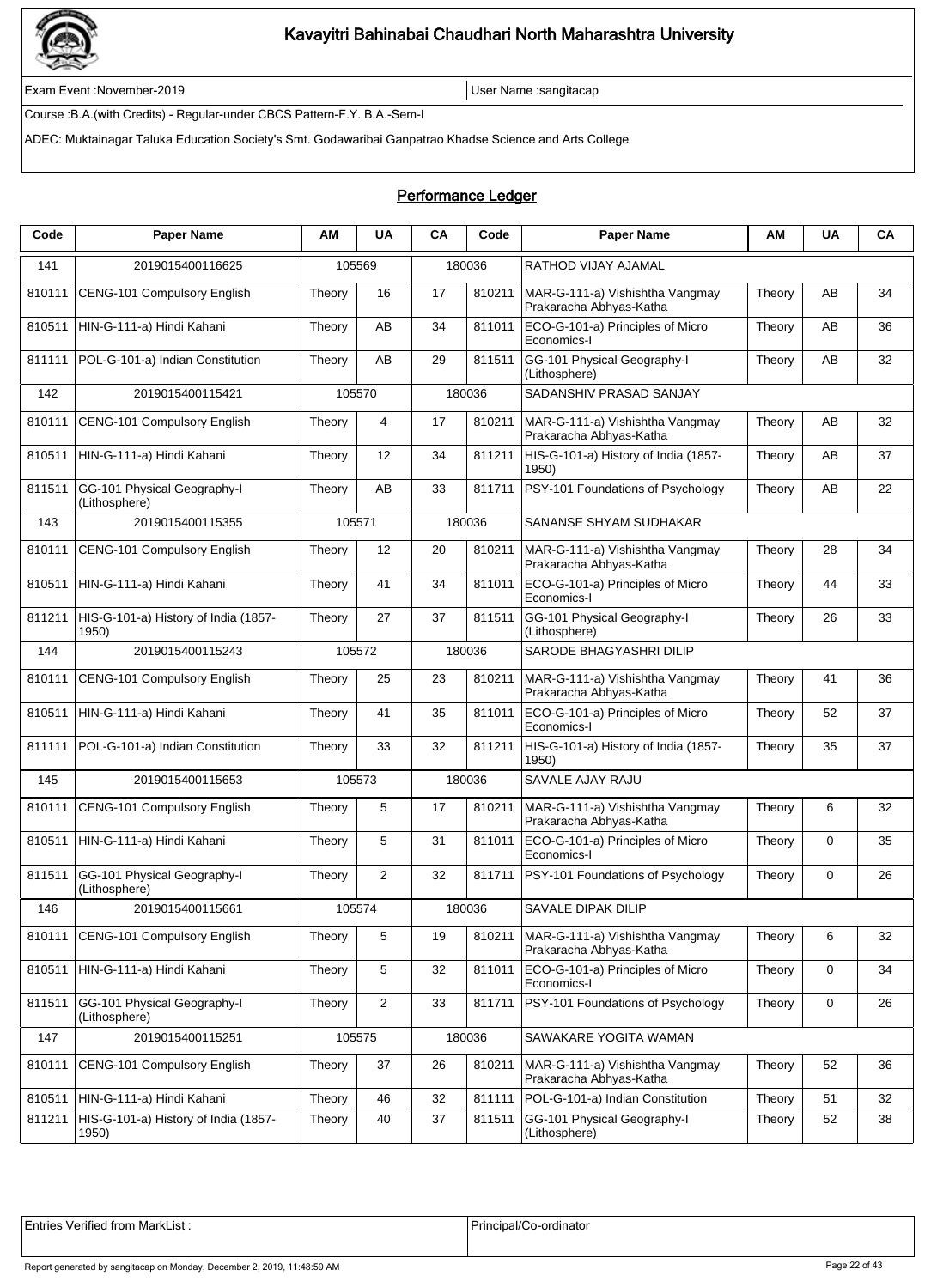# Kavayitri Bahinabai Chaudhari North Maharashtra University

Exam Event :November-2019 | User Name :sangitacap

Course :B.A.(with Credits) - Regular-under CBCS Pattern-F.Y. B.A.-Sem-I

ADEC: Muktainagar Taluka Education Society's Smt. Godawaribai Ganpatrao Khadse Science and Arts College

## Performance Ledger

| Code | Paper Name | AM | UA | CA | Code | Paper Name | AM | UA | CA |
|---|---|---|---|---|---|---|---|---|---|
| 141 | 2019015400116625 | 105569 | | 180036 | | RATHOD VIJAY AJAMAL | | | |
| 810111 | CENG-101 Compulsory English | Theory | 16 | 17 | 810211 | MAR-G-111-a) Vishishtha Vangmay Prakaracha Abhyas-Katha | Theory | AB | 34 |
| 810511 | HIN-G-111-a) Hindi Kahani | Theory | AB | 34 | 811011 | ECO-G-101-a) Principles of Micro Economics-I | Theory | AB | 36 |
| 811111 | POL-G-101-a) Indian Constitution | Theory | AB | 29 | 811511 | GG-101 Physical Geography-I (Lithosphere) | Theory | AB | 32 |
| 142 | 2019015400115421 | 105570 | | 180036 | | SADANSHIV PRASAD SANJAY | | | |
| 810111 | CENG-101 Compulsory English | Theory | 4 | 17 | 810211 | MAR-G-111-a) Vishishtha Vangmay Prakaracha Abhyas-Katha | Theory | AB | 32 |
| 810511 | HIN-G-111-a) Hindi Kahani | Theory | 12 | 34 | 811211 | HIS-G-101-a) History of India (1857-1950) | Theory | AB | 37 |
| 811511 | GG-101 Physical Geography-I (Lithosphere) | Theory | AB | 33 | 811711 | PSY-101 Foundations of Psychology | Theory | AB | 22 |
| 143 | 2019015400115355 | 105571 | | 180036 | | SANANSE SHYAM SUDHAKAR | | | |
| 810111 | CENG-101 Compulsory English | Theory | 12 | 20 | 810211 | MAR-G-111-a) Vishishtha Vangmay Prakaracha Abhyas-Katha | Theory | 28 | 34 |
| 810511 | HIN-G-111-a) Hindi Kahani | Theory | 41 | 34 | 811011 | ECO-G-101-a) Principles of Micro Economics-I | Theory | 44 | 33 |
| 811211 | HIS-G-101-a) History of India (1857-1950) | Theory | 27 | 37 | 811511 | GG-101 Physical Geography-I (Lithosphere) | Theory | 26 | 33 |
| 144 | 2019015400115243 | 105572 | | 180036 | | SARODE BHAGYASHRI DILIP | | | |
| 810111 | CENG-101 Compulsory English | Theory | 25 | 23 | 810211 | MAR-G-111-a) Vishishtha Vangmay Prakaracha Abhyas-Katha | Theory | 41 | 36 |
| 810511 | HIN-G-111-a) Hindi Kahani | Theory | 41 | 35 | 811011 | ECO-G-101-a) Principles of Micro Economics-I | Theory | 52 | 37 |
| 811111 | POL-G-101-a) Indian Constitution | Theory | 33 | 32 | 811211 | HIS-G-101-a) History of India (1857-1950) | Theory | 35 | 37 |
| 145 | 2019015400115653 | 105573 | | 180036 | | SAVALE AJAY RAJU | | | |
| 810111 | CENG-101 Compulsory English | Theory | 5 | 17 | 810211 | MAR-G-111-a) Vishishtha Vangmay Prakaracha Abhyas-Katha | Theory | 6 | 32 |
| 810511 | HIN-G-111-a) Hindi Kahani | Theory | 5 | 31 | 811011 | ECO-G-101-a) Principles of Micro Economics-I | Theory | 0 | 35 |
| 811511 | GG-101 Physical Geography-I (Lithosphere) | Theory | 2 | 32 | 811711 | PSY-101 Foundations of Psychology | Theory | 0 | 26 |
| 146 | 2019015400115661 | 105574 | | 180036 | | SAVALE DIPAK DILIP | | | |
| 810111 | CENG-101 Compulsory English | Theory | 5 | 19 | 810211 | MAR-G-111-a) Vishishtha Vangmay Prakaracha Abhyas-Katha | Theory | 6 | 32 |
| 810511 | HIN-G-111-a) Hindi Kahani | Theory | 5 | 32 | 811011 | ECO-G-101-a) Principles of Micro Economics-I | Theory | 0 | 34 |
| 811511 | GG-101 Physical Geography-I (Lithosphere) | Theory | 2 | 33 | 811711 | PSY-101 Foundations of Psychology | Theory | 0 | 26 |
| 147 | 2019015400115251 | 105575 | | 180036 | | SAWAKARE YOGITA WAMAN | | | |
| 810111 | CENG-101 Compulsory English | Theory | 37 | 26 | 810211 | MAR-G-111-a) Vishishtha Vangmay Prakaracha Abhyas-Katha | Theory | 52 | 36 |
| 810511 | HIN-G-111-a) Hindi Kahani | Theory | 46 | 32 | 811111 | POL-G-101-a) Indian Constitution | Theory | 51 | 32 |
| 811211 | HIS-G-101-a) History of India (1857-1950) | Theory | 40 | 37 | 811511 | GG-101 Physical Geography-I (Lithosphere) | Theory | 52 | 38 |

| Entries Verified from MarkList : | Principal/Co-ordinator |
|---|---|

Report generated by sangitacap on Monday, December 2, 2019, 11:48:59 AM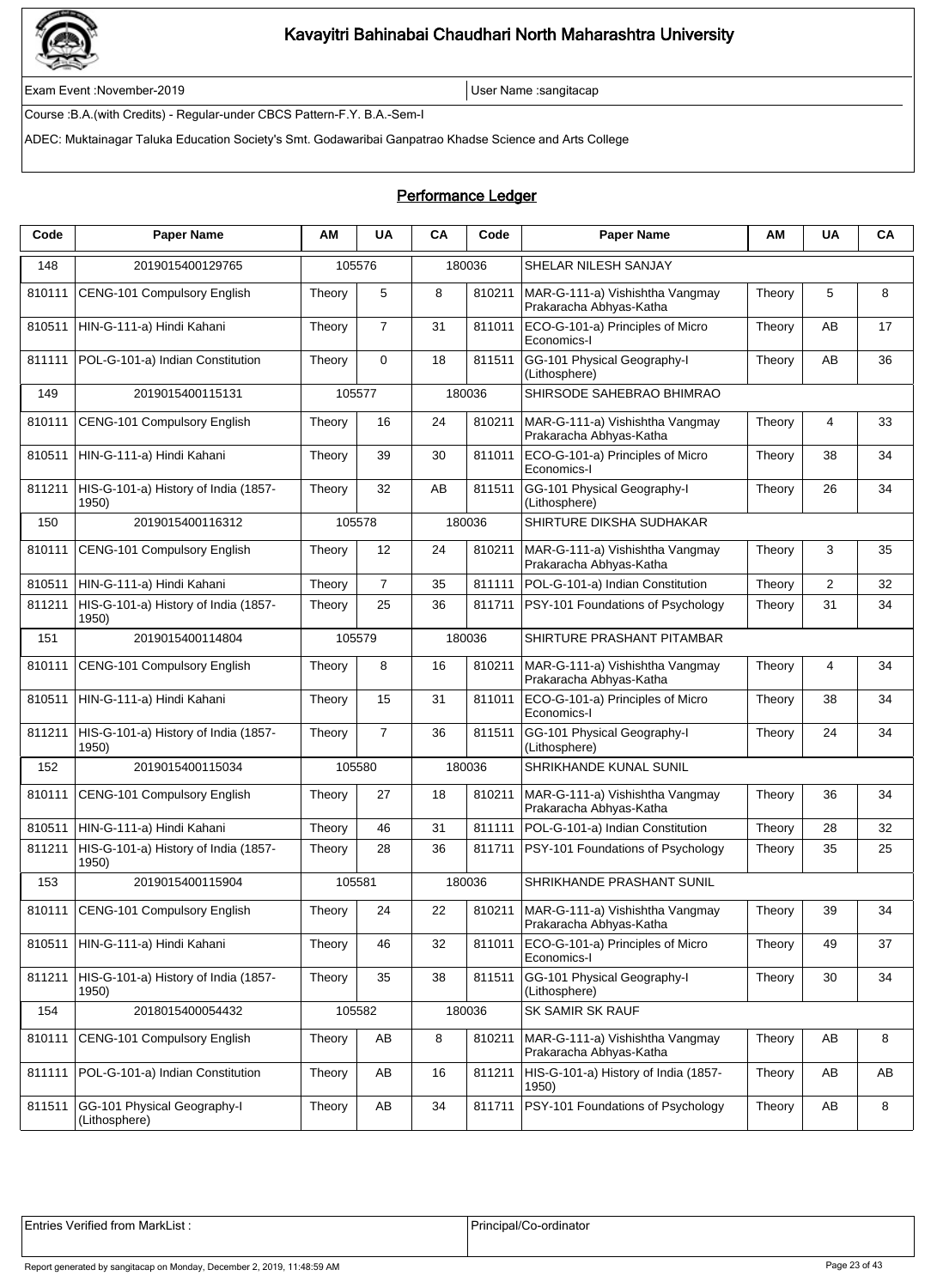# Kavayitri Bahinabai Chaudhari North Maharashtra University

Exam Event :November-2019 | User Name :sangitacap

Course :B.A.(with Credits) - Regular-under CBCS Pattern-F.Y. B.A.-Sem-I

ADEC: Muktainagar Taluka Education Society's Smt. Godawaribai Ganpatrao Khadse Science and Arts College

## Performance Ledger

| Code | Paper Name | AM | UA | CA | Code | Paper Name | AM | UA | CA |
|---|---|---|---|---|---|---|---|---|---|
| 148 | 2019015400129765 | 105576 | | 180036 | | SHELAR NILESH SANJAY | | | |
| 810111 | CENG-101 Compulsory English | Theory | 5 | 8 | 810211 | MAR-G-111-a) Vishishtha Vangmay Prakaracha Abhyas-Katha | Theory | 5 | 8 |
| 810511 | HIN-G-111-a) Hindi Kahani | Theory | 7 | 31 | 811011 | ECO-G-101-a) Principles of Micro Economics-I | Theory | AB | 17 |
| 811111 | POL-G-101-a) Indian Constitution | Theory | 0 | 18 | 811511 | GG-101 Physical Geography-I (Lithosphere) | Theory | AB | 36 |
| 149 | 2019015400115131 | 105577 | | 180036 | | SHIRSODE SAHEBRAO BHIMRAO | | | |
| 810111 | CENG-101 Compulsory English | Theory | 16 | 24 | 810211 | MAR-G-111-a) Vishishtha Vangmay Prakaracha Abhyas-Katha | Theory | 4 | 33 |
| 810511 | HIN-G-111-a) Hindi Kahani | Theory | 39 | 30 | 811011 | ECO-G-101-a) Principles of Micro Economics-I | Theory | 38 | 34 |
| 811211 | HIS-G-101-a) History of India (1857-1950) | Theory | 32 | AB | 811511 | GG-101 Physical Geography-I (Lithosphere) | Theory | 26 | 34 |
| 150 | 2019015400116312 | 105578 | | 180036 | | SHIRTURE DIKSHA SUDHAKAR | | | |
| 810111 | CENG-101 Compulsory English | Theory | 12 | 24 | 810211 | MAR-G-111-a) Vishishtha Vangmay Prakaracha Abhyas-Katha | Theory | 3 | 35 |
| 810511 | HIN-G-111-a) Hindi Kahani | Theory | 7 | 35 | 811111 | POL-G-101-a) Indian Constitution | Theory | 2 | 32 |
| 811211 | HIS-G-101-a) History of India (1857-1950) | Theory | 25 | 36 | 811711 | PSY-101 Foundations of Psychology | Theory | 31 | 34 |
| 151 | 2019015400114804 | 105579 | | 180036 | | SHIRTURE PRASHANT PITAMBAR | | | |
| 810111 | CENG-101 Compulsory English | Theory | 8 | 16 | 810211 | MAR-G-111-a) Vishishtha Vangmay Prakaracha Abhyas-Katha | Theory | 4 | 34 |
| 810511 | HIN-G-111-a) Hindi Kahani | Theory | 15 | 31 | 811011 | ECO-G-101-a) Principles of Micro Economics-I | Theory | 38 | 34 |
| 811211 | HIS-G-101-a) History of India (1857-1950) | Theory | 7 | 36 | 811511 | GG-101 Physical Geography-I (Lithosphere) | Theory | 24 | 34 |
| 152 | 2019015400115034 | 105580 | | 180036 | | SHRIKHANDE KUNAL SUNIL | | | |
| 810111 | CENG-101 Compulsory English | Theory | 27 | 18 | 810211 | MAR-G-111-a) Vishishtha Vangmay Prakaracha Abhyas-Katha | Theory | 36 | 34 |
| 810511 | HIN-G-111-a) Hindi Kahani | Theory | 46 | 31 | 811111 | POL-G-101-a) Indian Constitution | Theory | 28 | 32 |
| 811211 | HIS-G-101-a) History of India (1857-1950) | Theory | 28 | 36 | 811711 | PSY-101 Foundations of Psychology | Theory | 35 | 25 |
| 153 | 2019015400115904 | 105581 | | 180036 | | SHRIKHANDE PRASHANT SUNIL | | | |
| 810111 | CENG-101 Compulsory English | Theory | 24 | 22 | 810211 | MAR-G-111-a) Vishishtha Vangmay Prakaracha Abhyas-Katha | Theory | 39 | 34 |
| 810511 | HIN-G-111-a) Hindi Kahani | Theory | 46 | 32 | 811011 | ECO-G-101-a) Principles of Micro Economics-I | Theory | 49 | 37 |
| 811211 | HIS-G-101-a) History of India (1857-1950) | Theory | 35 | 38 | 811511 | GG-101 Physical Geography-I (Lithosphere) | Theory | 30 | 34 |
| 154 | 2018015400054432 | 105582 | | 180036 | | SK SAMIR SK RAUF | | | |
| 810111 | CENG-101 Compulsory English | Theory | AB | 8 | 810211 | MAR-G-111-a) Vishishtha Vangmay Prakaracha Abhyas-Katha | Theory | AB | 8 |
| 811111 | POL-G-101-a) Indian Constitution | Theory | AB | 16 | 811211 | HIS-G-101-a) History of India (1857-1950) | Theory | AB | AB |
| 811511 | GG-101 Physical Geography-I (Lithosphere) | Theory | AB | 34 | 811711 | PSY-101 Foundations of Psychology | Theory | AB | 8 |

| Entries Verified from MarkList : | Principal/Co-ordinator |
|---|---|

Report generated by sangitacap on Monday, December 2, 2019, 11:48:59 AM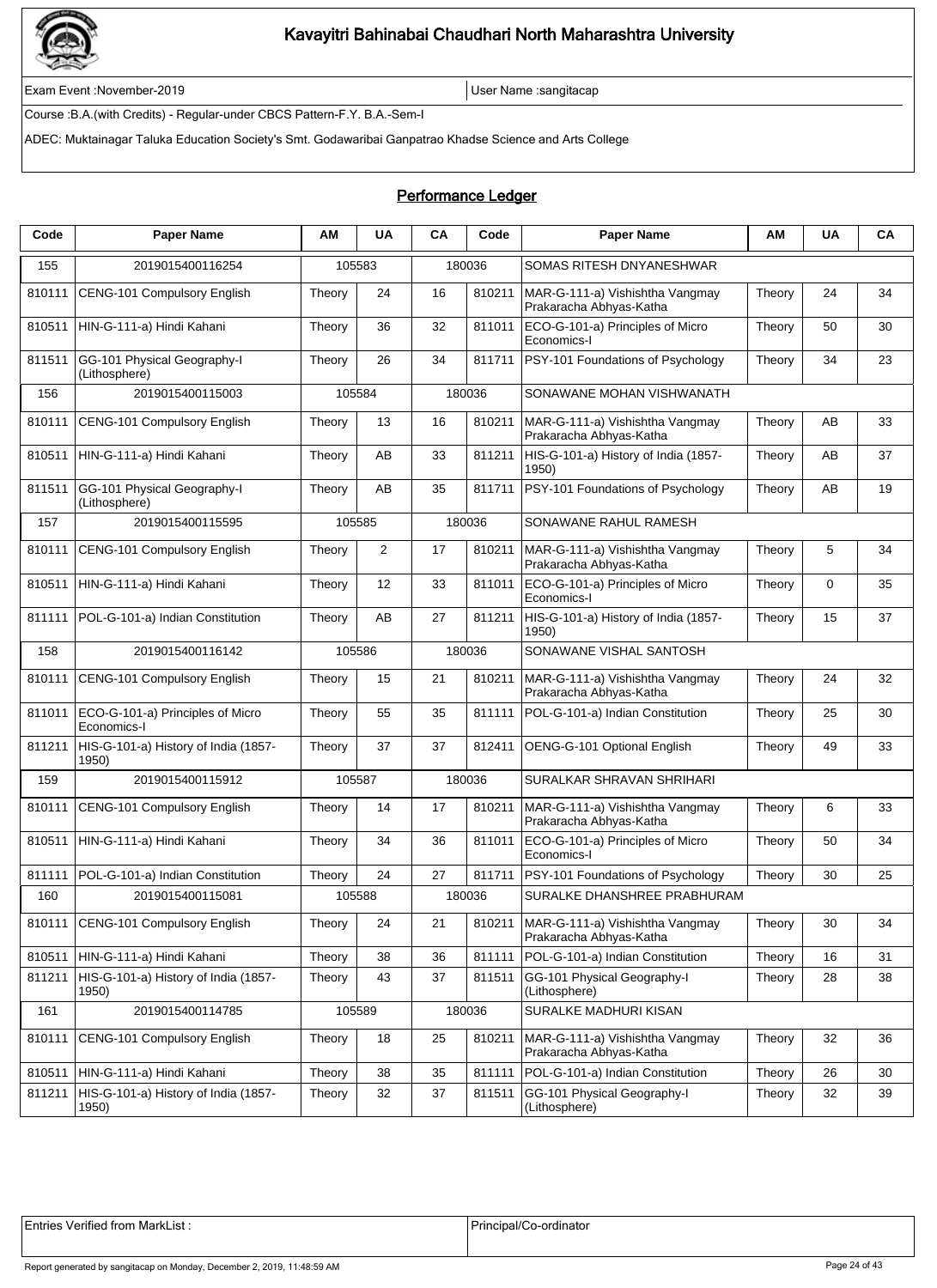# Kavayitri Bahinabai Chaudhari North Maharashtra University

Exam Event :November-2019 | User Name :sangitacap

Course :B.A.(with Credits) - Regular-under CBCS Pattern-F.Y. B.A.-Sem-I

ADEC: Muktainagar Taluka Education Society's Smt. Godawaribai Ganpatrao Khadse Science and Arts College

## Performance Ledger

| Code | Paper Name | AM | UA | CA | Code | Paper Name | AM | UA | CA |
|---|---|---|---|---|---|---|---|---|---|
| 155 | 2019015400116254 | 105583 | | 180036 | | SOMAS RITESH DNYANESHWAR | | | |
| 810111 | CENG-101 Compulsory English | Theory | 24 | 16 | 810211 | MAR-G-111-a) Vishishtha Vangmay Prakaracha Abhyas-Katha | Theory | 24 | 34 |
| 810511 | HIN-G-111-a) Hindi Kahani | Theory | 36 | 32 | 811011 | ECO-G-101-a) Principles of Micro Economics-I | Theory | 50 | 30 |
| 811511 | GG-101 Physical Geography-I (Lithosphere) | Theory | 26 | 34 | 811711 | PSY-101 Foundations of Psychology | Theory | 34 | 23 |
| 156 | 2019015400115003 | 105584 | | 180036 | | SONAWANE MOHAN VISHWANATH | | | |
| 810111 | CENG-101 Compulsory English | Theory | 13 | 16 | 810211 | MAR-G-111-a) Vishishtha Vangmay Prakaracha Abhyas-Katha | Theory | AB | 33 |
| 810511 | HIN-G-111-a) Hindi Kahani | Theory | AB | 33 | 811211 | HIS-G-101-a) History of India (1857-1950) | Theory | AB | 37 |
| 811511 | GG-101 Physical Geography-I (Lithosphere) | Theory | AB | 35 | 811711 | PSY-101 Foundations of Psychology | Theory | AB | 19 |
| 157 | 2019015400115595 | 105585 | | 180036 | | SONAWANE RAHUL RAMESH | | | |
| 810111 | CENG-101 Compulsory English | Theory | 2 | 17 | 810211 | MAR-G-111-a) Vishishtha Vangmay Prakaracha Abhyas-Katha | Theory | 5 | 34 |
| 810511 | HIN-G-111-a) Hindi Kahani | Theory | 12 | 33 | 811011 | ECO-G-101-a) Principles of Micro Economics-I | Theory | 0 | 35 |
| 811111 | POL-G-101-a) Indian Constitution | Theory | AB | 27 | 811211 | HIS-G-101-a) History of India (1857-1950) | Theory | 15 | 37 |
| 158 | 2019015400116142 | 105586 | | 180036 | | SONAWANE VISHAL SANTOSH | | | |
| 810111 | CENG-101 Compulsory English | Theory | 15 | 21 | 810211 | MAR-G-111-a) Vishishtha Vangmay Prakaracha Abhyas-Katha | Theory | 24 | 32 |
| 811011 | ECO-G-101-a) Principles of Micro Economics-I | Theory | 55 | 35 | 811111 | POL-G-101-a) Indian Constitution | Theory | 25 | 30 |
| 811211 | HIS-G-101-a) History of India (1857-1950) | Theory | 37 | 37 | 812411 | OENG-G-101 Optional English | Theory | 49 | 33 |
| 159 | 2019015400115912 | 105587 | | 180036 | | SURALKAR SHRAVAN SHRIHARI | | | |
| 810111 | CENG-101 Compulsory English | Theory | 14 | 17 | 810211 | MAR-G-111-a) Vishishtha Vangmay Prakaracha Abhyas-Katha | Theory | 6 | 33 |
| 810511 | HIN-G-111-a) Hindi Kahani | Theory | 34 | 36 | 811011 | ECO-G-101-a) Principles of Micro Economics-I | Theory | 50 | 34 |
| 811111 | POL-G-101-a) Indian Constitution | Theory | 24 | 27 | 811711 | PSY-101 Foundations of Psychology | Theory | 30 | 25 |
| 160 | 2019015400115081 | 105588 | | 180036 | | SURALKE DHANSHREE PRABHURAM | | | |
| 810111 | CENG-101 Compulsory English | Theory | 24 | 21 | 810211 | MAR-G-111-a) Vishishtha Vangmay Prakaracha Abhyas-Katha | Theory | 30 | 34 |
| 810511 | HIN-G-111-a) Hindi Kahani | Theory | 38 | 36 | 811111 | POL-G-101-a) Indian Constitution | Theory | 16 | 31 |
| 811211 | HIS-G-101-a) History of India (1857-1950) | Theory | 43 | 37 | 811511 | GG-101 Physical Geography-I (Lithosphere) | Theory | 28 | 38 |
| 161 | 2019015400114785 | 105589 | | 180036 | | SURALKE MADHURI KISAN | | | |
| 810111 | CENG-101 Compulsory English | Theory | 18 | 25 | 810211 | MAR-G-111-a) Vishishtha Vangmay Prakaracha Abhyas-Katha | Theory | 32 | 36 |
| 810511 | HIN-G-111-a) Hindi Kahani | Theory | 38 | 35 | 811111 | POL-G-101-a) Indian Constitution | Theory | 26 | 30 |
| 811211 | HIS-G-101-a) History of India (1857-1950) | Theory | 32 | 37 | 811511 | GG-101 Physical Geography-I (Lithosphere) | Theory | 32 | 39 |

| Entries Verified from MarkList : | Principal/Co-ordinator |
|---|---|

Report generated by sangitacap on Monday, December 2, 2019, 11:48:59 AM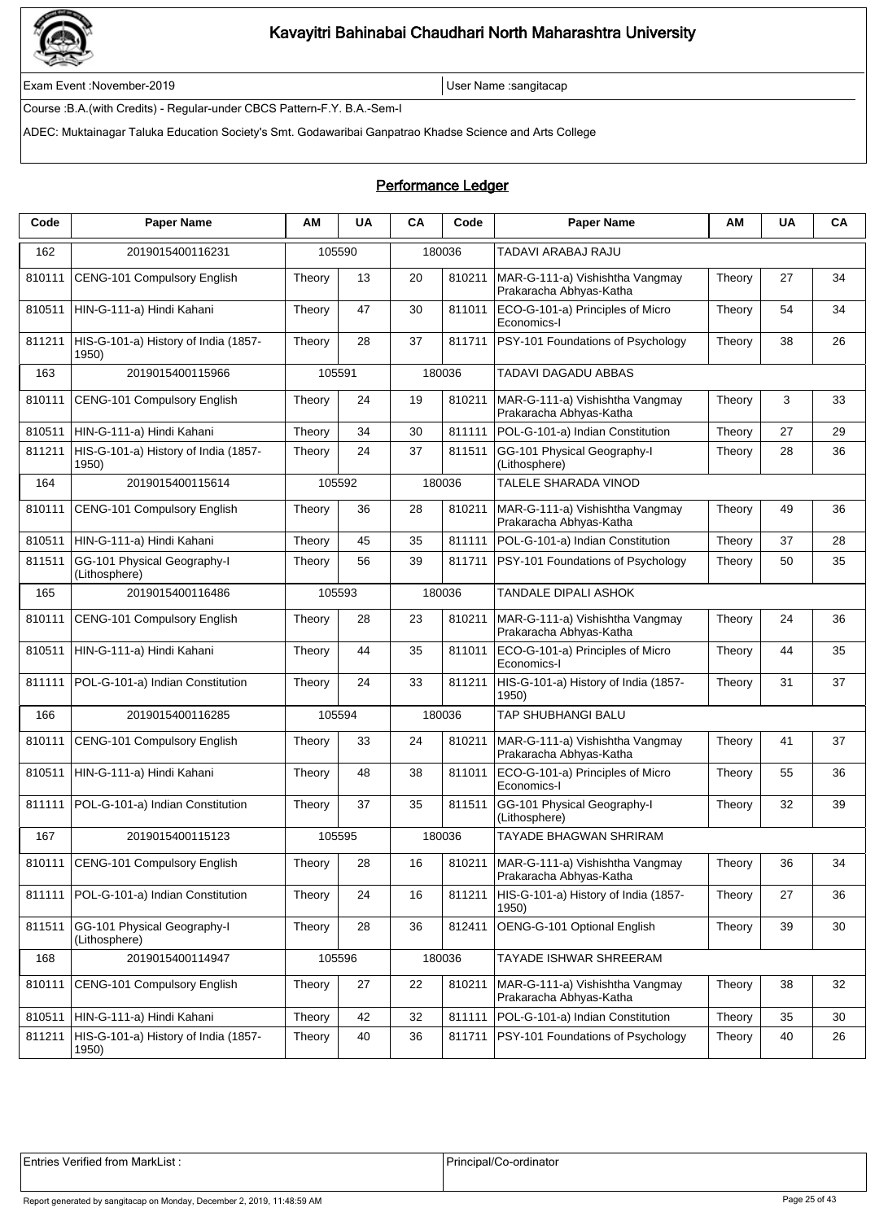# Kavayitri Bahinabai Chaudhari North Maharashtra University

Exam Event :November-2019 | User Name :sangitacap

Course :B.A.(with Credits) - Regular-under CBCS Pattern-F.Y. B.A.-Sem-I

ADEC: Muktainagar Taluka Education Society's Smt. Godawaribai Ganpatrao Khadse Science and Arts College

## Performance Ledger

| Code | Paper Name | AM | UA | CA | Code | Paper Name | AM | UA | CA |
|---|---|---|---|---|---|---|---|---|---|
| 162 | 2019015400116231 | 105590 | | 180036 | | TADAVI ARABAJ RAJU | | | |
| 810111 | CENG-101 Compulsory English | Theory | 13 | 20 | 810211 | MAR-G-111-a) Vishishtha Vangmay Prakaracha Abhyas-Katha | Theory | 27 | 34 |
| 810511 | HIN-G-111-a) Hindi Kahani | Theory | 47 | 30 | 811011 | ECO-G-101-a) Principles of Micro Economics-I | Theory | 54 | 34 |
| 811211 | HIS-G-101-a) History of India (1857-1950) | Theory | 28 | 37 | 811711 | PSY-101 Foundations of Psychology | Theory | 38 | 26 |
| 163 | 2019015400115966 | 105591 | | 180036 | | TADAVI DAGADU ABBAS | | | |
| 810111 | CENG-101 Compulsory English | Theory | 24 | 19 | 810211 | MAR-G-111-a) Vishishtha Vangmay Prakaracha Abhyas-Katha | Theory | 3 | 33 |
| 810511 | HIN-G-111-a) Hindi Kahani | Theory | 34 | 30 | 811111 | POL-G-101-a) Indian Constitution | Theory | 27 | 29 |
| 811211 | HIS-G-101-a) History of India (1857-1950) | Theory | 24 | 37 | 811511 | GG-101 Physical Geography-I (Lithosphere) | Theory | 28 | 36 |
| 164 | 2019015400115614 | 105592 | | 180036 | | TALELE SHARADA VINOD | | | |
| 810111 | CENG-101 Compulsory English | Theory | 36 | 28 | 810211 | MAR-G-111-a) Vishishtha Vangmay Prakaracha Abhyas-Katha | Theory | 49 | 36 |
| 810511 | HIN-G-111-a) Hindi Kahani | Theory | 45 | 35 | 811111 | POL-G-101-a) Indian Constitution | Theory | 37 | 28 |
| 811511 | GG-101 Physical Geography-I (Lithosphere) | Theory | 56 | 39 | 811711 | PSY-101 Foundations of Psychology | Theory | 50 | 35 |
| 165 | 2019015400116486 | 105593 | | 180036 | | TANDALE DIPALI ASHOK | | | |
| 810111 | CENG-101 Compulsory English | Theory | 28 | 23 | 810211 | MAR-G-111-a) Vishishtha Vangmay Prakaracha Abhyas-Katha | Theory | 24 | 36 |
| 810511 | HIN-G-111-a) Hindi Kahani | Theory | 44 | 35 | 811011 | ECO-G-101-a) Principles of Micro Economics-I | Theory | 44 | 35 |
| 811111 | POL-G-101-a) Indian Constitution | Theory | 24 | 33 | 811211 | HIS-G-101-a) History of India (1857-1950) | Theory | 31 | 37 |
| 166 | 2019015400116285 | 105594 | | 180036 | | TAP SHUBHANGI BALU | | | |
| 810111 | CENG-101 Compulsory English | Theory | 33 | 24 | 810211 | MAR-G-111-a) Vishishtha Vangmay Prakaracha Abhyas-Katha | Theory | 41 | 37 |
| 810511 | HIN-G-111-a) Hindi Kahani | Theory | 48 | 38 | 811011 | ECO-G-101-a) Principles of Micro Economics-I | Theory | 55 | 36 |
| 811111 | POL-G-101-a) Indian Constitution | Theory | 37 | 35 | 811511 | GG-101 Physical Geography-I (Lithosphere) | Theory | 32 | 39 |
| 167 | 2019015400115123 | 105595 | | 180036 | | TAYADE BHAGWAN SHRIRAM | | | |
| 810111 | CENG-101 Compulsory English | Theory | 28 | 16 | 810211 | MAR-G-111-a) Vishishtha Vangmay Prakaracha Abhyas-Katha | Theory | 36 | 34 |
| 811111 | POL-G-101-a) Indian Constitution | Theory | 24 | 16 | 811211 | HIS-G-101-a) History of India (1857-1950) | Theory | 27 | 36 |
| 811511 | GG-101 Physical Geography-I (Lithosphere) | Theory | 28 | 36 | 812411 | OENG-G-101 Optional English | Theory | 39 | 30 |
| 168 | 2019015400114947 | 105596 | | 180036 | | TAYADE ISHWAR SHREERAM | | | |
| 810111 | CENG-101 Compulsory English | Theory | 27 | 22 | 810211 | MAR-G-111-a) Vishishtha Vangmay Prakaracha Abhyas-Katha | Theory | 38 | 32 |
| 810511 | HIN-G-111-a) Hindi Kahani | Theory | 42 | 32 | 811111 | POL-G-101-a) Indian Constitution | Theory | 35 | 30 |
| 811211 | HIS-G-101-a) History of India (1857-1950) | Theory | 40 | 36 | 811711 | PSY-101 Foundations of Psychology | Theory | 40 | 26 |

| Entries Verified from MarkList : | Principal/Co-ordinator |
|---|---|

Report generated by sangitacap on Monday, December 2, 2019, 11:48:59 AM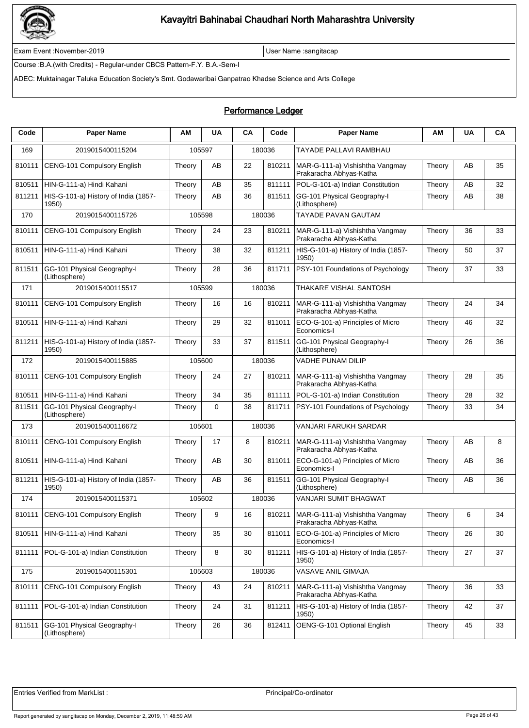# Kavayitri Bahinabai Chaudhari North Maharashtra University

Exam Event :November-2019 | User Name :sangitacap

Course :B.A.(with Credits) - Regular-under CBCS Pattern-F.Y. B.A.-Sem-I

ADEC: Muktainagar Taluka Education Society's Smt. Godawaribai Ganpatrao Khadse Science and Arts College

## Performance Ledger

| Code | Paper Name | AM | UA | CA | Code | Paper Name | AM | UA | CA |
|---|---|---|---|---|---|---|---|---|---|
| 169 | 2019015400115204 | 105597 | | 180036 | | TAYADE PALLAVI RAMBHAU | | | |
| 810111 | CENG-101 Compulsory English | Theory | AB | 22 | 810211 | MAR-G-111-a) Vishishtha Vangmay Prakaracha Abhyas-Katha | Theory | AB | 35 |
| 810511 | HIN-G-111-a) Hindi Kahani | Theory | AB | 35 | 811111 | POL-G-101-a) Indian Constitution | Theory | AB | 32 |
| 811211 | HIS-G-101-a) History of India (1857-1950) | Theory | AB | 36 | 811511 | GG-101 Physical Geography-I (Lithosphere) | Theory | AB | 38 |
| 170 | 2019015400115726 | 105598 | | 180036 | | TAYADE PAVAN GAUTAM | | | |
| 810111 | CENG-101 Compulsory English | Theory | 24 | 23 | 810211 | MAR-G-111-a) Vishishtha Vangmay Prakaracha Abhyas-Katha | Theory | 36 | 33 |
| 810511 | HIN-G-111-a) Hindi Kahani | Theory | 38 | 32 | 811211 | HIS-G-101-a) History of India (1857-1950) | Theory | 50 | 37 |
| 811511 | GG-101 Physical Geography-I (Lithosphere) | Theory | 28 | 36 | 811711 | PSY-101 Foundations of Psychology | Theory | 37 | 33 |
| 171 | 2019015400115517 | 105599 | | 180036 | | THAKARE VISHAL SANTOSH | | | |
| 810111 | CENG-101 Compulsory English | Theory | 16 | 16 | 810211 | MAR-G-111-a) Vishishtha Vangmay Prakaracha Abhyas-Katha | Theory | 24 | 34 |
| 810511 | HIN-G-111-a) Hindi Kahani | Theory | 29 | 32 | 811011 | ECO-G-101-a) Principles of Micro Economics-I | Theory | 46 | 32 |
| 811211 | HIS-G-101-a) History of India (1857-1950) | Theory | 33 | 37 | 811511 | GG-101 Physical Geography-I (Lithosphere) | Theory | 26 | 36 |
| 172 | 2019015400115885 | 105600 | | 180036 | | VADHE PUNAM DILIP | | | |
| 810111 | CENG-101 Compulsory English | Theory | 24 | 27 | 810211 | MAR-G-111-a) Vishishtha Vangmay Prakaracha Abhyas-Katha | Theory | 28 | 35 |
| 810511 | HIN-G-111-a) Hindi Kahani | Theory | 34 | 35 | 811111 | POL-G-101-a) Indian Constitution | Theory | 28 | 32 |
| 811511 | GG-101 Physical Geography-I (Lithosphere) | Theory | 0 | 38 | 811711 | PSY-101 Foundations of Psychology | Theory | 33 | 34 |
| 173 | 2019015400116672 | 105601 | | 180036 | | VANJARI FARUKH SARDAR | | | |
| 810111 | CENG-101 Compulsory English | Theory | 17 | 8 | 810211 | MAR-G-111-a) Vishishtha Vangmay Prakaracha Abhyas-Katha | Theory | AB | 8 |
| 810511 | HIN-G-111-a) Hindi Kahani | Theory | AB | 30 | 811011 | ECO-G-101-a) Principles of Micro Economics-I | Theory | AB | 36 |
| 811211 | HIS-G-101-a) History of India (1857-1950) | Theory | AB | 36 | 811511 | GG-101 Physical Geography-I (Lithosphere) | Theory | AB | 36 |
| 174 | 2019015400115371 | 105602 | | 180036 | | VANJARI SUMIT BHAGWAT | | | |
| 810111 | CENG-101 Compulsory English | Theory | 9 | 16 | 810211 | MAR-G-111-a) Vishishtha Vangmay Prakaracha Abhyas-Katha | Theory | 6 | 34 |
| 810511 | HIN-G-111-a) Hindi Kahani | Theory | 35 | 30 | 811011 | ECO-G-101-a) Principles of Micro Economics-I | Theory | 26 | 30 |
| 811111 | POL-G-101-a) Indian Constitution | Theory | 8 | 30 | 811211 | HIS-G-101-a) History of India (1857-1950) | Theory | 27 | 37 |
| 175 | 2019015400115301 | 105603 | | 180036 | | VASAVE ANIL GIMAJA | | | |
| 810111 | CENG-101 Compulsory English | Theory | 43 | 24 | 810211 | MAR-G-111-a) Vishishtha Vangmay Prakaracha Abhyas-Katha | Theory | 36 | 33 |
| 811111 | POL-G-101-a) Indian Constitution | Theory | 24 | 31 | 811211 | HIS-G-101-a) History of India (1857-1950) | Theory | 42 | 37 |
| 811511 | GG-101 Physical Geography-I (Lithosphere) | Theory | 26 | 36 | 812411 | OENG-G-101 Optional English | Theory | 45 | 33 |

| Entries Verified from MarkList : | Principal/Co-ordinator |
|---|---|

Report generated by sangitacap on Monday, December 2, 2019, 11:48:59 AM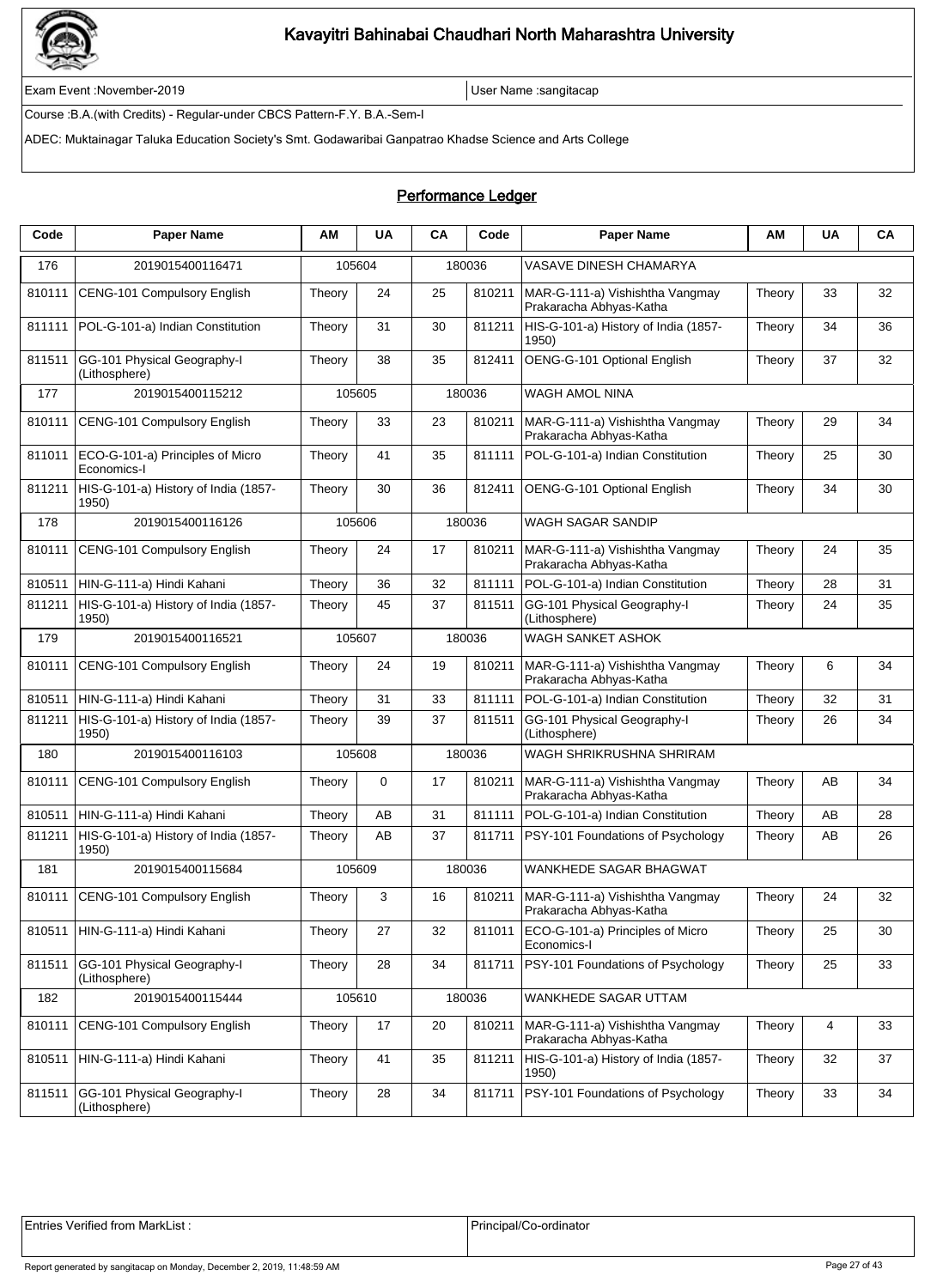# Kavayitri Bahinabai Chaudhari North Maharashtra University

Exam Event :November-2019

User Name :sangitacap

Course :B.A.(with Credits) - Regular-under CBCS Pattern-F.Y. B.A.-Sem-I

ADEC: Muktainagar Taluka Education Society's Smt. Godawaribai Ganpatrao Khadse Science and Arts College

## Performance Ledger

| Code | Paper Name | AM | UA | CA | Code | Paper Name | AM | UA | CA |
|---|---|---|---|---|---|---|---|---|---|
| 176 | 2019015400116471 | 105604 | | 180036 | | VASAVE DINESH CHAMARYA | | | |
| 810111 | CENG-101 Compulsory English | Theory | 24 | 25 | 810211 | MAR-G-111-a) Vishishtha Vangmay Prakaracha Abhyas-Katha | Theory | 33 | 32 |
| 811111 | POL-G-101-a) Indian Constitution | Theory | 31 | 30 | 811211 | HIS-G-101-a) History of India (1857-1950) | Theory | 34 | 36 |
| 811511 | GG-101 Physical Geography-I (Lithosphere) | Theory | 38 | 35 | 812411 | OENG-G-101 Optional English | Theory | 37 | 32 |
| 177 | 2019015400115212 | 105605 | | 180036 | | WAGH AMOL NINA | | | |
| 810111 | CENG-101 Compulsory English | Theory | 33 | 23 | 810211 | MAR-G-111-a) Vishishtha Vangmay Prakaracha Abhyas-Katha | Theory | 29 | 34 |
| 811011 | ECO-G-101-a) Principles of Micro Economics-I | Theory | 41 | 35 | 811111 | POL-G-101-a) Indian Constitution | Theory | 25 | 30 |
| 811211 | HIS-G-101-a) History of India (1857-1950) | Theory | 30 | 36 | 812411 | OENG-G-101 Optional English | Theory | 34 | 30 |
| 178 | 2019015400116126 | 105606 | | 180036 | | WAGH SAGAR SANDIP | | | |
| 810111 | CENG-101 Compulsory English | Theory | 24 | 17 | 810211 | MAR-G-111-a) Vishishtha Vangmay Prakaracha Abhyas-Katha | Theory | 24 | 35 |
| 810511 | HIN-G-111-a) Hindi Kahani | Theory | 36 | 32 | 811111 | POL-G-101-a) Indian Constitution | Theory | 28 | 31 |
| 811211 | HIS-G-101-a) History of India (1857-1950) | Theory | 45 | 37 | 811511 | GG-101 Physical Geography-I (Lithosphere) | Theory | 24 | 35 |
| 179 | 2019015400116521 | 105607 | | 180036 | | WAGH SANKET ASHOK | | | |
| 810111 | CENG-101 Compulsory English | Theory | 24 | 19 | 810211 | MAR-G-111-a) Vishishtha Vangmay Prakaracha Abhyas-Katha | Theory | 6 | 34 |
| 810511 | HIN-G-111-a) Hindi Kahani | Theory | 31 | 33 | 811111 | POL-G-101-a) Indian Constitution | Theory | 32 | 31 |
| 811211 | HIS-G-101-a) History of India (1857-1950) | Theory | 39 | 37 | 811511 | GG-101 Physical Geography-I (Lithosphere) | Theory | 26 | 34 |
| 180 | 2019015400116103 | 105608 | | 180036 | | WAGH SHRIKRUSHNA SHRIRAM | | | |
| 810111 | CENG-101 Compulsory English | Theory | 0 | 17 | 810211 | MAR-G-111-a) Vishishtha Vangmay Prakaracha Abhyas-Katha | Theory | AB | 34 |
| 810511 | HIN-G-111-a) Hindi Kahani | Theory | AB | 31 | 811111 | POL-G-101-a) Indian Constitution | Theory | AB | 28 |
| 811211 | HIS-G-101-a) History of India (1857-1950) | Theory | AB | 37 | 811711 | PSY-101 Foundations of Psychology | Theory | AB | 26 |
| 181 | 2019015400115684 | 105609 | | 180036 | | WANKHEDE SAGAR BHAGWAT | | | |
| 810111 | CENG-101 Compulsory English | Theory | 3 | 16 | 810211 | MAR-G-111-a) Vishishtha Vangmay Prakaracha Abhyas-Katha | Theory | 24 | 32 |
| 810511 | HIN-G-111-a) Hindi Kahani | Theory | 27 | 32 | 811011 | ECO-G-101-a) Principles of Micro Economics-I | Theory | 25 | 30 |
| 811511 | GG-101 Physical Geography-I (Lithosphere) | Theory | 28 | 34 | 811711 | PSY-101 Foundations of Psychology | Theory | 25 | 33 |
| 182 | 2019015400115444 | 105610 | | 180036 | | WANKHEDE SAGAR UTTAM | | | |
| 810111 | CENG-101 Compulsory English | Theory | 17 | 20 | 810211 | MAR-G-111-a) Vishishtha Vangmay Prakaracha Abhyas-Katha | Theory | 4 | 33 |
| 810511 | HIN-G-111-a) Hindi Kahani | Theory | 41 | 35 | 811211 | HIS-G-101-a) History of India (1857-1950) | Theory | 32 | 37 |
| 811511 | GG-101 Physical Geography-I (Lithosphere) | Theory | 28 | 34 | 811711 | PSY-101 Foundations of Psychology | Theory | 33 | 34 |

| Entries Verified from MarkList : | Principal/Co-ordinator |
|---|---|

Report generated by sangitacap on Monday, December 2, 2019, 11:48:59 AM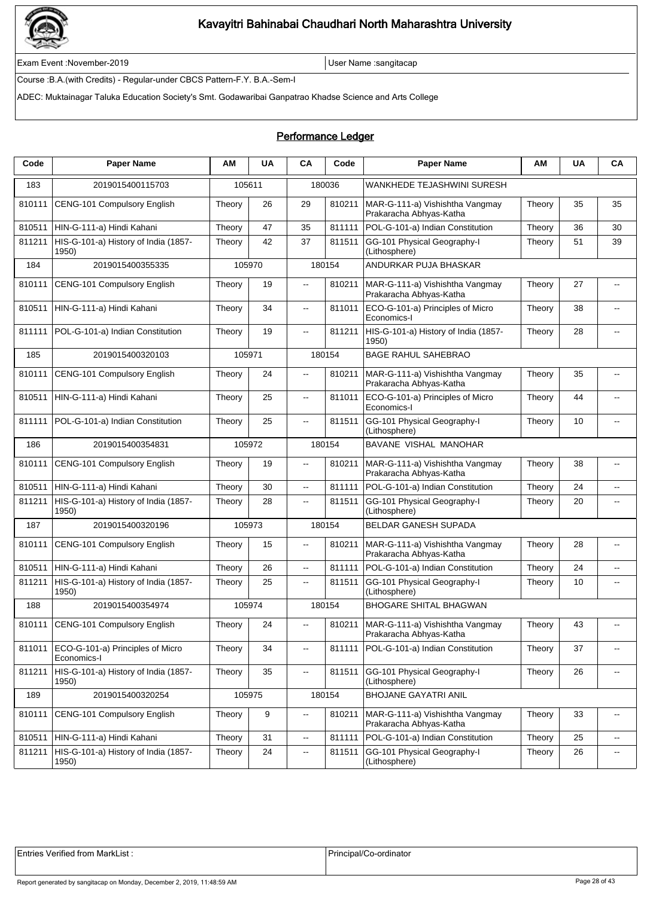# Kavayitri Bahinabai Chaudhari North Maharashtra University

Exam Event :November-2019 | User Name :sangitacap

Course :B.A.(with Credits) - Regular-under CBCS Pattern-F.Y. B.A.-Sem-I

ADEC: Muktainagar Taluka Education Society's Smt. Godawaribai Ganpatrao Khadse Science and Arts College

## Performance Ledger

| Code | Paper Name | AM | UA | CA | Code | Paper Name | AM | UA | CA |
|---|---|---|---|---|---|---|---|---|---|
| 183 | 2019015400115703 | 105611 | | 180036 | | WANKHEDE TEJASHWINI SURESH | | | |
| 810111 | CENG-101 Compulsory English | Theory | 26 | 29 | 810211 | MAR-G-111-a) Vishishtha Vangmay Prakaracha Abhyas-Katha | Theory | 35 | 35 |
| 810511 | HIN-G-111-a) Hindi Kahani | Theory | 47 | 35 | 811111 | POL-G-101-a) Indian Constitution | Theory | 36 | 30 |
| 811211 | HIS-G-101-a) History of India (1857-1950) | Theory | 42 | 37 | 811511 | GG-101 Physical Geography-I (Lithosphere) | Theory | 51 | 39 |
| 184 | 2019015400355335 | 105970 | | 180154 | | ANDURKAR PUJA BHASKAR | | | |
| 810111 | CENG-101 Compulsory English | Theory | 19 | -- | 810211 | MAR-G-111-a) Vishishtha Vangmay Prakaracha Abhyas-Katha | Theory | 27 | -- |
| 810511 | HIN-G-111-a) Hindi Kahani | Theory | 34 | -- | 811011 | ECO-G-101-a) Principles of Micro Economics-I | Theory | 38 | -- |
| 811111 | POL-G-101-a) Indian Constitution | Theory | 19 | -- | 811211 | HIS-G-101-a) History of India (1857-1950) | Theory | 28 | -- |
| 185 | 2019015400320103 | 105971 | | 180154 | | BAGE RAHUL SAHEBRAO | | | |
| 810111 | CENG-101 Compulsory English | Theory | 24 | -- | 810211 | MAR-G-111-a) Vishishtha Vangmay Prakaracha Abhyas-Katha | Theory | 35 | -- |
| 810511 | HIN-G-111-a) Hindi Kahani | Theory | 25 | -- | 811011 | ECO-G-101-a) Principles of Micro Economics-I | Theory | 44 | -- |
| 811111 | POL-G-101-a) Indian Constitution | Theory | 25 | -- | 811511 | GG-101 Physical Geography-I (Lithosphere) | Theory | 10 | -- |
| 186 | 2019015400354831 | 105972 | | 180154 | | BAVANE VISHAL MANOHAR | | | |
| 810111 | CENG-101 Compulsory English | Theory | 19 | -- | 810211 | MAR-G-111-a) Vishishtha Vangmay Prakaracha Abhyas-Katha | Theory | 38 | -- |
| 810511 | HIN-G-111-a) Hindi Kahani | Theory | 30 | -- | 811111 | POL-G-101-a) Indian Constitution | Theory | 24 | -- |
| 811211 | HIS-G-101-a) History of India (1857-1950) | Theory | 28 | -- | 811511 | GG-101 Physical Geography-I (Lithosphere) | Theory | 20 | -- |
| 187 | 2019015400320196 | 105973 | | 180154 | | BELDAR GANESH SUPADA | | | |
| 810111 | CENG-101 Compulsory English | Theory | 15 | -- | 810211 | MAR-G-111-a) Vishishtha Vangmay Prakaracha Abhyas-Katha | Theory | 28 | -- |
| 810511 | HIN-G-111-a) Hindi Kahani | Theory | 26 | -- | 811111 | POL-G-101-a) Indian Constitution | Theory | 24 | -- |
| 811211 | HIS-G-101-a) History of India (1857-1950) | Theory | 25 | -- | 811511 | GG-101 Physical Geography-I (Lithosphere) | Theory | 10 | -- |
| 188 | 2019015400354974 | 105974 | | 180154 | | BHOGARE SHITAL BHAGWAN | | | |
| 810111 | CENG-101 Compulsory English | Theory | 24 | -- | 810211 | MAR-G-111-a) Vishishtha Vangmay Prakaracha Abhyas-Katha | Theory | 43 | -- |
| 811011 | ECO-G-101-a) Principles of Micro Economics-I | Theory | 34 | -- | 811111 | POL-G-101-a) Indian Constitution | Theory | 37 | -- |
| 811211 | HIS-G-101-a) History of India (1857-1950) | Theory | 35 | -- | 811511 | GG-101 Physical Geography-I (Lithosphere) | Theory | 26 | -- |
| 189 | 2019015400320254 | 105975 | | 180154 | | BHOJANE GAYATRI ANIL | | | |
| 810111 | CENG-101 Compulsory English | Theory | 9 | -- | 810211 | MAR-G-111-a) Vishishtha Vangmay Prakaracha Abhyas-Katha | Theory | 33 | -- |
| 810511 | HIN-G-111-a) Hindi Kahani | Theory | 31 | -- | 811111 | POL-G-101-a) Indian Constitution | Theory | 25 | -- |
| 811211 | HIS-G-101-a) History of India (1857-1950) | Theory | 24 | -- | 811511 | GG-101 Physical Geography-I (Lithosphere) | Theory | 26 | -- |

| Entries Verified from MarkList : | Principal/Co-ordinator |
|---|---|

Report generated by sangitacap on Monday, December 2, 2019, 11:48:59 AM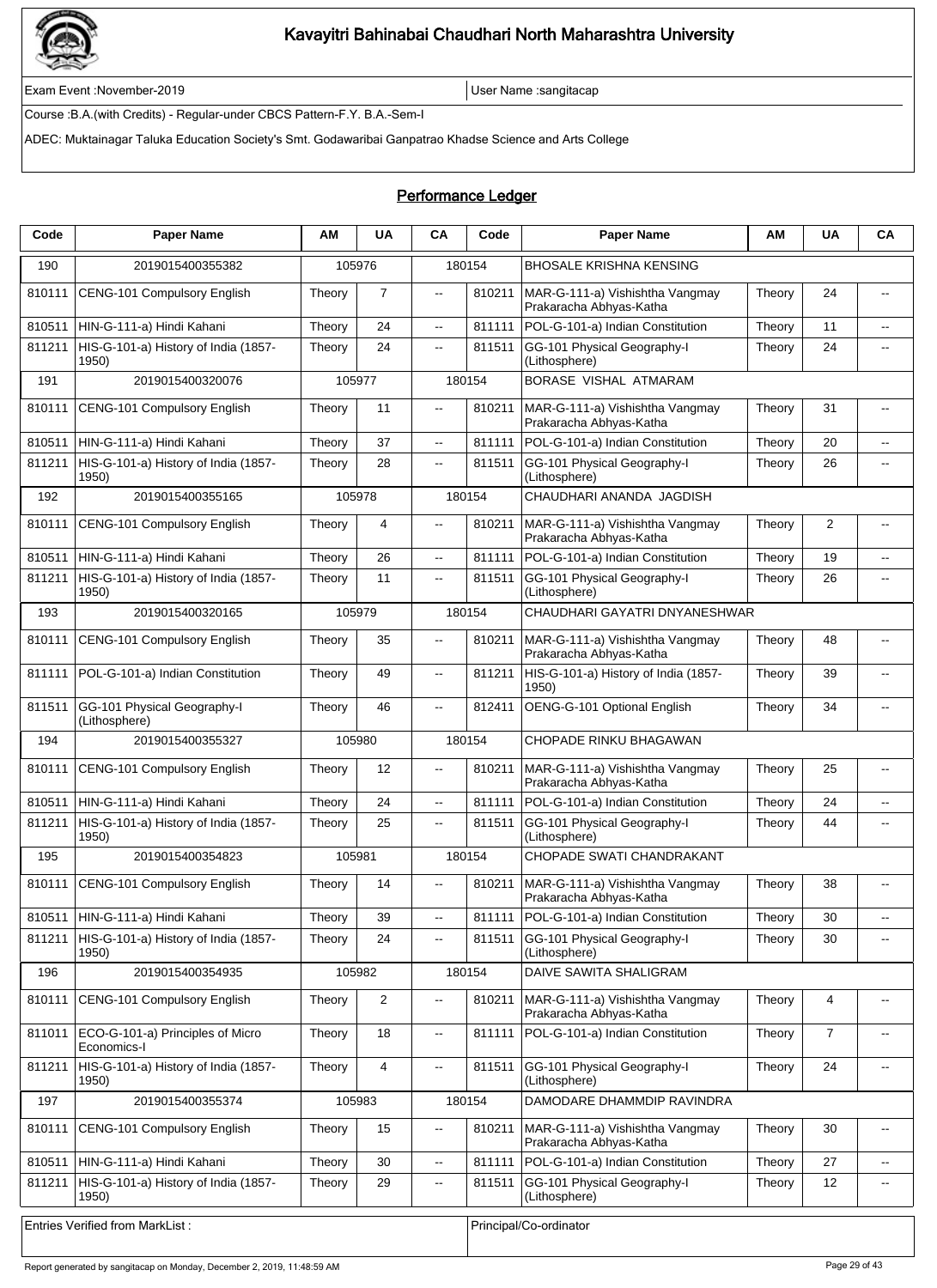# Kavayitri Bahinabai Chaudhari North Maharashtra University

Exam Event :November-2019 | User Name :sangitacap

Course :B.A.(with Credits) - Regular-under CBCS Pattern-F.Y. B.A.-Sem-I

ADEC: Muktainagar Taluka Education Society's Smt. Godawaribai Ganpatrao Khadse Science and Arts College

## Performance Ledger

| Code | Paper Name | AM | UA | CA | Code | Paper Name | AM | UA | CA |
|---|---|---|---|---|---|---|---|---|---|
| 190 | 2019015400355382 | 105976 | | 180154 | | BHOSALE KRISHNA KENSING | | | |
| 810111 | CENG-101 Compulsory English | Theory | 7 | -- | 810211 | MAR-G-111-a) Vishishtha Vangmay Prakaracha Abhyas-Katha | Theory | 24 | -- |
| 810511 | HIN-G-111-a) Hindi Kahani | Theory | 24 | -- | 811111 | POL-G-101-a) Indian Constitution | Theory | 11 | -- |
| 811211 | HIS-G-101-a) History of India (1857-1950) | Theory | 24 | -- | 811511 | GG-101 Physical Geography-I (Lithosphere) | Theory | 24 | -- |
| 191 | 2019015400320076 | 105977 | | 180154 | | BORASE VISHAL ATMARAM | | | |
| 810111 | CENG-101 Compulsory English | Theory | 11 | -- | 810211 | MAR-G-111-a) Vishishtha Vangmay Prakaracha Abhyas-Katha | Theory | 31 | -- |
| 810511 | HIN-G-111-a) Hindi Kahani | Theory | 37 | -- | 811111 | POL-G-101-a) Indian Constitution | Theory | 20 | -- |
| 811211 | HIS-G-101-a) History of India (1857-1950) | Theory | 28 | -- | 811511 | GG-101 Physical Geography-I (Lithosphere) | Theory | 26 | -- |
| 192 | 2019015400355165 | 105978 | | 180154 | | CHAUDHARI ANANDA JAGDISH | | | |
| 810111 | CENG-101 Compulsory English | Theory | 4 | -- | 810211 | MAR-G-111-a) Vishishtha Vangmay Prakaracha Abhyas-Katha | Theory | 2 | -- |
| 810511 | HIN-G-111-a) Hindi Kahani | Theory | 26 | -- | 811111 | POL-G-101-a) Indian Constitution | Theory | 19 | -- |
| 811211 | HIS-G-101-a) History of India (1857-1950) | Theory | 11 | -- | 811511 | GG-101 Physical Geography-I (Lithosphere) | Theory | 26 | -- |
| 193 | 2019015400320165 | 105979 | | 180154 | | CHAUDHARI GAYATRI DNYANESHWAR | | | |
| 810111 | CENG-101 Compulsory English | Theory | 35 | -- | 810211 | MAR-G-111-a) Vishishtha Vangmay Prakaracha Abhyas-Katha | Theory | 48 | -- |
| 811111 | POL-G-101-a) Indian Constitution | Theory | 49 | -- | 811211 | HIS-G-101-a) History of India (1857-1950) | Theory | 39 | -- |
| 811511 | GG-101 Physical Geography-I (Lithosphere) | Theory | 46 | -- | 812411 | OENG-G-101 Optional English | Theory | 34 | -- |
| 194 | 2019015400355327 | 105980 | | 180154 | | CHOPADE RINKU BHAGAWAN | | | |
| 810111 | CENG-101 Compulsory English | Theory | 12 | -- | 810211 | MAR-G-111-a) Vishishtha Vangmay Prakaracha Abhyas-Katha | Theory | 25 | -- |
| 810511 | HIN-G-111-a) Hindi Kahani | Theory | 24 | -- | 811111 | POL-G-101-a) Indian Constitution | Theory | 24 | -- |
| 811211 | HIS-G-101-a) History of India (1857-1950) | Theory | 25 | -- | 811511 | GG-101 Physical Geography-I (Lithosphere) | Theory | 44 | -- |
| 195 | 2019015400354823 | 105981 | | 180154 | | CHOPADE SWATI CHANDRAKANT | | | |
| 810111 | CENG-101 Compulsory English | Theory | 14 | -- | 810211 | MAR-G-111-a) Vishishtha Vangmay Prakaracha Abhyas-Katha | Theory | 38 | -- |
| 810511 | HIN-G-111-a) Hindi Kahani | Theory | 39 | -- | 811111 | POL-G-101-a) Indian Constitution | Theory | 30 | -- |
| 811211 | HIS-G-101-a) History of India (1857-1950) | Theory | 24 | -- | 811511 | GG-101 Physical Geography-I (Lithosphere) | Theory | 30 | -- |
| 196 | 2019015400354935 | 105982 | | 180154 | | DAIVE SAWITA SHALIGRAM | | | |
| 810111 | CENG-101 Compulsory English | Theory | 2 | -- | 810211 | MAR-G-111-a) Vishishtha Vangmay Prakaracha Abhyas-Katha | Theory | 4 | -- |
| 811011 | ECO-G-101-a) Principles of Micro Economics-I | Theory | 18 | -- | 811111 | POL-G-101-a) Indian Constitution | Theory | 7 | -- |
| 811211 | HIS-G-101-a) History of India (1857-1950) | Theory | 4 | -- | 811511 | GG-101 Physical Geography-I (Lithosphere) | Theory | 24 | -- |
| 197 | 2019015400355374 | 105983 | | 180154 | | DAMODARE DHAMMDIP RAVINDRA | | | |
| 810111 | CENG-101 Compulsory English | Theory | 15 | -- | 810211 | MAR-G-111-a) Vishishtha Vangmay Prakaracha Abhyas-Katha | Theory | 30 | -- |
| 810511 | HIN-G-111-a) Hindi Kahani | Theory | 30 | -- | 811111 | POL-G-101-a) Indian Constitution | Theory | 27 | -- |
| 811211 | HIS-G-101-a) History of India (1857-1950) | Theory | 29 | -- | 811511 | GG-101 Physical Geography-I (Lithosphere) | Theory | 12 | -- |

Entries Verified from MarkList : | Principal/Co-ordinator

Report generated by sangitacap on Monday, December 2, 2019, 11:48:59 AM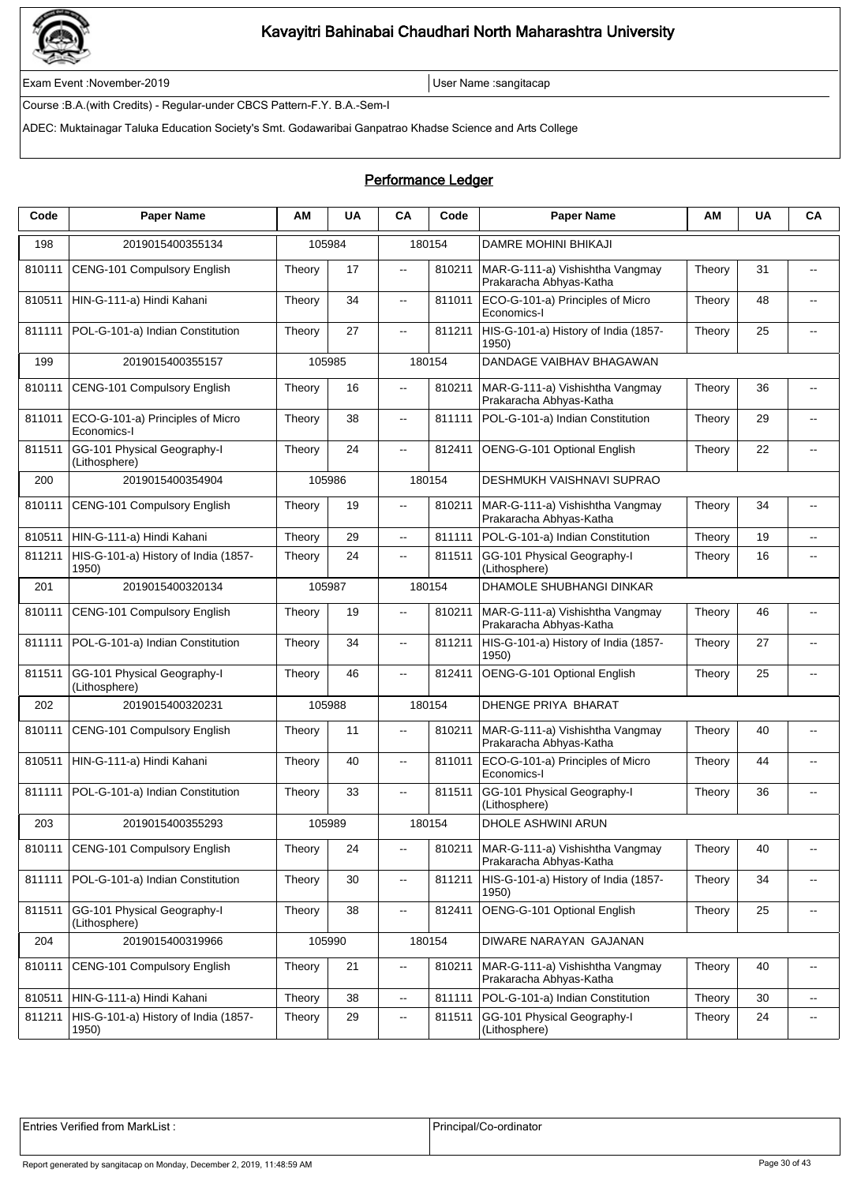# Kavayitri Bahinabai Chaudhari North Maharashtra University

Exam Event :November-2019 | User Name :sangitacap

Course :B.A.(with Credits) - Regular-under CBCS Pattern-F.Y. B.A.-Sem-I

ADEC: Muktainagar Taluka Education Society's Smt. Godawaribai Ganpatrao Khadse Science and Arts College

## Performance Ledger

| Code | Paper Name | AM | UA | CA | Code | Paper Name | AM | UA | CA |
|---|---|---|---|---|---|---|---|---|---|
| 198 | 2019015400355134 | 105984 | | 180154 | | DAMRE MOHINI BHIKAJI | | | |
| 810111 | CENG-101 Compulsory English | Theory | 17 | -- | 810211 | MAR-G-111-a) Vishishtha Vangmay Prakaracha Abhyas-Katha | Theory | 31 | -- |
| 810511 | HIN-G-111-a) Hindi Kahani | Theory | 34 | -- | 811011 | ECO-G-101-a) Principles of Micro Economics-I | Theory | 48 | -- |
| 811111 | POL-G-101-a) Indian Constitution | Theory | 27 | -- | 811211 | HIS-G-101-a) History of India (1857-1950) | Theory | 25 | -- |
| 199 | 2019015400355157 | 105985 | | 180154 | | DANDAGE VAIBHAV BHAGAWAN | | | |
| 810111 | CENG-101 Compulsory English | Theory | 16 | -- | 810211 | MAR-G-111-a) Vishishtha Vangmay Prakaracha Abhyas-Katha | Theory | 36 | -- |
| 811011 | ECO-G-101-a) Principles of Micro Economics-I | Theory | 38 | -- | 811111 | POL-G-101-a) Indian Constitution | Theory | 29 | -- |
| 811511 | GG-101 Physical Geography-I (Lithosphere) | Theory | 24 | -- | 812411 | OENG-G-101 Optional English | Theory | 22 | -- |
| 200 | 2019015400354904 | 105986 | | 180154 | | DESHMUKH VAISHNAVI SUPRAO | | | |
| 810111 | CENG-101 Compulsory English | Theory | 19 | -- | 810211 | MAR-G-111-a) Vishishtha Vangmay Prakaracha Abhyas-Katha | Theory | 34 | -- |
| 810511 | HIN-G-111-a) Hindi Kahani | Theory | 29 | -- | 811111 | POL-G-101-a) Indian Constitution | Theory | 19 | -- |
| 811211 | HIS-G-101-a) History of India (1857-1950) | Theory | 24 | -- | 811511 | GG-101 Physical Geography-I (Lithosphere) | Theory | 16 | -- |
| 201 | 2019015400320134 | 105987 | | 180154 | | DHAMOLE SHUBHANGI DINKAR | | | |
| 810111 | CENG-101 Compulsory English | Theory | 19 | -- | 810211 | MAR-G-111-a) Vishishtha Vangmay Prakaracha Abhyas-Katha | Theory | 46 | -- |
| 811111 | POL-G-101-a) Indian Constitution | Theory | 34 | -- | 811211 | HIS-G-101-a) History of India (1857-1950) | Theory | 27 | -- |
| 811511 | GG-101 Physical Geography-I (Lithosphere) | Theory | 46 | -- | 812411 | OENG-G-101 Optional English | Theory | 25 | -- |
| 202 | 2019015400320231 | 105988 | | 180154 | | DHENGE PRIYA BHARAT | | | |
| 810111 | CENG-101 Compulsory English | Theory | 11 | -- | 810211 | MAR-G-111-a) Vishishtha Vangmay Prakaracha Abhyas-Katha | Theory | 40 | -- |
| 810511 | HIN-G-111-a) Hindi Kahani | Theory | 40 | -- | 811011 | ECO-G-101-a) Principles of Micro Economics-I | Theory | 44 | -- |
| 811111 | POL-G-101-a) Indian Constitution | Theory | 33 | -- | 811511 | GG-101 Physical Geography-I (Lithosphere) | Theory | 36 | -- |
| 203 | 2019015400355293 | 105989 | | 180154 | | DHOLE ASHWINI ARUN | | | |
| 810111 | CENG-101 Compulsory English | Theory | 24 | -- | 810211 | MAR-G-111-a) Vishishtha Vangmay Prakaracha Abhyas-Katha | Theory | 40 | -- |
| 811111 | POL-G-101-a) Indian Constitution | Theory | 30 | -- | 811211 | HIS-G-101-a) History of India (1857-1950) | Theory | 34 | -- |
| 811511 | GG-101 Physical Geography-I (Lithosphere) | Theory | 38 | -- | 812411 | OENG-G-101 Optional English | Theory | 25 | -- |
| 204 | 2019015400319966 | 105990 | | 180154 | | DIWARE NARAYAN GAJANAN | | | |
| 810111 | CENG-101 Compulsory English | Theory | 21 | -- | 810211 | MAR-G-111-a) Vishishtha Vangmay Prakaracha Abhyas-Katha | Theory | 40 | -- |
| 810511 | HIN-G-111-a) Hindi Kahani | Theory | 38 | -- | 811111 | POL-G-101-a) Indian Constitution | Theory | 30 | -- |
| 811211 | HIS-G-101-a) History of India (1857-1950) | Theory | 29 | -- | 811511 | GG-101 Physical Geography-I (Lithosphere) | Theory | 24 | -- |

| Entries Verified from MarkList : | Principal/Co-ordinator |
|---|---|

Report generated by sangitacap on Monday, December 2, 2019, 11:48:59 AM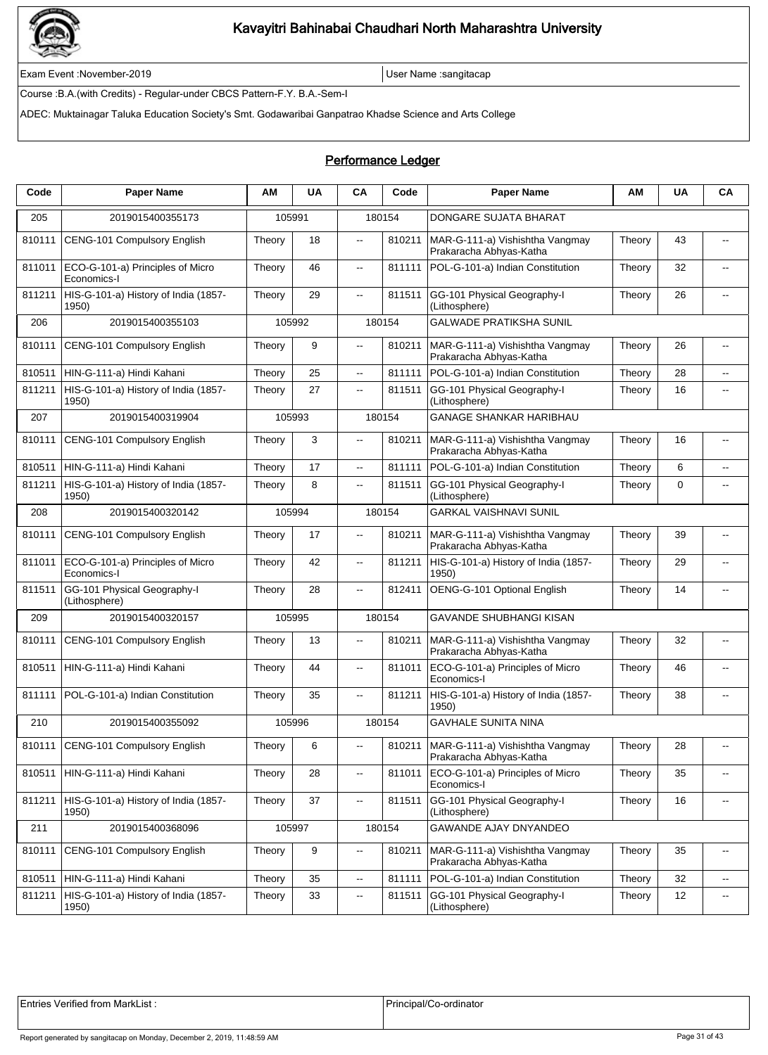# Kavayitri Bahinabai Chaudhari North Maharashtra University

Exam Event :November-2019

User Name :sangitacap

Course :B.A.(with Credits) - Regular-under CBCS Pattern-F.Y. B.A.-Sem-I

ADEC: Muktainagar Taluka Education Society's Smt. Godawaribai Ganpatrao Khadse Science and Arts College

## Performance Ledger

| Code | Paper Name | AM | UA | CA | Code | Paper Name | AM | UA | CA |
|---|---|---|---|---|---|---|---|---|---|
| 205 | 2019015400355173 | 105991 | | 180154 | | DONGARE SUJATA BHARAT | | | |
| 810111 | CENG-101 Compulsory English | Theory | 18 | -- | 810211 | MAR-G-111-a) Vishishtha Vangmay Prakaracha Abhyas-Katha | Theory | 43 | -- |
| 811011 | ECO-G-101-a) Principles of Micro Economics-I | Theory | 46 | -- | 811111 | POL-G-101-a) Indian Constitution | Theory | 32 | -- |
| 811211 | HIS-G-101-a) History of India (1857-1950) | Theory | 29 | -- | 811511 | GG-101 Physical Geography-I (Lithosphere) | Theory | 26 | -- |
| 206 | 2019015400355103 | 105992 | | 180154 | | GALWADE PRATIKSHA SUNIL | | | |
| 810111 | CENG-101 Compulsory English | Theory | 9 | -- | 810211 | MAR-G-111-a) Vishishtha Vangmay Prakaracha Abhyas-Katha | Theory | 26 | -- |
| 810511 | HIN-G-111-a) Hindi Kahani | Theory | 25 | -- | 811111 | POL-G-101-a) Indian Constitution | Theory | 28 | -- |
| 811211 | HIS-G-101-a) History of India (1857-1950) | Theory | 27 | -- | 811511 | GG-101 Physical Geography-I (Lithosphere) | Theory | 16 | -- |
| 207 | 2019015400319904 | 105993 | | 180154 | | GANAGE SHANKAR HARIBHAU | | | |
| 810111 | CENG-101 Compulsory English | Theory | 3 | -- | 810211 | MAR-G-111-a) Vishishtha Vangmay Prakaracha Abhyas-Katha | Theory | 16 | -- |
| 810511 | HIN-G-111-a) Hindi Kahani | Theory | 17 | -- | 811111 | POL-G-101-a) Indian Constitution | Theory | 6 | -- |
| 811211 | HIS-G-101-a) History of India (1857-1950) | Theory | 8 | -- | 811511 | GG-101 Physical Geography-I (Lithosphere) | Theory | 0 | -- |
| 208 | 2019015400320142 | 105994 | | 180154 | | GARKAL VAISHNAVI SUNIL | | | |
| 810111 | CENG-101 Compulsory English | Theory | 17 | -- | 810211 | MAR-G-111-a) Vishishtha Vangmay Prakaracha Abhyas-Katha | Theory | 39 | -- |
| 811011 | ECO-G-101-a) Principles of Micro Economics-I | Theory | 42 | -- | 811211 | HIS-G-101-a) History of India (1857-1950) | Theory | 29 | -- |
| 811511 | GG-101 Physical Geography-I (Lithosphere) | Theory | 28 | -- | 812411 | OENG-G-101 Optional English | Theory | 14 | -- |
| 209 | 2019015400320157 | 105995 | | 180154 | | GAVANDE SHUBHANGI KISAN | | | |
| 810111 | CENG-101 Compulsory English | Theory | 13 | -- | 810211 | MAR-G-111-a) Vishishtha Vangmay Prakaracha Abhyas-Katha | Theory | 32 | -- |
| 810511 | HIN-G-111-a) Hindi Kahani | Theory | 44 | -- | 811011 | ECO-G-101-a) Principles of Micro Economics-I | Theory | 46 | -- |
| 811111 | POL-G-101-a) Indian Constitution | Theory | 35 | -- | 811211 | HIS-G-101-a) History of India (1857-1950) | Theory | 38 | -- |
| 210 | 2019015400355092 | 105996 | | 180154 | | GAVHALE SUNITA NINA | | | |
| 810111 | CENG-101 Compulsory English | Theory | 6 | -- | 810211 | MAR-G-111-a) Vishishtha Vangmay Prakaracha Abhyas-Katha | Theory | 28 | -- |
| 810511 | HIN-G-111-a) Hindi Kahani | Theory | 28 | -- | 811011 | ECO-G-101-a) Principles of Micro Economics-I | Theory | 35 | -- |
| 811211 | HIS-G-101-a) History of India (1857-1950) | Theory | 37 | -- | 811511 | GG-101 Physical Geography-I (Lithosphere) | Theory | 16 | -- |
| 211 | 2019015400368096 | 105997 | | 180154 | | GAWANDE AJAY DNYANDEO | | | |
| 810111 | CENG-101 Compulsory English | Theory | 9 | -- | 810211 | MAR-G-111-a) Vishishtha Vangmay Prakaracha Abhyas-Katha | Theory | 35 | -- |
| 810511 | HIN-G-111-a) Hindi Kahani | Theory | 35 | -- | 811111 | POL-G-101-a) Indian Constitution | Theory | 32 | -- |
| 811211 | HIS-G-101-a) History of India (1857-1950) | Theory | 33 | -- | 811511 | GG-101 Physical Geography-I (Lithosphere) | Theory | 12 | -- |

| Entries Verified from MarkList : | Principal/Co-ordinator |
|---|---|

Report generated by sangitacap on Monday, December 2, 2019, 11:48:59 AM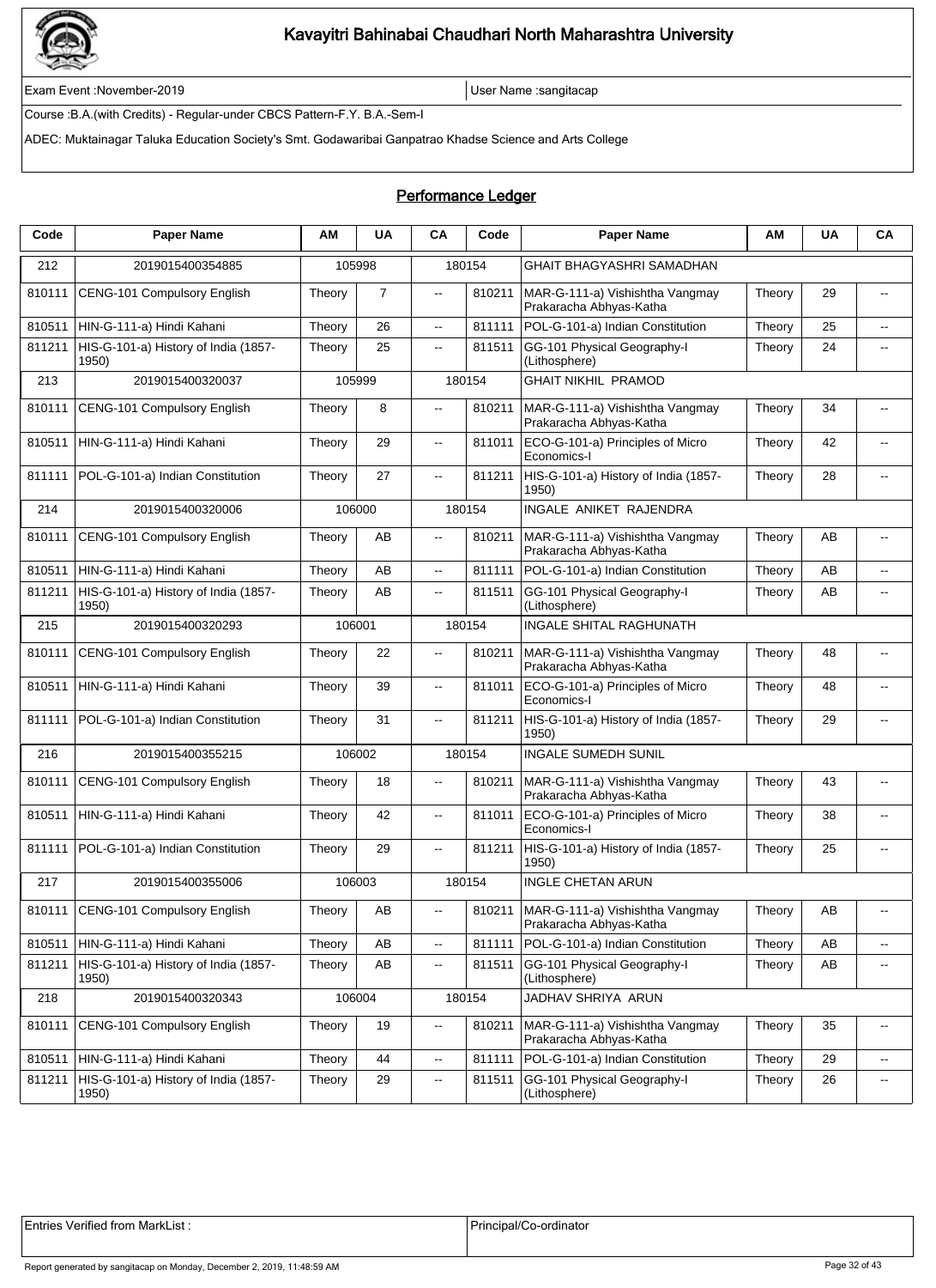# Kavayitri Bahinabai Chaudhari North Maharashtra University

Exam Event :November-2019 | User Name :sangitacap

Course :B.A.(with Credits) - Regular-under CBCS Pattern-F.Y. B.A.-Sem-I

ADEC: Muktainagar Taluka Education Society's Smt. Godawaribai Ganpatrao Khadse Science and Arts College

## Performance Ledger

| Code | Paper Name | AM | UA | CA | Code | Paper Name | AM | UA | CA |
|---|---|---|---|---|---|---|---|---|---|
| 212 | 2019015400354885 | 105998 | | 180154 | | GHAIT BHAGYASHRI SAMADHAN | | | |
| 810111 | CENG-101 Compulsory English | Theory | 7 | -- | 810211 | MAR-G-111-a) Vishishtha Vangmay Prakaracha Abhyas-Katha | Theory | 29 | -- |
| 810511 | HIN-G-111-a) Hindi Kahani | Theory | 26 | -- | 811111 | POL-G-101-a) Indian Constitution | Theory | 25 | -- |
| 811211 | HIS-G-101-a) History of India (1857-1950) | Theory | 25 | -- | 811511 | GG-101 Physical Geography-I (Lithosphere) | Theory | 24 | -- |
| 213 | 2019015400320037 | 105999 | | 180154 | | GHAIT NIKHIL PRAMOD | | | |
| 810111 | CENG-101 Compulsory English | Theory | 8 | -- | 810211 | MAR-G-111-a) Vishishtha Vangmay Prakaracha Abhyas-Katha | Theory | 34 | -- |
| 810511 | HIN-G-111-a) Hindi Kahani | Theory | 29 | -- | 811011 | ECO-G-101-a) Principles of Micro Economics-I | Theory | 42 | -- |
| 811111 | POL-G-101-a) Indian Constitution | Theory | 27 | -- | 811211 | HIS-G-101-a) History of India (1857-1950) | Theory | 28 | -- |
| 214 | 2019015400320006 | 106000 | | 180154 | | INGALE ANIKET RAJENDRA | | | |
| 810111 | CENG-101 Compulsory English | Theory | AB | -- | 810211 | MAR-G-111-a) Vishishtha Vangmay Prakaracha Abhyas-Katha | Theory | AB | -- |
| 810511 | HIN-G-111-a) Hindi Kahani | Theory | AB | -- | 811111 | POL-G-101-a) Indian Constitution | Theory | AB | -- |
| 811211 | HIS-G-101-a) History of India (1857-1950) | Theory | AB | -- | 811511 | GG-101 Physical Geography-I (Lithosphere) | Theory | AB | -- |
| 215 | 2019015400320293 | 106001 | | 180154 | | INGALE SHITAL RAGHUNATH | | | |
| 810111 | CENG-101 Compulsory English | Theory | 22 | -- | 810211 | MAR-G-111-a) Vishishtha Vangmay Prakaracha Abhyas-Katha | Theory | 48 | -- |
| 810511 | HIN-G-111-a) Hindi Kahani | Theory | 39 | -- | 811011 | ECO-G-101-a) Principles of Micro Economics-I | Theory | 48 | -- |
| 811111 | POL-G-101-a) Indian Constitution | Theory | 31 | -- | 811211 | HIS-G-101-a) History of India (1857-1950) | Theory | 29 | -- |
| 216 | 2019015400355215 | 106002 | | 180154 | | INGALE SUMEDH SUNIL | | | |
| 810111 | CENG-101 Compulsory English | Theory | 18 | -- | 810211 | MAR-G-111-a) Vishishtha Vangmay Prakaracha Abhyas-Katha | Theory | 43 | -- |
| 810511 | HIN-G-111-a) Hindi Kahani | Theory | 42 | -- | 811011 | ECO-G-101-a) Principles of Micro Economics-I | Theory | 38 | -- |
| 811111 | POL-G-101-a) Indian Constitution | Theory | 29 | -- | 811211 | HIS-G-101-a) History of India (1857-1950) | Theory | 25 | -- |
| 217 | 2019015400355006 | 106003 | | 180154 | | INGLE CHETAN ARUN | | | |
| 810111 | CENG-101 Compulsory English | Theory | AB | -- | 810211 | MAR-G-111-a) Vishishtha Vangmay Prakaracha Abhyas-Katha | Theory | AB | -- |
| 810511 | HIN-G-111-a) Hindi Kahani | Theory | AB | -- | 811111 | POL-G-101-a) Indian Constitution | Theory | AB | -- |
| 811211 | HIS-G-101-a) History of India (1857-1950) | Theory | AB | -- | 811511 | GG-101 Physical Geography-I (Lithosphere) | Theory | AB | -- |
| 218 | 2019015400320343 | 106004 | | 180154 | | JADHAV SHRIYA ARUN | | | |
| 810111 | CENG-101 Compulsory English | Theory | 19 | -- | 810211 | MAR-G-111-a) Vishishtha Vangmay Prakaracha Abhyas-Katha | Theory | 35 | -- |
| 810511 | HIN-G-111-a) Hindi Kahani | Theory | 44 | -- | 811111 | POL-G-101-a) Indian Constitution | Theory | 29 | -- |
| 811211 | HIS-G-101-a) History of India (1857-1950) | Theory | 29 | -- | 811511 | GG-101 Physical Geography-I (Lithosphere) | Theory | 26 | -- |

| Entries Verified from MarkList : | Principal/Co-ordinator |
|---|---|

Report generated by sangitacap on Monday, December 2, 2019, 11:48:59 AM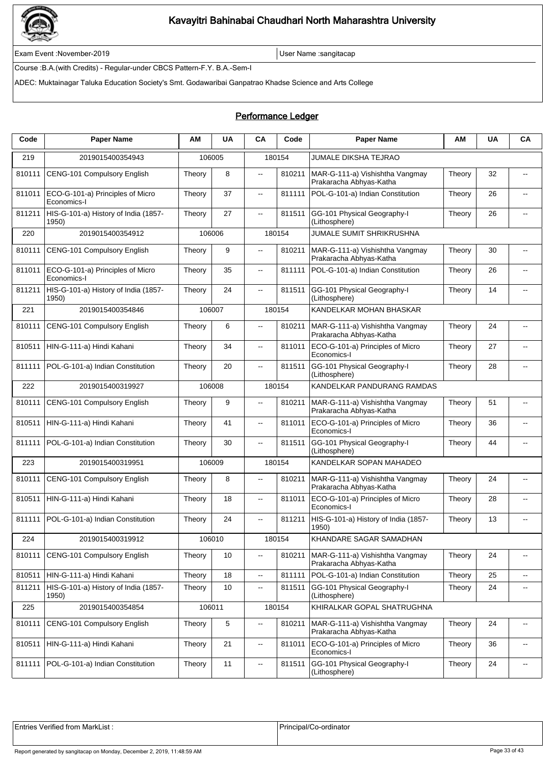# Kavayitri Bahinabai Chaudhari North Maharashtra University

Exam Event :November-2019 | User Name :sangitacap

Course :B.A.(with Credits) - Regular-under CBCS Pattern-F.Y. B.A.-Sem-I

ADEC: Muktainagar Taluka Education Society's Smt. Godawaribai Ganpatrao Khadse Science and Arts College

## Performance Ledger

| Code | Paper Name | AM | UA | CA | Code | Paper Name | AM | UA | CA |
|---|---|---|---|---|---|---|---|---|---|
| 219 | 2019015400354943 | 106005 | | 180154 | | JUMALE DIKSHA TEJRAO | | | |
| 810111 | CENG-101 Compulsory English | Theory | 8 | -- | 810211 | MAR-G-111-a) Vishishtha Vangmay Prakaracha Abhyas-Katha | Theory | 32 | -- |
| 811011 | ECO-G-101-a) Principles of Micro Economics-I | Theory | 37 | -- | 811111 | POL-G-101-a) Indian Constitution | Theory | 26 | -- |
| 811211 | HIS-G-101-a) History of India (1857-1950) | Theory | 27 | -- | 811511 | GG-101 Physical Geography-I (Lithosphere) | Theory | 26 | -- |
| 220 | 2019015400354912 | 106006 | | 180154 | | JUMALE SUMIT SHRIKRUSHNA | | | |
| 810111 | CENG-101 Compulsory English | Theory | 9 | -- | 810211 | MAR-G-111-a) Vishishtha Vangmay Prakaracha Abhyas-Katha | Theory | 30 | -- |
| 811011 | ECO-G-101-a) Principles of Micro Economics-I | Theory | 35 | -- | 811111 | POL-G-101-a) Indian Constitution | Theory | 26 | -- |
| 811211 | HIS-G-101-a) History of India (1857-1950) | Theory | 24 | -- | 811511 | GG-101 Physical Geography-I (Lithosphere) | Theory | 14 | -- |
| 221 | 2019015400354846 | 106007 | | 180154 | | KANDELKAR MOHAN BHASKAR | | | |
| 810111 | CENG-101 Compulsory English | Theory | 6 | -- | 810211 | MAR-G-111-a) Vishishtha Vangmay Prakaracha Abhyas-Katha | Theory | 24 | -- |
| 810511 | HIN-G-111-a) Hindi Kahani | Theory | 34 | -- | 811011 | ECO-G-101-a) Principles of Micro Economics-I | Theory | 27 | -- |
| 811111 | POL-G-101-a) Indian Constitution | Theory | 20 | -- | 811511 | GG-101 Physical Geography-I (Lithosphere) | Theory | 28 | -- |
| 222 | 2019015400319927 | 106008 | | 180154 | | KANDELKAR PANDURANG RAMDAS | | | |
| 810111 | CENG-101 Compulsory English | Theory | 9 | -- | 810211 | MAR-G-111-a) Vishishtha Vangmay Prakaracha Abhyas-Katha | Theory | 51 | -- |
| 810511 | HIN-G-111-a) Hindi Kahani | Theory | 41 | -- | 811011 | ECO-G-101-a) Principles of Micro Economics-I | Theory | 36 | -- |
| 811111 | POL-G-101-a) Indian Constitution | Theory | 30 | -- | 811511 | GG-101 Physical Geography-I (Lithosphere) | Theory | 44 | -- |
| 223 | 2019015400319951 | 106009 | | 180154 | | KANDELKAR SOPAN MAHADEO | | | |
| 810111 | CENG-101 Compulsory English | Theory | 8 | -- | 810211 | MAR-G-111-a) Vishishtha Vangmay Prakaracha Abhyas-Katha | Theory | 24 | -- |
| 810511 | HIN-G-111-a) Hindi Kahani | Theory | 18 | -- | 811011 | ECO-G-101-a) Principles of Micro Economics-I | Theory | 28 | -- |
| 811111 | POL-G-101-a) Indian Constitution | Theory | 24 | -- | 811211 | HIS-G-101-a) History of India (1857-1950) | Theory | 13 | -- |
| 224 | 2019015400319912 | 106010 | | 180154 | | KHANDARE SAGAR SAMADHAN | | | |
| 810111 | CENG-101 Compulsory English | Theory | 10 | -- | 810211 | MAR-G-111-a) Vishishtha Vangmay Prakaracha Abhyas-Katha | Theory | 24 | -- |
| 810511 | HIN-G-111-a) Hindi Kahani | Theory | 18 | -- | 811111 | POL-G-101-a) Indian Constitution | Theory | 25 | -- |
| 811211 | HIS-G-101-a) History of India (1857-1950) | Theory | 10 | -- | 811511 | GG-101 Physical Geography-I (Lithosphere) | Theory | 24 | -- |
| 225 | 2019015400354854 | 106011 | | 180154 | | KHIRALKAR GOPAL SHATRUGHNA | | | |
| 810111 | CENG-101 Compulsory English | Theory | 5 | -- | 810211 | MAR-G-111-a) Vishishtha Vangmay Prakaracha Abhyas-Katha | Theory | 24 | -- |
| 810511 | HIN-G-111-a) Hindi Kahani | Theory | 21 | -- | 811011 | ECO-G-101-a) Principles of Micro Economics-I | Theory | 36 | -- |
| 811111 | POL-G-101-a) Indian Constitution | Theory | 11 | -- | 811511 | GG-101 Physical Geography-I (Lithosphere) | Theory | 24 | -- |

| Entries Verified from MarkList : | Principal/Co-ordinator |
|---|---|

Report generated by sangitacap on Monday, December 2, 2019, 11:48:59 AM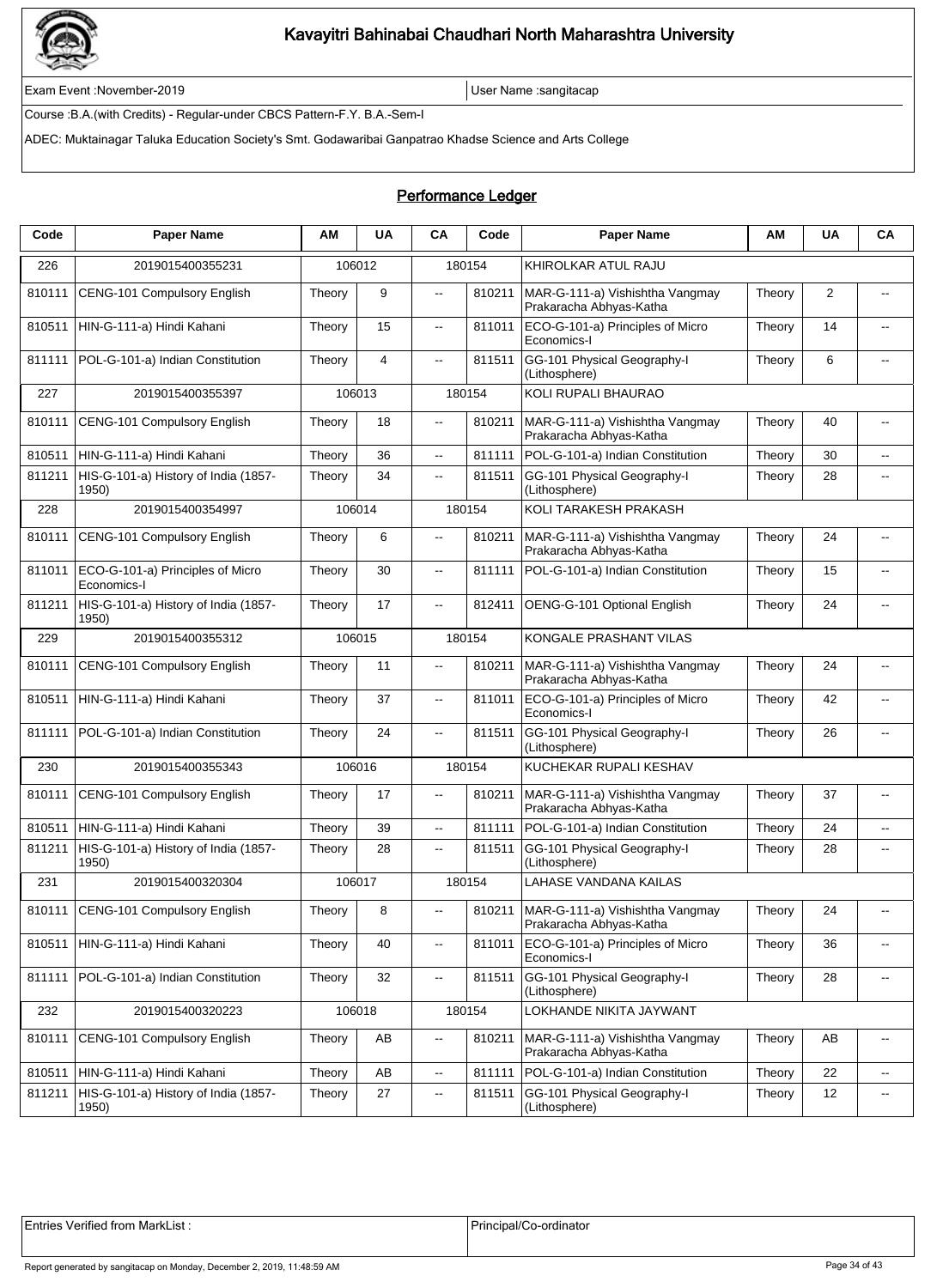# Kavayitri Bahinabai Chaudhari North Maharashtra University

Exam Event :November-2019 | User Name :sangitacap

Course :B.A.(with Credits) - Regular-under CBCS Pattern-F.Y. B.A.-Sem-I

ADEC: Muktainagar Taluka Education Society's Smt. Godawaribai Ganpatrao Khadse Science and Arts College

## Performance Ledger

| Code | Paper Name | AM | UA | CA | Code | Paper Name | AM | UA | CA |
|---|---|---|---|---|---|---|---|---|---|
| 226 | 2019015400355231 | 106012 | | 180154 | | KHIROLKAR ATUL RAJU | | | |
| 810111 | CENG-101 Compulsory English | Theory | 9 | -- | 810211 | MAR-G-111-a) Vishishtha Vangmay Prakaracha Abhyas-Katha | Theory | 2 | -- |
| 810511 | HIN-G-111-a) Hindi Kahani | Theory | 15 | -- | 811011 | ECO-G-101-a) Principles of Micro Economics-I | Theory | 14 | -- |
| 811111 | POL-G-101-a) Indian Constitution | Theory | 4 | -- | 811511 | GG-101 Physical Geography-I (Lithosphere) | Theory | 6 | -- |
| 227 | 2019015400355397 | 106013 | | 180154 | | KOLI RUPALI BHAURAO | | | |
| 810111 | CENG-101 Compulsory English | Theory | 18 | -- | 810211 | MAR-G-111-a) Vishishtha Vangmay Prakaracha Abhyas-Katha | Theory | 40 | -- |
| 810511 | HIN-G-111-a) Hindi Kahani | Theory | 36 | -- | 811111 | POL-G-101-a) Indian Constitution | Theory | 30 | -- |
| 811211 | HIS-G-101-a) History of India (1857-1950) | Theory | 34 | -- | 811511 | GG-101 Physical Geography-I (Lithosphere) | Theory | 28 | -- |
| 228 | 2019015400354997 | 106014 | | 180154 | | KOLI TARAKESH PRAKASH | | | |
| 810111 | CENG-101 Compulsory English | Theory | 6 | -- | 810211 | MAR-G-111-a) Vishishtha Vangmay Prakaracha Abhyas-Katha | Theory | 24 | -- |
| 811011 | ECO-G-101-a) Principles of Micro Economics-I | Theory | 30 | -- | 811111 | POL-G-101-a) Indian Constitution | Theory | 15 | -- |
| 811211 | HIS-G-101-a) History of India (1857-1950) | Theory | 17 | -- | 812411 | OENG-G-101 Optional English | Theory | 24 | -- |
| 229 | 2019015400355312 | 106015 | | 180154 | | KONGALE PRASHANT VILAS | | | |
| 810111 | CENG-101 Compulsory English | Theory | 11 | -- | 810211 | MAR-G-111-a) Vishishtha Vangmay Prakaracha Abhyas-Katha | Theory | 24 | -- |
| 810511 | HIN-G-111-a) Hindi Kahani | Theory | 37 | -- | 811011 | ECO-G-101-a) Principles of Micro Economics-I | Theory | 42 | -- |
| 811111 | POL-G-101-a) Indian Constitution | Theory | 24 | -- | 811511 | GG-101 Physical Geography-I (Lithosphere) | Theory | 26 | -- |
| 230 | 2019015400355343 | 106016 | | 180154 | | KUCHEKAR RUPALI KESHAV | | | |
| 810111 | CENG-101 Compulsory English | Theory | 17 | -- | 810211 | MAR-G-111-a) Vishishtha Vangmay Prakaracha Abhyas-Katha | Theory | 37 | -- |
| 810511 | HIN-G-111-a) Hindi Kahani | Theory | 39 | -- | 811111 | POL-G-101-a) Indian Constitution | Theory | 24 | -- |
| 811211 | HIS-G-101-a) History of India (1857-1950) | Theory | 28 | -- | 811511 | GG-101 Physical Geography-I (Lithosphere) | Theory | 28 | -- |
| 231 | 2019015400320304 | 106017 | | 180154 | | LAHASE VANDANA KAILAS | | | |
| 810111 | CENG-101 Compulsory English | Theory | 8 | -- | 810211 | MAR-G-111-a) Vishishtha Vangmay Prakaracha Abhyas-Katha | Theory | 24 | -- |
| 810511 | HIN-G-111-a) Hindi Kahani | Theory | 40 | -- | 811011 | ECO-G-101-a) Principles of Micro Economics-I | Theory | 36 | -- |
| 811111 | POL-G-101-a) Indian Constitution | Theory | 32 | -- | 811511 | GG-101 Physical Geography-I (Lithosphere) | Theory | 28 | -- |
| 232 | 2019015400320223 | 106018 | | 180154 | | LOKHANDE NIKITA JAYWANT | | | |
| 810111 | CENG-101 Compulsory English | Theory | AB | -- | 810211 | MAR-G-111-a) Vishishtha Vangmay Prakaracha Abhyas-Katha | Theory | AB | -- |
| 810511 | HIN-G-111-a) Hindi Kahani | Theory | AB | -- | 811111 | POL-G-101-a) Indian Constitution | Theory | 22 | -- |
| 811211 | HIS-G-101-a) History of India (1857-1950) | Theory | 27 | -- | 811511 | GG-101 Physical Geography-I (Lithosphere) | Theory | 12 | -- |

| Entries Verified from MarkList : | Principal/Co-ordinator |
|---|---|

Report generated by sangitacap on Monday, December 2, 2019, 11:48:59 AM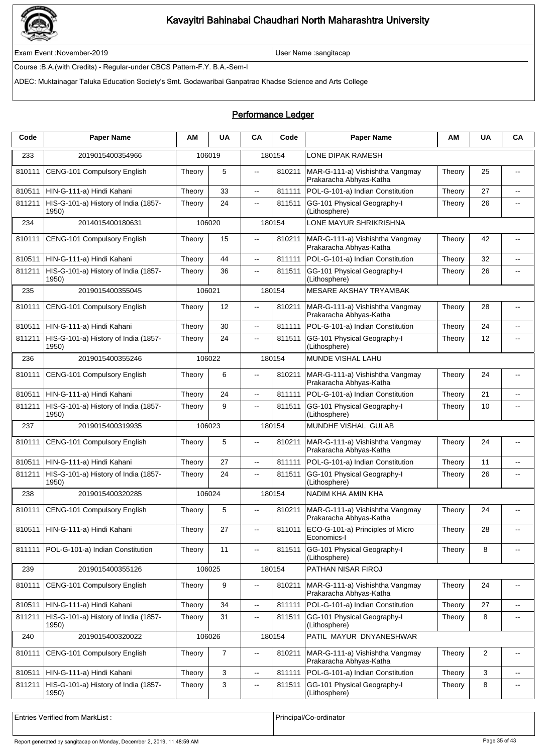# Kavayitri Bahinabai Chaudhari North Maharashtra University

Exam Event :November-2019 | User Name :sangitacap

Course :B.A.(with Credits) - Regular-under CBCS Pattern-F.Y. B.A.-Sem-I

ADEC: Muktainagar Taluka Education Society's Smt. Godawaribai Ganpatrao Khadse Science and Arts College

## Performance Ledger

| Code | Paper Name | AM | UA | CA | Code | Paper Name | AM | UA | CA |
|---|---|---|---|---|---|---|---|---|---|
| 233 | 2019015400354966 | 106019 | | 180154 | | LONE DIPAK RAMESH | | | |
| 810111 | CENG-101 Compulsory English | Theory | 5 | -- | 810211 | MAR-G-111-a) Vishishtha Vangmay Prakaracha Abhyas-Katha | Theory | 25 | -- |
| 810511 | HIN-G-111-a) Hindi Kahani | Theory | 33 | -- | 811111 | POL-G-101-a) Indian Constitution | Theory | 27 | -- |
| 811211 | HIS-G-101-a) History of India (1857-1950) | Theory | 24 | -- | 811511 | GG-101 Physical Geography-I (Lithosphere) | Theory | 26 | -- |
| 234 | 2014015400180631 | 106020 | | 180154 | | LONE MAYUR SHRIKRISHNA | | | |
| 810111 | CENG-101 Compulsory English | Theory | 15 | -- | 810211 | MAR-G-111-a) Vishishtha Vangmay Prakaracha Abhyas-Katha | Theory | 42 | -- |
| 810511 | HIN-G-111-a) Hindi Kahani | Theory | 44 | -- | 811111 | POL-G-101-a) Indian Constitution | Theory | 32 | -- |
| 811211 | HIS-G-101-a) History of India (1857-1950) | Theory | 36 | -- | 811511 | GG-101 Physical Geography-I (Lithosphere) | Theory | 26 | -- |
| 235 | 2019015400355045 | 106021 | | 180154 | | MESARE AKSHAY TRYAMBAK | | | |
| 810111 | CENG-101 Compulsory English | Theory | 12 | -- | 810211 | MAR-G-111-a) Vishishtha Vangmay Prakaracha Abhyas-Katha | Theory | 28 | -- |
| 810511 | HIN-G-111-a) Hindi Kahani | Theory | 30 | -- | 811111 | POL-G-101-a) Indian Constitution | Theory | 24 | -- |
| 811211 | HIS-G-101-a) History of India (1857-1950) | Theory | 24 | -- | 811511 | GG-101 Physical Geography-I (Lithosphere) | Theory | 12 | -- |
| 236 | 2019015400355246 | 106022 | | 180154 | | MUNDE VISHAL LAHU | | | |
| 810111 | CENG-101 Compulsory English | Theory | 6 | -- | 810211 | MAR-G-111-a) Vishishtha Vangmay Prakaracha Abhyas-Katha | Theory | 24 | -- |
| 810511 | HIN-G-111-a) Hindi Kahani | Theory | 24 | -- | 811111 | POL-G-101-a) Indian Constitution | Theory | 21 | -- |
| 811211 | HIS-G-101-a) History of India (1857-1950) | Theory | 9 | -- | 811511 | GG-101 Physical Geography-I (Lithosphere) | Theory | 10 | -- |
| 237 | 2019015400319935 | 106023 | | 180154 | | MUNDHE VISHAL GULAB | | | |
| 810111 | CENG-101 Compulsory English | Theory | 5 | -- | 810211 | MAR-G-111-a) Vishishtha Vangmay Prakaracha Abhyas-Katha | Theory | 24 | -- |
| 810511 | HIN-G-111-a) Hindi Kahani | Theory | 27 | -- | 811111 | POL-G-101-a) Indian Constitution | Theory | 11 | -- |
| 811211 | HIS-G-101-a) History of India (1857-1950) | Theory | 24 | -- | 811511 | GG-101 Physical Geography-I (Lithosphere) | Theory | 26 | -- |
| 238 | 2019015400320285 | 106024 | | 180154 | | NADIM KHA AMIN KHA | | | |
| 810111 | CENG-101 Compulsory English | Theory | 5 | -- | 810211 | MAR-G-111-a) Vishishtha Vangmay Prakaracha Abhyas-Katha | Theory | 24 | -- |
| 810511 | HIN-G-111-a) Hindi Kahani | Theory | 27 | -- | 811011 | ECO-G-101-a) Principles of Micro Economics-I | Theory | 28 | -- |
| 811111 | POL-G-101-a) Indian Constitution | Theory | 11 | -- | 811511 | GG-101 Physical Geography-I (Lithosphere) | Theory | 8 | -- |
| 239 | 2019015400355126 | 106025 | | 180154 | | PATHAN NISAR FIROJ | | | |
| 810111 | CENG-101 Compulsory English | Theory | 9 | -- | 810211 | MAR-G-111-a) Vishishtha Vangmay Prakaracha Abhyas-Katha | Theory | 24 | -- |
| 810511 | HIN-G-111-a) Hindi Kahani | Theory | 34 | -- | 811111 | POL-G-101-a) Indian Constitution | Theory | 27 | -- |
| 811211 | HIS-G-101-a) History of India (1857-1950) | Theory | 31 | -- | 811511 | GG-101 Physical Geography-I (Lithosphere) | Theory | 8 | -- |
| 240 | 2019015400320022 | 106026 | | 180154 | | PATIL MAYUR DNYANESHWAR | | | |
| 810111 | CENG-101 Compulsory English | Theory | 7 | -- | 810211 | MAR-G-111-a) Vishishtha Vangmay Prakaracha Abhyas-Katha | Theory | 2 | -- |
| 810511 | HIN-G-111-a) Hindi Kahani | Theory | 3 | -- | 811111 | POL-G-101-a) Indian Constitution | Theory | 3 | -- |
| 811211 | HIS-G-101-a) History of India (1857-1950) | Theory | 3 | -- | 811511 | GG-101 Physical Geography-I (Lithosphere) | Theory | 8 | -- |

| Entries Verified from MarkList : | Principal/Co-ordinator |
|---|---|

Report generated by sangitacap on Monday, December 2, 2019, 11:48:59 AM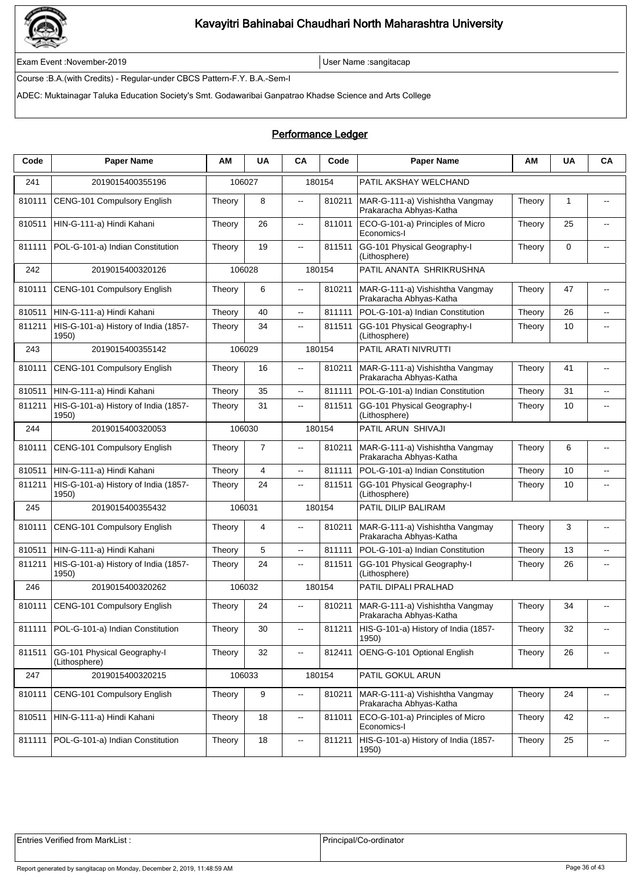# Kavayitri Bahinabai Chaudhari North Maharashtra University

Exam Event :November-2019 | User Name :sangitacap

Course :B.A.(with Credits) - Regular-under CBCS Pattern-F.Y. B.A.-Sem-I

ADEC: Muktainagar Taluka Education Society's Smt. Godawaribai Ganpatrao Khadse Science and Arts College

## Performance Ledger

| Code | Paper Name | AM | UA | CA | Code | Paper Name | AM | UA | CA |
|---|---|---|---|---|---|---|---|---|---|
| 241 | 2019015400355196 | 106027 | | 180154 | | PATIL AKSHAY WELCHAND | | | |
| 810111 | CENG-101 Compulsory English | Theory | 8 | -- | 810211 | MAR-G-111-a) Vishishtha Vangmay Prakaracha Abhyas-Katha | Theory | 1 | -- |
| 810511 | HIN-G-111-a) Hindi Kahani | Theory | 26 | -- | 811011 | ECO-G-101-a) Principles of Micro Economics-I | Theory | 25 | -- |
| 811111 | POL-G-101-a) Indian Constitution | Theory | 19 | -- | 811511 | GG-101 Physical Geography-I (Lithosphere) | Theory | 0 | -- |
| 242 | 2019015400320126 | 106028 | | 180154 | | PATIL ANANTA SHRIKRUSHNA | | | |
| 810111 | CENG-101 Compulsory English | Theory | 6 | -- | 810211 | MAR-G-111-a) Vishishtha Vangmay Prakaracha Abhyas-Katha | Theory | 47 | -- |
| 810511 | HIN-G-111-a) Hindi Kahani | Theory | 40 | -- | 811111 | POL-G-101-a) Indian Constitution | Theory | 26 | -- |
| 811211 | HIS-G-101-a) History of India (1857-1950) | Theory | 34 | -- | 811511 | GG-101 Physical Geography-I (Lithosphere) | Theory | 10 | -- |
| 243 | 2019015400355142 | 106029 | | 180154 | | PATIL ARATI NIVRUTTI | | | |
| 810111 | CENG-101 Compulsory English | Theory | 16 | -- | 810211 | MAR-G-111-a) Vishishtha Vangmay Prakaracha Abhyas-Katha | Theory | 41 | -- |
| 810511 | HIN-G-111-a) Hindi Kahani | Theory | 35 | -- | 811111 | POL-G-101-a) Indian Constitution | Theory | 31 | -- |
| 811211 | HIS-G-101-a) History of India (1857-1950) | Theory | 31 | -- | 811511 | GG-101 Physical Geography-I (Lithosphere) | Theory | 10 | -- |
| 244 | 2019015400320053 | 106030 | | 180154 | | PATIL ARUN SHIVAJI | | | |
| 810111 | CENG-101 Compulsory English | Theory | 7 | -- | 810211 | MAR-G-111-a) Vishishtha Vangmay Prakaracha Abhyas-Katha | Theory | 6 | -- |
| 810511 | HIN-G-111-a) Hindi Kahani | Theory | 4 | -- | 811111 | POL-G-101-a) Indian Constitution | Theory | 10 | -- |
| 811211 | HIS-G-101-a) History of India (1857-1950) | Theory | 24 | -- | 811511 | GG-101 Physical Geography-I (Lithosphere) | Theory | 10 | -- |
| 245 | 2019015400355432 | 106031 | | 180154 | | PATIL DILIP BALIRAM | | | |
| 810111 | CENG-101 Compulsory English | Theory | 4 | -- | 810211 | MAR-G-111-a) Vishishtha Vangmay Prakaracha Abhyas-Katha | Theory | 3 | -- |
| 810511 | HIN-G-111-a) Hindi Kahani | Theory | 5 | -- | 811111 | POL-G-101-a) Indian Constitution | Theory | 13 | -- |
| 811211 | HIS-G-101-a) History of India (1857-1950) | Theory | 24 | -- | 811511 | GG-101 Physical Geography-I (Lithosphere) | Theory | 26 | -- |
| 246 | 2019015400320262 | 106032 | | 180154 | | PATIL DIPALI PRALHAD | | | |
| 810111 | CENG-101 Compulsory English | Theory | 24 | -- | 810211 | MAR-G-111-a) Vishishtha Vangmay Prakaracha Abhyas-Katha | Theory | 34 | -- |
| 811111 | POL-G-101-a) Indian Constitution | Theory | 30 | -- | 811211 | HIS-G-101-a) History of India (1857-1950) | Theory | 32 | -- |
| 811511 | GG-101 Physical Geography-I (Lithosphere) | Theory | 32 | -- | 812411 | OENG-G-101 Optional English | Theory | 26 | -- |
| 247 | 2019015400320215 | 106033 | | 180154 | | PATIL GOKUL ARUN | | | |
| 810111 | CENG-101 Compulsory English | Theory | 9 | -- | 810211 | MAR-G-111-a) Vishishtha Vangmay Prakaracha Abhyas-Katha | Theory | 24 | -- |
| 810511 | HIN-G-111-a) Hindi Kahani | Theory | 18 | -- | 811011 | ECO-G-101-a) Principles of Micro Economics-I | Theory | 42 | -- |
| 811111 | POL-G-101-a) Indian Constitution | Theory | 18 | -- | 811211 | HIS-G-101-a) History of India (1857-1950) | Theory | 25 | -- |

| Entries Verified from MarkList : | Principal/Co-ordinator |
|---|---|

Report generated by sangitacap on Monday, December 2, 2019, 11:48:59 AM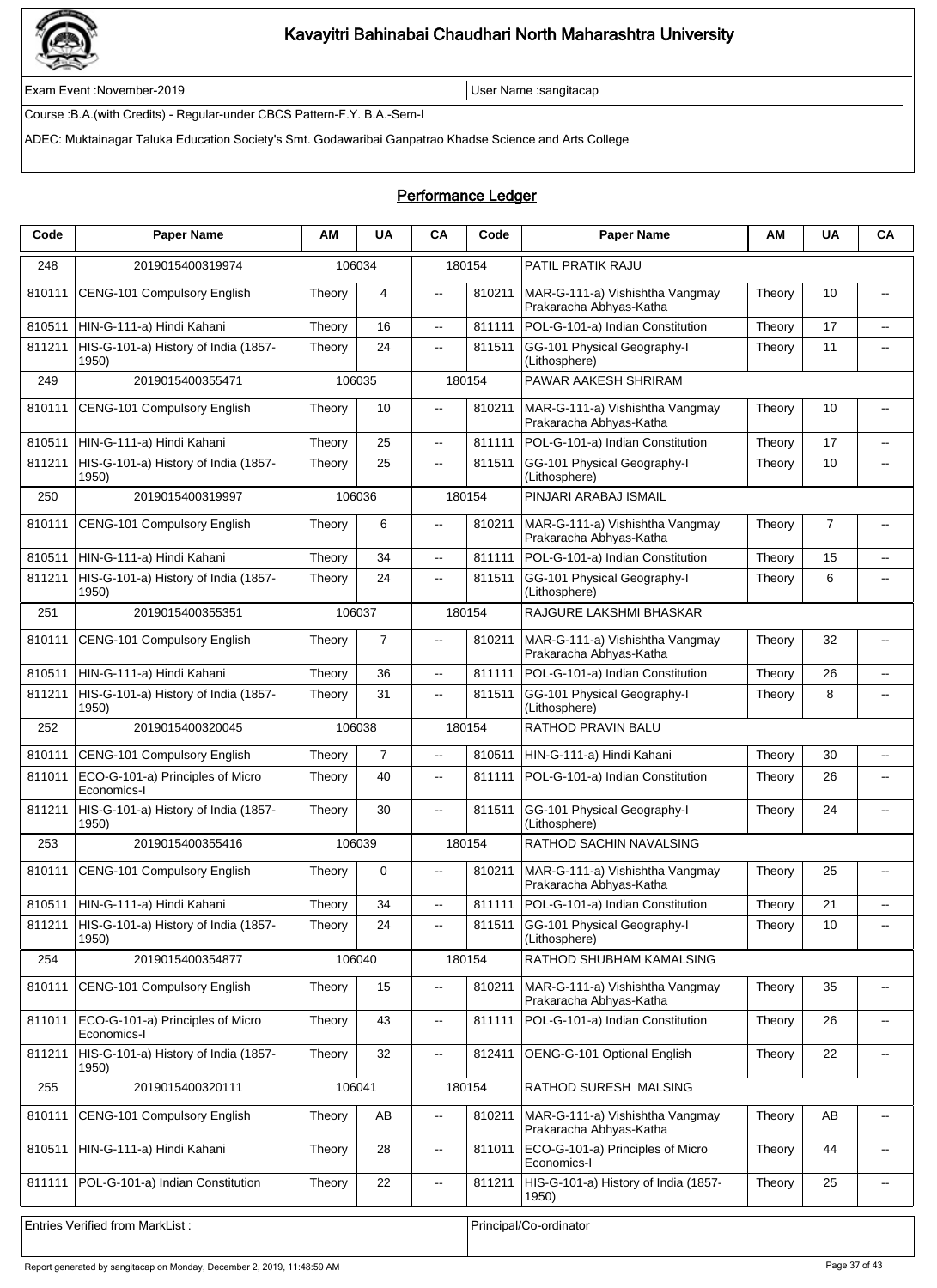# Kavayitri Bahinabai Chaudhari North Maharashtra University

Exam Event :November-2019 | User Name :sangitacap

Course :B.A.(with Credits) - Regular-under CBCS Pattern-F.Y. B.A.-Sem-I

ADEC: Muktainagar Taluka Education Society's Smt. Godawaribai Ganpatrao Khadse Science and Arts College

## Performance Ledger

| Code | Paper Name | AM | UA | CA | Code | Paper Name | AM | UA | CA |
|---|---|---|---|---|---|---|---|---|---|
| 248 | 2019015400319974 | 106034 | | 180154 | | PATIL PRATIK RAJU | | | |
| 810111 | CENG-101 Compulsory English | Theory | 4 | -- | 810211 | MAR-G-111-a) Vishishtha Vangmay Prakaracha Abhyas-Katha | Theory | 10 | -- |
| 810511 | HIN-G-111-a) Hindi Kahani | Theory | 16 | -- | 811111 | POL-G-101-a) Indian Constitution | Theory | 17 | -- |
| 811211 | HIS-G-101-a) History of India (1857-1950) | Theory | 24 | -- | 811511 | GG-101 Physical Geography-I (Lithosphere) | Theory | 11 | -- |
| 249 | 2019015400355471 | 106035 | | 180154 | | PAWAR AAKESH SHRIRAM | | | |
| 810111 | CENG-101 Compulsory English | Theory | 10 | -- | 810211 | MAR-G-111-a) Vishishtha Vangmay Prakaracha Abhyas-Katha | Theory | 10 | -- |
| 810511 | HIN-G-111-a) Hindi Kahani | Theory | 25 | -- | 811111 | POL-G-101-a) Indian Constitution | Theory | 17 | -- |
| 811211 | HIS-G-101-a) History of India (1857-1950) | Theory | 25 | -- | 811511 | GG-101 Physical Geography-I (Lithosphere) | Theory | 10 | -- |
| 250 | 2019015400319997 | 106036 | | 180154 | | PINJARI ARABAJ ISMAIL | | | |
| 810111 | CENG-101 Compulsory English | Theory | 6 | -- | 810211 | MAR-G-111-a) Vishishtha Vangmay Prakaracha Abhyas-Katha | Theory | 7 | -- |
| 810511 | HIN-G-111-a) Hindi Kahani | Theory | 34 | -- | 811111 | POL-G-101-a) Indian Constitution | Theory | 15 | -- |
| 811211 | HIS-G-101-a) History of India (1857-1950) | Theory | 24 | -- | 811511 | GG-101 Physical Geography-I (Lithosphere) | Theory | 6 | -- |
| 251 | 2019015400355351 | 106037 | | 180154 | | RAJGURE LAKSHMI BHASKAR | | | |
| 810111 | CENG-101 Compulsory English | Theory | 7 | -- | 810211 | MAR-G-111-a) Vishishtha Vangmay Prakaracha Abhyas-Katha | Theory | 32 | -- |
| 810511 | HIN-G-111-a) Hindi Kahani | Theory | 36 | -- | 811111 | POL-G-101-a) Indian Constitution | Theory | 26 | -- |
| 811211 | HIS-G-101-a) History of India (1857-1950) | Theory | 31 | -- | 811511 | GG-101 Physical Geography-I (Lithosphere) | Theory | 8 | -- |
| 252 | 2019015400320045 | 106038 | | 180154 | | RATHOD PRAVIN BALU | | | |
| 810111 | CENG-101 Compulsory English | Theory | 7 | -- | 810511 | HIN-G-111-a) Hindi Kahani | Theory | 30 | -- |
| 811011 | ECO-G-101-a) Principles of Micro Economics-I | Theory | 40 | -- | 811111 | POL-G-101-a) Indian Constitution | Theory | 26 | -- |
| 811211 | HIS-G-101-a) History of India (1857-1950) | Theory | 30 | -- | 811511 | GG-101 Physical Geography-I (Lithosphere) | Theory | 24 | -- |
| 253 | 2019015400355416 | 106039 | | 180154 | | RATHOD SACHIN NAVALSING | | | |
| 810111 | CENG-101 Compulsory English | Theory | 0 | -- | 810211 | MAR-G-111-a) Vishishtha Vangmay Prakaracha Abhyas-Katha | Theory | 25 | -- |
| 810511 | HIN-G-111-a) Hindi Kahani | Theory | 34 | -- | 811111 | POL-G-101-a) Indian Constitution | Theory | 21 | -- |
| 811211 | HIS-G-101-a) History of India (1857-1950) | Theory | 24 | -- | 811511 | GG-101 Physical Geography-I (Lithosphere) | Theory | 10 | -- |
| 254 | 2019015400354877 | 106040 | | 180154 | | RATHOD SHUBHAM KAMALSING | | | |
| 810111 | CENG-101 Compulsory English | Theory | 15 | -- | 810211 | MAR-G-111-a) Vishishtha Vangmay Prakaracha Abhyas-Katha | Theory | 35 | -- |
| 811011 | ECO-G-101-a) Principles of Micro Economics-I | Theory | 43 | -- | 811111 | POL-G-101-a) Indian Constitution | Theory | 26 | -- |
| 811211 | HIS-G-101-a) History of India (1857-1950) | Theory | 32 | -- | 812411 | OENG-G-101 Optional English | Theory | 22 | -- |
| 255 | 2019015400320111 | 106041 | | 180154 | | RATHOD SURESH MALSING | | | |
| 810111 | CENG-101 Compulsory English | Theory | AB | -- | 810211 | MAR-G-111-a) Vishishtha Vangmay Prakaracha Abhyas-Katha | Theory | AB | -- |
| 810511 | HIN-G-111-a) Hindi Kahani | Theory | 28 | -- | 811011 | ECO-G-101-a) Principles of Micro Economics-I | Theory | 44 | -- |
| 811111 | POL-G-101-a) Indian Constitution | Theory | 22 | -- | 811211 | HIS-G-101-a) History of India (1857-1950) | Theory | 25 | -- |

Entries Verified from MarkList : | Principal/Co-ordinator

Report generated by sangitacap on Monday, December 2, 2019, 11:48:59 AM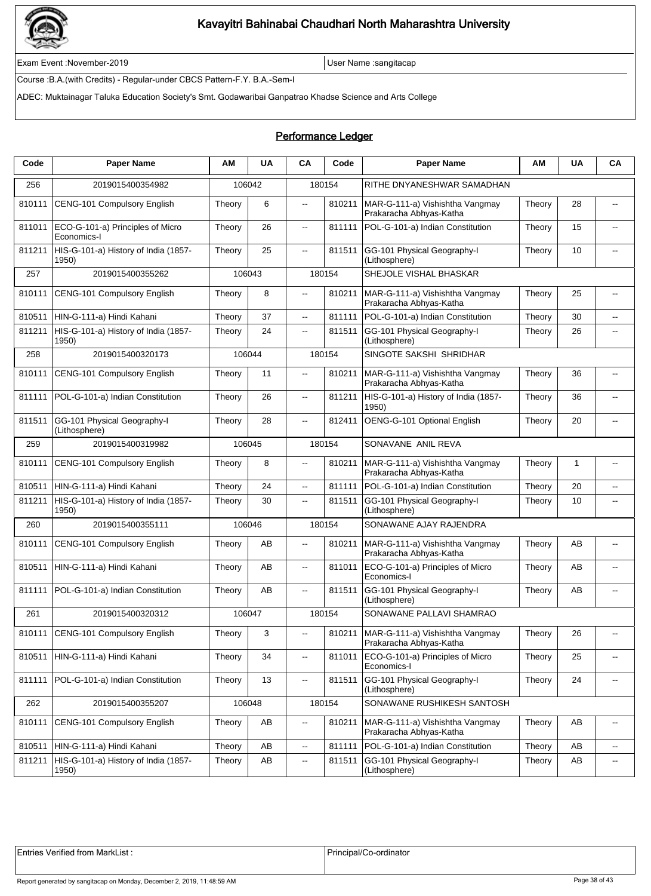# Kavayitri Bahinabai Chaudhari North Maharashtra University

Exam Event :November-2019 | User Name :sangitacap

Course :B.A.(with Credits) - Regular-under CBCS Pattern-F.Y. B.A.-Sem-I

ADEC: Muktainagar Taluka Education Society's Smt. Godawaribai Ganpatrao Khadse Science and Arts College

## Performance Ledger

| Code | Paper Name | AM | UA | CA | Code | Paper Name | AM | UA | CA |
|---|---|---|---|---|---|---|---|---|---|
| 256 | 2019015400354982 | 106042 | | 180154 | | RITHE DNYANESHWAR SAMADHAN | | | |
| 810111 | CENG-101 Compulsory English | Theory | 6 | -- | 810211 | MAR-G-111-a) Vishishtha Vangmay Prakaracha Abhyas-Katha | Theory | 28 | -- |
| 811011 | ECO-G-101-a) Principles of Micro Economics-I | Theory | 26 | -- | 811111 | POL-G-101-a) Indian Constitution | Theory | 15 | -- |
| 811211 | HIS-G-101-a) History of India (1857-1950) | Theory | 25 | -- | 811511 | GG-101 Physical Geography-I (Lithosphere) | Theory | 10 | -- |
| 257 | 2019015400355262 | 106043 | | 180154 | | SHEJOLE VISHAL BHASKAR | | | |
| 810111 | CENG-101 Compulsory English | Theory | 8 | -- | 810211 | MAR-G-111-a) Vishishtha Vangmay Prakaracha Abhyas-Katha | Theory | 25 | -- |
| 810511 | HIN-G-111-a) Hindi Kahani | Theory | 37 | -- | 811111 | POL-G-101-a) Indian Constitution | Theory | 30 | -- |
| 811211 | HIS-G-101-a) History of India (1857-1950) | Theory | 24 | -- | 811511 | GG-101 Physical Geography-I (Lithosphere) | Theory | 26 | -- |
| 258 | 2019015400320173 | 106044 | | 180154 | | SINGOTE SAKSHI SHRIDHAR | | | |
| 810111 | CENG-101 Compulsory English | Theory | 11 | -- | 810211 | MAR-G-111-a) Vishishtha Vangmay Prakaracha Abhyas-Katha | Theory | 36 | -- |
| 811111 | POL-G-101-a) Indian Constitution | Theory | 26 | -- | 811211 | HIS-G-101-a) History of India (1857-1950) | Theory | 36 | -- |
| 811511 | GG-101 Physical Geography-I (Lithosphere) | Theory | 28 | -- | 812411 | OENG-G-101 Optional English | Theory | 20 | -- |
| 259 | 2019015400319982 | 106045 | | 180154 | | SONAVANE ANIL REVA | | | |
| 810111 | CENG-101 Compulsory English | Theory | 8 | -- | 810211 | MAR-G-111-a) Vishishtha Vangmay Prakaracha Abhyas-Katha | Theory | 1 | -- |
| 810511 | HIN-G-111-a) Hindi Kahani | Theory | 24 | -- | 811111 | POL-G-101-a) Indian Constitution | Theory | 20 | -- |
| 811211 | HIS-G-101-a) History of India (1857-1950) | Theory | 30 | -- | 811511 | GG-101 Physical Geography-I (Lithosphere) | Theory | 10 | -- |
| 260 | 2019015400355111 | 106046 | | 180154 | | SONAWANE AJAY RAJENDRA | | | |
| 810111 | CENG-101 Compulsory English | Theory | AB | -- | 810211 | MAR-G-111-a) Vishishtha Vangmay Prakaracha Abhyas-Katha | Theory | AB | -- |
| 810511 | HIN-G-111-a) Hindi Kahani | Theory | AB | -- | 811011 | ECO-G-101-a) Principles of Micro Economics-I | Theory | AB | -- |
| 811111 | POL-G-101-a) Indian Constitution | Theory | AB | -- | 811511 | GG-101 Physical Geography-I (Lithosphere) | Theory | AB | -- |
| 261 | 2019015400320312 | 106047 | | 180154 | | SONAWANE PALLAVI SHAMRAO | | | |
| 810111 | CENG-101 Compulsory English | Theory | 3 | -- | 810211 | MAR-G-111-a) Vishishtha Vangmay Prakaracha Abhyas-Katha | Theory | 26 | -- |
| 810511 | HIN-G-111-a) Hindi Kahani | Theory | 34 | -- | 811011 | ECO-G-101-a) Principles of Micro Economics-I | Theory | 25 | -- |
| 811111 | POL-G-101-a) Indian Constitution | Theory | 13 | -- | 811511 | GG-101 Physical Geography-I (Lithosphere) | Theory | 24 | -- |
| 262 | 2019015400355207 | 106048 | | 180154 | | SONAWANE RUSHIKESH SANTOSH | | | |
| 810111 | CENG-101 Compulsory English | Theory | AB | -- | 810211 | MAR-G-111-a) Vishishtha Vangmay Prakaracha Abhyas-Katha | Theory | AB | -- |
| 810511 | HIN-G-111-a) Hindi Kahani | Theory | AB | -- | 811111 | POL-G-101-a) Indian Constitution | Theory | AB | -- |
| 811211 | HIS-G-101-a) History of India (1857-1950) | Theory | AB | -- | 811511 | GG-101 Physical Geography-I (Lithosphere) | Theory | AB | -- |

| Entries Verified from MarkList : | Principal/Co-ordinator |
|---|---|

Report generated by sangitacap on Monday, December 2, 2019, 11:48:59 AM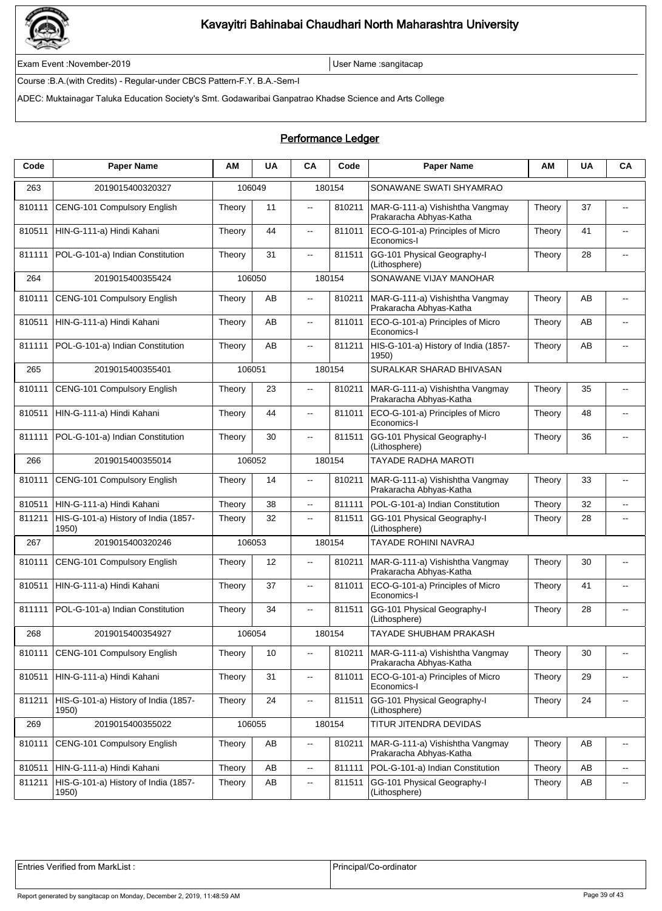# Kavayitri Bahinabai Chaudhari North Maharashtra University

Exam Event :November-2019 | User Name :sangitacap

Course :B.A.(with Credits) - Regular-under CBCS Pattern-F.Y. B.A.-Sem-I

ADEC: Muktainagar Taluka Education Society's Smt. Godawaribai Ganpatrao Khadse Science and Arts College

## Performance Ledger

| Code | Paper Name | AM | UA | CA | Code | Paper Name | AM | UA | CA |
|---|---|---|---|---|---|---|---|---|---|
| 263 | 2019015400320327 | 106049 | | 180154 | | SONAWANE SWATI SHYAMRAO | | | |
| 810111 | CENG-101 Compulsory English | Theory | 11 | -- | 810211 | MAR-G-111-a) Vishishtha Vangmay Prakaracha Abhyas-Katha | Theory | 37 | -- |
| 810511 | HIN-G-111-a) Hindi Kahani | Theory | 44 | -- | 811011 | ECO-G-101-a) Principles of Micro Economics-I | Theory | 41 | -- |
| 811111 | POL-G-101-a) Indian Constitution | Theory | 31 | -- | 811511 | GG-101 Physical Geography-I (Lithosphere) | Theory | 28 | -- |
| 264 | 2019015400355424 | 106050 | | 180154 | | SONAWANE VIJAY MANOHAR | | | |
| 810111 | CENG-101 Compulsory English | Theory | AB | -- | 810211 | MAR-G-111-a) Vishishtha Vangmay Prakaracha Abhyas-Katha | Theory | AB | -- |
| 810511 | HIN-G-111-a) Hindi Kahani | Theory | AB | -- | 811011 | ECO-G-101-a) Principles of Micro Economics-I | Theory | AB | -- |
| 811111 | POL-G-101-a) Indian Constitution | Theory | AB | -- | 811211 | HIS-G-101-a) History of India (1857-1950) | Theory | AB | -- |
| 265 | 2019015400355401 | 106051 | | 180154 | | SURALKAR SHARAD BHIVASAN | | | |
| 810111 | CENG-101 Compulsory English | Theory | 23 | -- | 810211 | MAR-G-111-a) Vishishtha Vangmay Prakaracha Abhyas-Katha | Theory | 35 | -- |
| 810511 | HIN-G-111-a) Hindi Kahani | Theory | 44 | -- | 811011 | ECO-G-101-a) Principles of Micro Economics-I | Theory | 48 | -- |
| 811111 | POL-G-101-a) Indian Constitution | Theory | 30 | -- | 811511 | GG-101 Physical Geography-I (Lithosphere) | Theory | 36 | -- |
| 266 | 2019015400355014 | 106052 | | 180154 | | TAYADE RADHA MAROTI | | | |
| 810111 | CENG-101 Compulsory English | Theory | 14 | -- | 810211 | MAR-G-111-a) Vishishtha Vangmay Prakaracha Abhyas-Katha | Theory | 33 | -- |
| 810511 | HIN-G-111-a) Hindi Kahani | Theory | 38 | -- | 811111 | POL-G-101-a) Indian Constitution | Theory | 32 | -- |
| 811211 | HIS-G-101-a) History of India (1857-1950) | Theory | 32 | -- | 811511 | GG-101 Physical Geography-I (Lithosphere) | Theory | 28 | -- |
| 267 | 2019015400320246 | 106053 | | 180154 | | TAYADE ROHINI NAVRAJ | | | |
| 810111 | CENG-101 Compulsory English | Theory | 12 | -- | 810211 | MAR-G-111-a) Vishishtha Vangmay Prakaracha Abhyas-Katha | Theory | 30 | -- |
| 810511 | HIN-G-111-a) Hindi Kahani | Theory | 37 | -- | 811011 | ECO-G-101-a) Principles of Micro Economics-I | Theory | 41 | -- |
| 811111 | POL-G-101-a) Indian Constitution | Theory | 34 | -- | 811511 | GG-101 Physical Geography-I (Lithosphere) | Theory | 28 | -- |
| 268 | 2019015400354927 | 106054 | | 180154 | | TAYADE SHUBHAM PRAKASH | | | |
| 810111 | CENG-101 Compulsory English | Theory | 10 | -- | 810211 | MAR-G-111-a) Vishishtha Vangmay Prakaracha Abhyas-Katha | Theory | 30 | -- |
| 810511 | HIN-G-111-a) Hindi Kahani | Theory | 31 | -- | 811011 | ECO-G-101-a) Principles of Micro Economics-I | Theory | 29 | -- |
| 811211 | HIS-G-101-a) History of India (1857-1950) | Theory | 24 | -- | 811511 | GG-101 Physical Geography-I (Lithosphere) | Theory | 24 | -- |
| 269 | 2019015400355022 | 106055 | | 180154 | | TITUR JITENDRA DEVIDAS | | | |
| 810111 | CENG-101 Compulsory English | Theory | AB | -- | 810211 | MAR-G-111-a) Vishishtha Vangmay Prakaracha Abhyas-Katha | Theory | AB | -- |
| 810511 | HIN-G-111-a) Hindi Kahani | Theory | AB | -- | 811111 | POL-G-101-a) Indian Constitution | Theory | AB | -- |
| 811211 | HIS-G-101-a) History of India (1857-1950) | Theory | AB | -- | 811511 | GG-101 Physical Geography-I (Lithosphere) | Theory | AB | -- |

| Entries Verified from MarkList : | Principal/Co-ordinator |
|---|---|

Report generated by sangitacap on Monday, December 2, 2019, 11:48:59 AM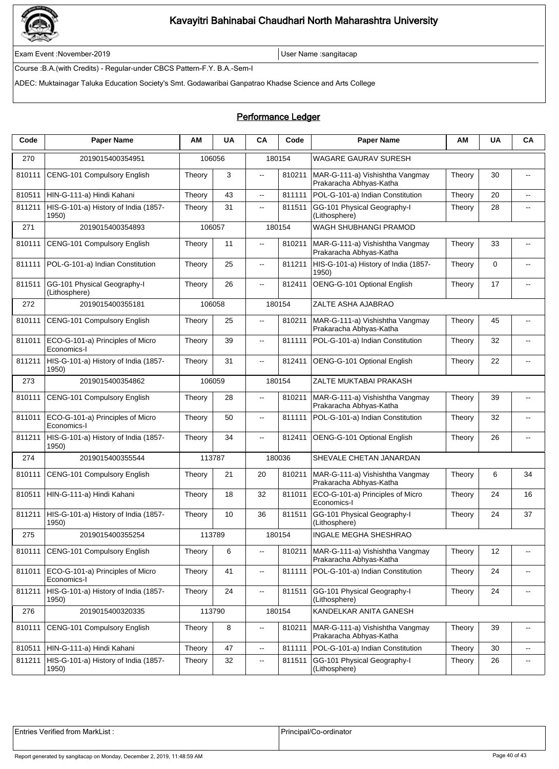# Kavayitri Bahinabai Chaudhari North Maharashtra University

Exam Event :November-2019

User Name :sangitacap

Course :B.A.(with Credits) - Regular-under CBCS Pattern-F.Y. B.A.-Sem-I

ADEC: Muktainagar Taluka Education Society's Smt. Godawaribai Ganpatrao Khadse Science and Arts College

## Performance Ledger

| Code | Paper Name | AM | UA | CA | Code | Paper Name | AM | UA | CA |
|---|---|---|---|---|---|---|---|---|---|
| 270 | 2019015400354951 | 106056 | | 180154 | | WAGARE GAURAV SURESH | | | |
| 810111 | CENG-101 Compulsory English | Theory | 3 | -- | 810211 | MAR-G-111-a) Vishishtha Vangmay Prakaracha Abhyas-Katha | Theory | 30 | -- |
| 810511 | HIN-G-111-a) Hindi Kahani | Theory | 43 | -- | 811111 | POL-G-101-a) Indian Constitution | Theory | 20 | -- |
| 811211 | HIS-G-101-a) History of India (1857-1950) | Theory | 31 | -- | 811511 | GG-101 Physical Geography-I (Lithosphere) | Theory | 28 | -- |
| 271 | 2019015400354893 | 106057 | | 180154 | | WAGH SHUBHANGI PRAMOD | | | |
| 810111 | CENG-101 Compulsory English | Theory | 11 | -- | 810211 | MAR-G-111-a) Vishishtha Vangmay Prakaracha Abhyas-Katha | Theory | 33 | -- |
| 811111 | POL-G-101-a) Indian Constitution | Theory | 25 | -- | 811211 | HIS-G-101-a) History of India (1857-1950) | Theory | 0 | -- |
| 811511 | GG-101 Physical Geography-I (Lithosphere) | Theory | 26 | -- | 812411 | OENG-G-101 Optional English | Theory | 17 | -- |
| 272 | 2019015400355181 | 106058 | | 180154 | | ZALTE ASHA AJABRAO | | | |
| 810111 | CENG-101 Compulsory English | Theory | 25 | -- | 810211 | MAR-G-111-a) Vishishtha Vangmay Prakaracha Abhyas-Katha | Theory | 45 | -- |
| 811011 | ECO-G-101-a) Principles of Micro Economics-I | Theory | 39 | -- | 811111 | POL-G-101-a) Indian Constitution | Theory | 32 | -- |
| 811211 | HIS-G-101-a) History of India (1857-1950) | Theory | 31 | -- | 812411 | OENG-G-101 Optional English | Theory | 22 | -- |
| 273 | 2019015400354862 | 106059 | | 180154 | | ZALTE MUKTABAI PRAKASH | | | |
| 810111 | CENG-101 Compulsory English | Theory | 28 | -- | 810211 | MAR-G-111-a) Vishishtha Vangmay Prakaracha Abhyas-Katha | Theory | 39 | -- |
| 811011 | ECO-G-101-a) Principles of Micro Economics-I | Theory | 50 | -- | 811111 | POL-G-101-a) Indian Constitution | Theory | 32 | -- |
| 811211 | HIS-G-101-a) History of India (1857-1950) | Theory | 34 | -- | 812411 | OENG-G-101 Optional English | Theory | 26 | -- |
| 274 | 2019015400355544 | 113787 | | 180036 | | SHEVALE CHETAN JANARDAN | | | |
| 810111 | CENG-101 Compulsory English | Theory | 21 | 20 | 810211 | MAR-G-111-a) Vishishtha Vangmay Prakaracha Abhyas-Katha | Theory | 6 | 34 |
| 810511 | HIN-G-111-a) Hindi Kahani | Theory | 18 | 32 | 811011 | ECO-G-101-a) Principles of Micro Economics-I | Theory | 24 | 16 |
| 811211 | HIS-G-101-a) History of India (1857-1950) | Theory | 10 | 36 | 811511 | GG-101 Physical Geography-I (Lithosphere) | Theory | 24 | 37 |
| 275 | 2019015400355254 | 113789 | | 180154 | | INGALE MEGHA SHESHRAO | | | |
| 810111 | CENG-101 Compulsory English | Theory | 6 | -- | 810211 | MAR-G-111-a) Vishishtha Vangmay Prakaracha Abhyas-Katha | Theory | 12 | -- |
| 811011 | ECO-G-101-a) Principles of Micro Economics-I | Theory | 41 | -- | 811111 | POL-G-101-a) Indian Constitution | Theory | 24 | -- |
| 811211 | HIS-G-101-a) History of India (1857-1950) | Theory | 24 | -- | 811511 | GG-101 Physical Geography-I (Lithosphere) | Theory | 24 | -- |
| 276 | 2019015400320335 | 113790 | | 180154 | | KANDELKAR ANITA GANESH | | | |
| 810111 | CENG-101 Compulsory English | Theory | 8 | -- | 810211 | MAR-G-111-a) Vishishtha Vangmay Prakaracha Abhyas-Katha | Theory | 39 | -- |
| 810511 | HIN-G-111-a) Hindi Kahani | Theory | 47 | -- | 811111 | POL-G-101-a) Indian Constitution | Theory | 30 | -- |
| 811211 | HIS-G-101-a) History of India (1857-1950) | Theory | 32 | -- | 811511 | GG-101 Physical Geography-I (Lithosphere) | Theory | 26 | -- |

| Entries Verified from MarkList : | Principal/Co-ordinator |
|---|---|

Report generated by sangitacap on Monday, December 2, 2019, 11:48:59 AM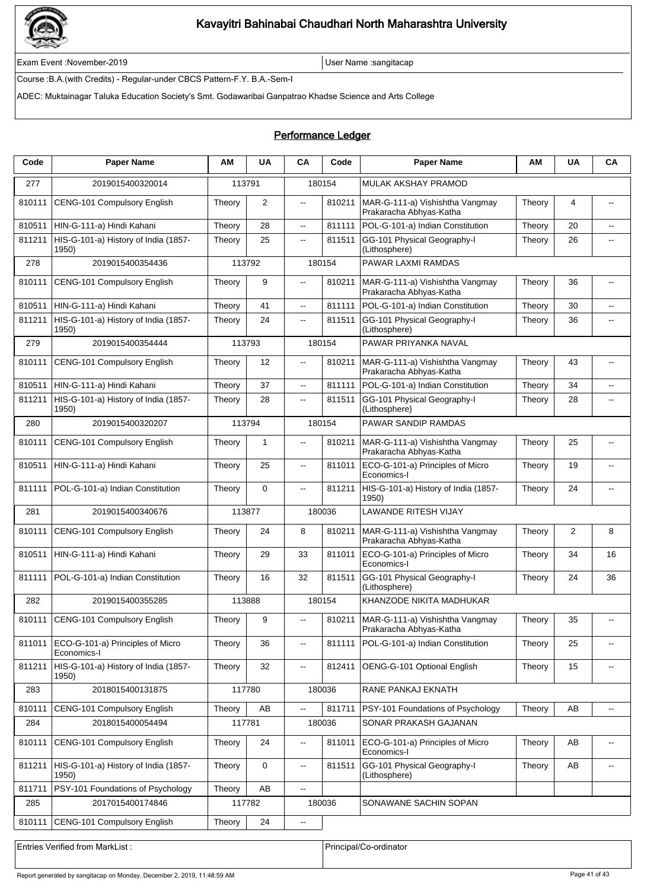# Kavayitri Bahinabai Chaudhari North Maharashtra University

Exam Event :November-2019

User Name :sangitacap

Course :B.A.(with Credits) - Regular-under CBCS Pattern-F.Y. B.A.-Sem-I

ADEC: Muktainagar Taluka Education Society's Smt. Godawaribai Ganpatrao Khadse Science and Arts College

## Performance Ledger

| Code | Paper Name | AM | UA | CA | Code | Paper Name | AM | UA | CA |
|---|---|---|---|---|---|---|---|---|---|
| 277 | 2019015400320014 | 113791 | | 180154 | | MULAK AKSHAY PRAMOD | | | |
| 810111 | CENG-101 Compulsory English | Theory | 2 | -- | 810211 | MAR-G-111-a) Vishishtha Vangmay Prakaracha Abhyas-Katha | Theory | 4 | -- |
| 810511 | HIN-G-111-a) Hindi Kahani | Theory | 28 | -- | 811111 | POL-G-101-a) Indian Constitution | Theory | 20 | -- |
| 811211 | HIS-G-101-a) History of India (1857-1950) | Theory | 25 | -- | 811511 | GG-101 Physical Geography-I (Lithosphere) | Theory | 26 | -- |
| 278 | 2019015400354436 | 113792 | | 180154 | | PAWAR LAXMI RAMDAS | | | |
| 810111 | CENG-101 Compulsory English | Theory | 9 | -- | 810211 | MAR-G-111-a) Vishishtha Vangmay Prakaracha Abhyas-Katha | Theory | 36 | -- |
| 810511 | HIN-G-111-a) Hindi Kahani | Theory | 41 | -- | 811111 | POL-G-101-a) Indian Constitution | Theory | 30 | -- |
| 811211 | HIS-G-101-a) History of India (1857-1950) | Theory | 24 | -- | 811511 | GG-101 Physical Geography-I (Lithosphere) | Theory | 36 | -- |
| 279 | 2019015400354444 | 113793 | | 180154 | | PAWAR PRIYANKA NAVAL | | | |
| 810111 | CENG-101 Compulsory English | Theory | 12 | -- | 810211 | MAR-G-111-a) Vishishtha Vangmay Prakaracha Abhyas-Katha | Theory | 43 | -- |
| 810511 | HIN-G-111-a) Hindi Kahani | Theory | 37 | -- | 811111 | POL-G-101-a) Indian Constitution | Theory | 34 | -- |
| 811211 | HIS-G-101-a) History of India (1857-1950) | Theory | 28 | -- | 811511 | GG-101 Physical Geography-I (Lithosphere) | Theory | 28 | -- |
| 280 | 2019015400320207 | 113794 | | 180154 | | PAWAR SANDIP RAMDAS | | | |
| 810111 | CENG-101 Compulsory English | Theory | 1 | -- | 810211 | MAR-G-111-a) Vishishtha Vangmay Prakaracha Abhyas-Katha | Theory | 25 | -- |
| 810511 | HIN-G-111-a) Hindi Kahani | Theory | 25 | -- | 811011 | ECO-G-101-a) Principles of Micro Economics-I | Theory | 19 | -- |
| 811111 | POL-G-101-a) Indian Constitution | Theory | 0 | -- | 811211 | HIS-G-101-a) History of India (1857-1950) | Theory | 24 | -- |
| 281 | 2019015400340676 | 113877 | | 180036 | | LAWANDE RITESH VIJAY | | | |
| 810111 | CENG-101 Compulsory English | Theory | 24 | 8 | 810211 | MAR-G-111-a) Vishishtha Vangmay Prakaracha Abhyas-Katha | Theory | 2 | 8 |
| 810511 | HIN-G-111-a) Hindi Kahani | Theory | 29 | 33 | 811011 | ECO-G-101-a) Principles of Micro Economics-I | Theory | 34 | 16 |
| 811111 | POL-G-101-a) Indian Constitution | Theory | 16 | 32 | 811511 | GG-101 Physical Geography-I (Lithosphere) | Theory | 24 | 36 |
| 282 | 2019015400355285 | 113888 | | 180154 | | KHANZODE NIKITA MADHUKAR | | | |
| 810111 | CENG-101 Compulsory English | Theory | 9 | -- | 810211 | MAR-G-111-a) Vishishtha Vangmay Prakaracha Abhyas-Katha | Theory | 35 | -- |
| 811011 | ECO-G-101-a) Principles of Micro Economics-I | Theory | 36 | -- | 811111 | POL-G-101-a) Indian Constitution | Theory | 25 | -- |
| 811211 | HIS-G-101-a) History of India (1857-1950) | Theory | 32 | -- | 812411 | OENG-G-101 Optional English | Theory | 15 | -- |
| 283 | 2018015400131875 | 117780 | | 180036 | | RANE PANKAJ EKNATH | | | |
| 810111 | CENG-101 Compulsory English | Theory | AB | -- | 811711 | PSY-101 Foundations of Psychology | Theory | AB | -- |
| 284 | 2018015400054494 | 117781 | | 180036 | | SONAR PRAKASH GAJANAN | | | |
| 810111 | CENG-101 Compulsory English | Theory | 24 | -- | 811011 | ECO-G-101-a) Principles of Micro Economics-I | Theory | AB | -- |
| 811211 | HIS-G-101-a) History of India (1857-1950) | Theory | 0 | -- | 811511 | GG-101 Physical Geography-I (Lithosphere) | Theory | AB | -- |
| 811711 | PSY-101 Foundations of Psychology | Theory | AB | -- | | | | | |
| 285 | 2017015400174846 | 117782 | | 180036 | | SONAWANE SACHIN SOPAN | | | |
| 810111 | CENG-101 Compulsory English | Theory | 24 | -- | | | | | |

Entries Verified from MarkList :

Principal/Co-ordinator

Report generated by sangitacap on Monday, December 2, 2019, 11:48:59 AM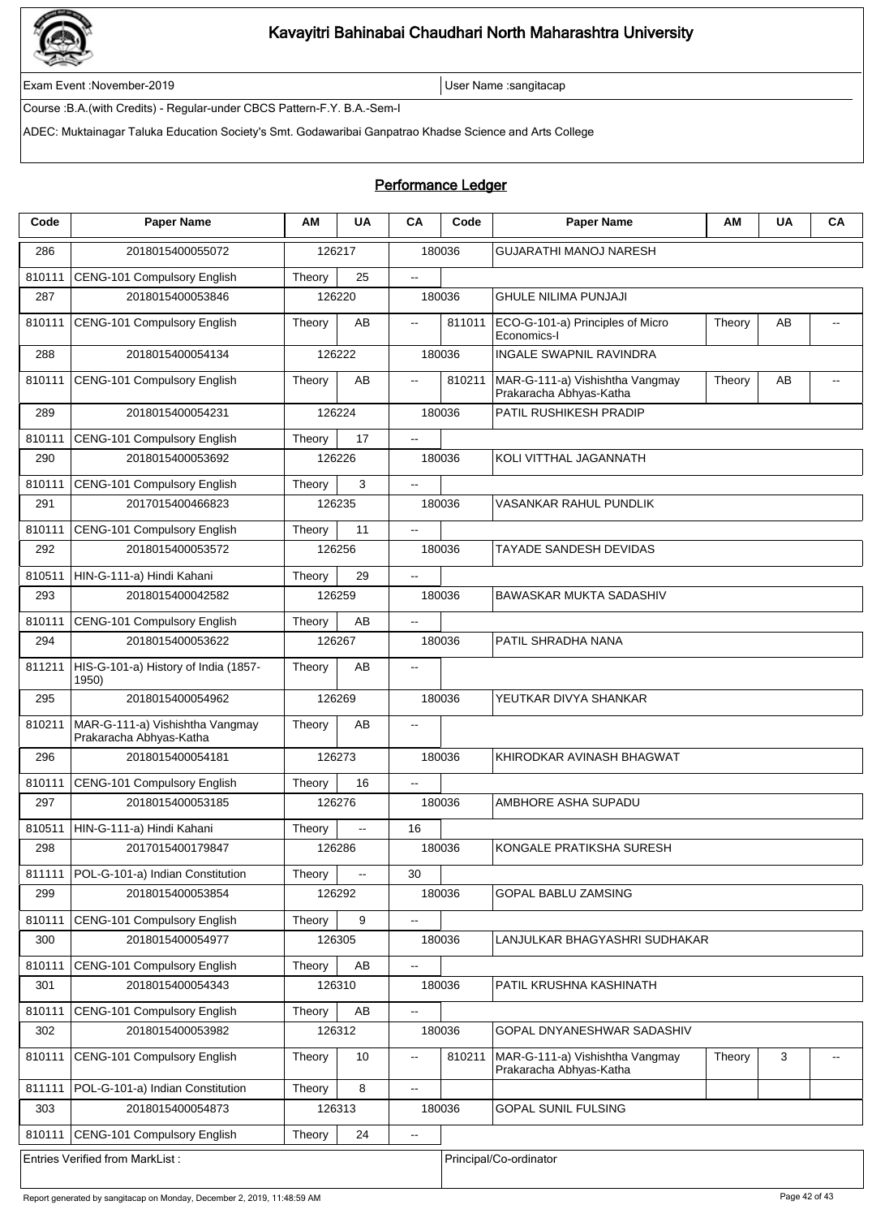# Kavayitri Bahinabai Chaudhari North Maharashtra University

Exam Event :November-2019 | User Name :sangitacap

Course :B.A.(with Credits) - Regular-under CBCS Pattern-F.Y. B.A.-Sem-I

ADEC: Muktainagar Taluka Education Society's Smt. Godawaribai Ganpatrao Khadse Science and Arts College

## Performance Ledger

| Code | Paper Name | AM | UA | CA | Code | Paper Name | AM | UA | CA |
|---|---|---|---|---|---|---|---|---|---|
| 286 | 2018015400055072 | 126217 | | 180036 | | GUJARATHI MANOJ NARESH | | | |
| 810111 | CENG-101 Compulsory English | Theory | 25 | -- | | | | | |
| 287 | 2018015400053846 | 126220 | | 180036 | | GHULE NILIMA PUNJAJI | | | |
| 810111 | CENG-101 Compulsory English | Theory | AB | -- | 811011 | ECO-G-101-a) Principles of Micro Economics-I | Theory | AB | -- |
| 288 | 2018015400054134 | 126222 | | 180036 | | INGALE SWAPNIL RAVINDRA | | | |
| 810111 | CENG-101 Compulsory English | Theory | AB | -- | 810211 | MAR-G-111-a) Vishishtha Vangmay Prakaracha Abhyas-Katha | Theory | AB | -- |
| 289 | 2018015400054231 | 126224 | | 180036 | | PATIL RUSHIKESH PRADIP | | | |
| 810111 | CENG-101 Compulsory English | Theory | 17 | -- | | | | | |
| 290 | 2018015400053692 | 126226 | | 180036 | | KOLI VITTHAL JAGANNATH | | | |
| 810111 | CENG-101 Compulsory English | Theory | 3 | -- | | | | | |
| 291 | 2017015400466823 | 126235 | | 180036 | | VASANKAR RAHUL PUNDLIK | | | |
| 810111 | CENG-101 Compulsory English | Theory | 11 | -- | | | | | |
| 292 | 2018015400053572 | 126256 | | 180036 | | TAYADE SANDESH DEVIDAS | | | |
| 810511 | HIN-G-111-a) Hindi Kahani | Theory | 29 | -- | | | | | |
| 293 | 2018015400042582 | 126259 | | 180036 | | BAWASKAR MUKTA SADASHIV | | | |
| 810111 | CENG-101 Compulsory English | Theory | AB | -- | | | | | |
| 294 | 2018015400053622 | 126267 | | 180036 | | PATIL SHRADHA NANA | | | |
| 811211 | HIS-G-101-a) History of India (1857-1950) | Theory | AB | -- | | | | | |
| 295 | 2018015400054962 | 126269 | | 180036 | | YEUTKAR DIVYA SHANKAR | | | |
| 810211 | MAR-G-111-a) Vishishtha Vangmay Prakaracha Abhyas-Katha | Theory | AB | -- | | | | | |
| 296 | 2018015400054181 | 126273 | | 180036 | | KHIRODKAR AVINASH BHAGWAT | | | |
| 810111 | CENG-101 Compulsory English | Theory | 16 | -- | | | | | |
| 297 | 2018015400053185 | 126276 | | 180036 | | AMBHORE ASHA SUPADU | | | |
| 810511 | HIN-G-111-a) Hindi Kahani | Theory | -- | 16 | | | | | |
| 298 | 2017015400179847 | 126286 | | 180036 | | KONGALE PRATIKSHA SURESH | | | |
| 811111 | POL-G-101-a) Indian Constitution | Theory | -- | 30 | | | | | |
| 299 | 2018015400053854 | 126292 | | 180036 | | GOPAL BABLU ZAMSING | | | |
| 810111 | CENG-101 Compulsory English | Theory | 9 | -- | | | | | |
| 300 | 2018015400054977 | 126305 | | 180036 | | LANJULKAR BHAGYASHRI SUDHAKAR | | | |
| 810111 | CENG-101 Compulsory English | Theory | AB | -- | | | | | |
| 301 | 2018015400054343 | 126310 | | 180036 | | PATIL KRUSHNA KASHINATH | | | |
| 810111 | CENG-101 Compulsory English | Theory | AB | -- | | | | | |
| 302 | 2018015400053982 | 126312 | | 180036 | | GOPAL DNYANESHWAR SADASHIV | | | |
| 810111 | CENG-101 Compulsory English | Theory | 10 | -- | 810211 | MAR-G-111-a) Vishishtha Vangmay Prakaracha Abhyas-Katha | Theory | 3 | -- |
| 811111 | POL-G-101-a) Indian Constitution | Theory | 8 | -- | | | | | |
| 303 | 2018015400054873 | 126313 | | 180036 | | GOPAL SUNIL FULSING | | | |
| 810111 | CENG-101 Compulsory English | Theory | 24 | -- | | | | | |

Entries Verified from MarkList : | Principal/Co-ordinator

Report generated by sangitacap on Monday, December 2, 2019, 11:48:59 AM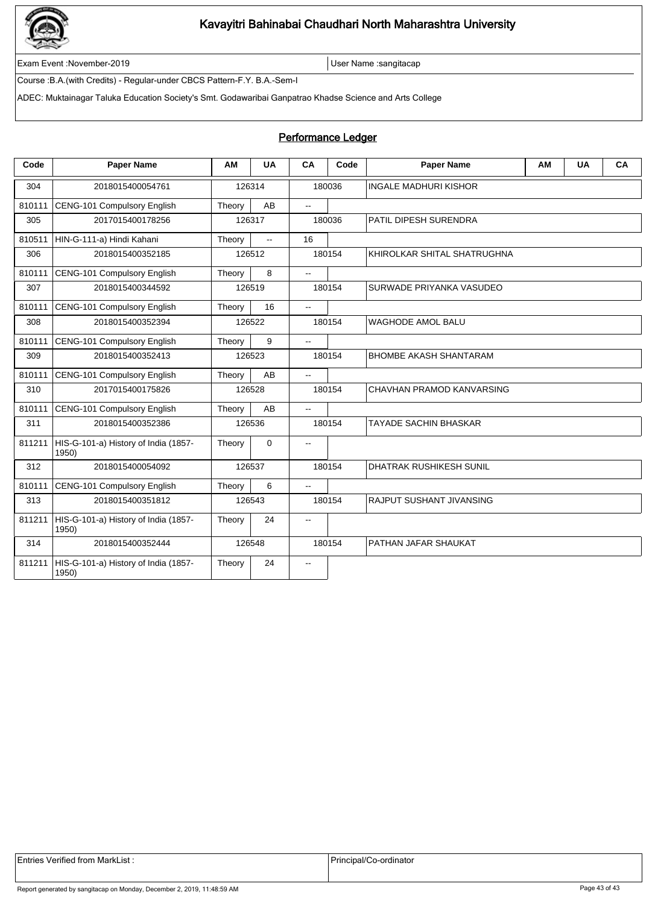# Kavayitri Bahinabai Chaudhari North Maharashtra University

Exam Event :November-2019 | User Name :sangitacap

Course :B.A.(with Credits) - Regular-under CBCS Pattern-F.Y. B.A.-Sem-I

ADEC: Muktainagar Taluka Education Society's Smt. Godawaribai Ganpatrao Khadse Science and Arts College

## Performance Ledger

| Code | Paper Name | AM | UA | CA | Code | Paper Name | AM | UA | CA |
|---|---|---|---|---|---|---|---|---|---|
| 304 | 2018015400054761 | 126314 | | 180036 | | INGALE MADHURI KISHOR | | | |
| 810111 | CENG-101 Compulsory English | Theory | AB | -- | | | | | |
| 305 | 2017015400178256 | 126317 | | 180036 | | PATIL DIPESH SURENDRA | | | |
| 810511 | HIN-G-111-a) Hindi Kahani | Theory | -- | 16 | | | | | |
| 306 | 2018015400352185 | 126512 | | 180154 | | KHIROLKAR SHITAL SHATRUGHNA | | | |
| 810111 | CENG-101 Compulsory English | Theory | 8 | -- | | | | | |
| 307 | 2018015400344592 | 126519 | | 180154 | | SURWADE PRIYANKA VASUDEO | | | |
| 810111 | CENG-101 Compulsory English | Theory | 16 | -- | | | | | |
| 308 | 2018015400352394 | 126522 | | 180154 | | WAGHODE AMOL BALU | | | |
| 810111 | CENG-101 Compulsory English | Theory | 9 | -- | | | | | |
| 309 | 2018015400352413 | 126523 | | 180154 | | BHOMBE AKASH SHANTARAM | | | |
| 810111 | CENG-101 Compulsory English | Theory | AB | -- | | | | | |
| 310 | 2017015400175826 | 126528 | | 180154 | | CHAVHAN PRAMOD KANVARSING | | | |
| 810111 | CENG-101 Compulsory English | Theory | AB | -- | | | | | |
| 311 | 2018015400352386 | 126536 | | 180154 | | TAYADE SACHIN BHASKAR | | | |
| 811211 | HIS-G-101-a) History of India (1857-1950) | Theory | 0 | -- | | | | | |
| 312 | 2018015400054092 | 126537 | | 180154 | | DHATRAK RUSHIKESH SUNIL | | | |
| 810111 | CENG-101 Compulsory English | Theory | 6 | -- | | | | | |
| 313 | 2018015400351812 | 126543 | | 180154 | | RAJPUT SUSHANT JIVANSING | | | |
| 811211 | HIS-G-101-a) History of India (1857-1950) | Theory | 24 | -- | | | | | |
| 314 | 2018015400352444 | 126548 | | 180154 | | PATHAN JAFAR SHAUKAT | | | |
| 811211 | HIS-G-101-a) History of India (1857-1950) | Theory | 24 | -- | | | | | |

| Entries Verified from MarkList : | Principal/Co-ordinator |
|---|---|

Report generated by sangitacap on Monday, December 2, 2019, 11:48:59 AM